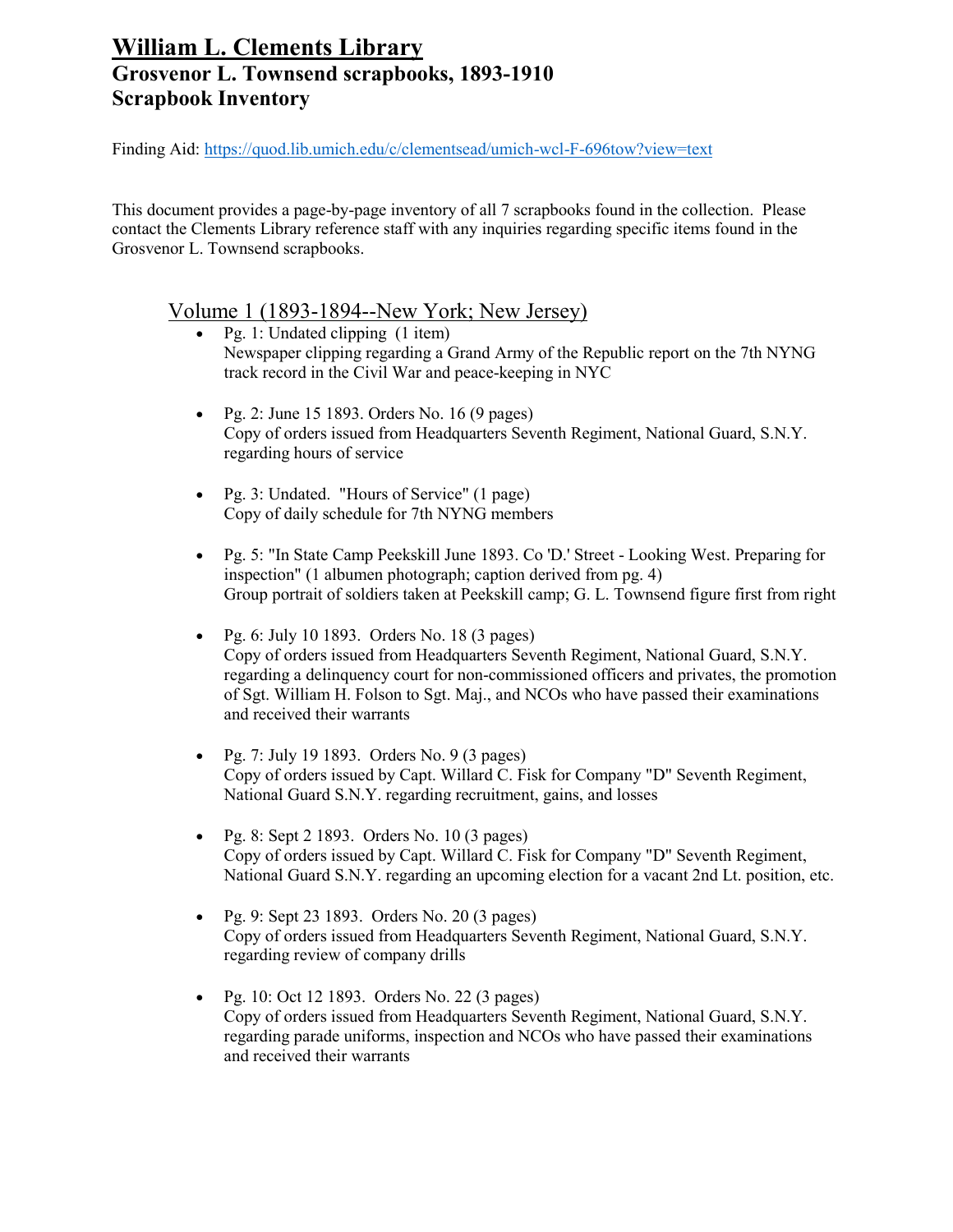# William L. Clements Library

## Grosvenor L. Townsend scrapbooks, 1893-1910

## Scrapbook Inventory

Finding Aid: https://quod.lib.umich.edu/c/clementsead/umich-wcl-F-696tow?view=text

This document provides a page-by-page inventory of all 7 scrapbooks found in the collection. Please contact the Clements Library reference staff with any inquiries regarding specific items found in the Grosvenor L. Townsend scrapbooks.

### Volume 1 (1893-1894--New York; New Jersey)

- Pg. 1: Undated clipping (1 item)
  Newspaper clipping regarding a Grand Army of the Republic report on the 7th NYNG track record in the Civil War and peace-keeping in NYC

- Pg. 2: June 15 1893. Orders No. 16 (9 pages)
  Copy of orders issued from Headquarters Seventh Regiment, National Guard, S.N.Y. regarding hours of service

- Pg. 3: Undated. "Hours of Service" (1 page)
  Copy of daily schedule for 7th NYNG members

- Pg. 5: "In State Camp Peekskill June 1893. Co 'D.' Street - Looking West. Preparing for inspection" (1 albumen photograph; caption derived from pg. 4)
  Group portrait of soldiers taken at Peekskill camp; G. L. Townsend figure first from right

- Pg. 6: July 10 1893. Orders No. 18 (3 pages)
  Copy of orders issued from Headquarters Seventh Regiment, National Guard, S.N.Y. regarding a delinquency court for non-commissioned officers and privates, the promotion of Sgt. William H. Folson to Sgt. Maj., and NCOs who have passed their examinations and received their warrants

- Pg. 7: July 19 1893. Orders No. 9 (3 pages)
  Copy of orders issued by Capt. Willard C. Fisk for Company "D" Seventh Regiment, National Guard S.N.Y. regarding recruitment, gains, and losses

- Pg. 8: Sept 2 1893. Orders No. 10 (3 pages)
  Copy of orders issued by Capt. Willard C. Fisk for Company "D" Seventh Regiment, National Guard S.N.Y. regarding an upcoming election for a vacant 2nd Lt. position, etc.

- Pg. 9: Sept 23 1893. Orders No. 20 (3 pages)
  Copy of orders issued from Headquarters Seventh Regiment, National Guard, S.N.Y. regarding review of company drills

- Pg. 10: Oct 12 1893. Orders No. 22 (3 pages)
  Copy of orders issued from Headquarters Seventh Regiment, National Guard, S.N.Y. regarding parade uniforms, inspection and NCOs who have passed their examinations and received their warrants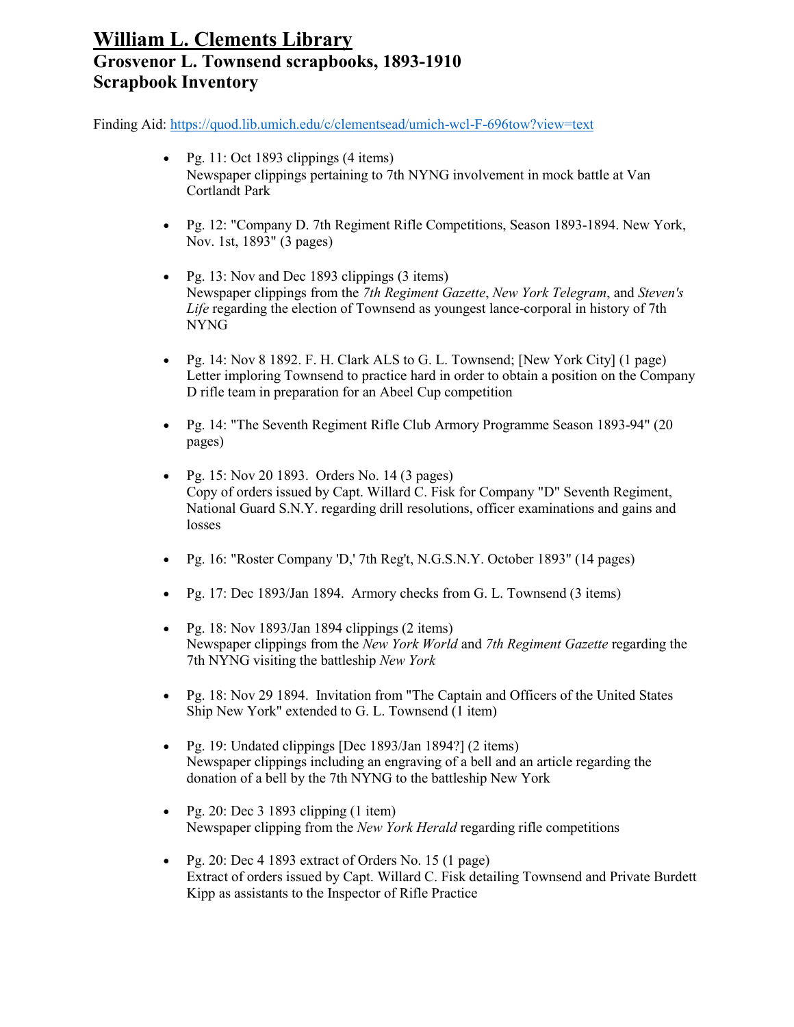# William L. Clements Library
## Grosvenor L. Townsend scrapbooks, 1893-1910
## Scrapbook Inventory

Finding Aid: https://quod.lib.umich.edu/c/clementsead/umich-wcl-F-696tow?view=text

- Pg. 11: Oct 1893 clippings (4 items)
  Newspaper clippings pertaining to 7th NYNG involvement in mock battle at Van Cortlandt Park

- Pg. 12: "Company D. 7th Regiment Rifle Competitions, Season 1893-1894. New York, Nov. 1st, 1893" (3 pages)

- Pg. 13: Nov and Dec 1893 clippings (3 items)
  Newspaper clippings from the *7th Regiment Gazette*, *New York Telegram*, and *Steven's Life* regarding the election of Townsend as youngest lance-corporal in history of 7th NYNG

- Pg. 14: Nov 8 1892. F. H. Clark ALS to G. L. Townsend; [New York City] (1 page)
  Letter imploring Townsend to practice hard in order to obtain a position on the Company D rifle team in preparation for an Abeel Cup competition

- Pg. 14: "The Seventh Regiment Rifle Club Armory Programme Season 1893-94" (20 pages)

- Pg. 15: Nov 20 1893. Orders No. 14 (3 pages)
  Copy of orders issued by Capt. Willard C. Fisk for Company "D" Seventh Regiment, National Guard S.N.Y. regarding drill resolutions, officer examinations and gains and losses

- Pg. 16: "Roster Company 'D,' 7th Reg't, N.G.S.N.Y. October 1893" (14 pages)

- Pg. 17: Dec 1893/Jan 1894. Armory checks from G. L. Townsend (3 items)

- Pg. 18: Nov 1893/Jan 1894 clippings (2 items)
  Newspaper clippings from the *New York World* and *7th Regiment Gazette* regarding the 7th NYNG visiting the battleship *New York*

- Pg. 18: Nov 29 1894. Invitation from "The Captain and Officers of the United States Ship New York" extended to G. L. Townsend (1 item)

- Pg. 19: Undated clippings [Dec 1893/Jan 1894?] (2 items)
  Newspaper clippings including an engraving of a bell and an article regarding the donation of a bell by the 7th NYNG to the battleship New York

- Pg. 20: Dec 3 1893 clipping (1 item)
  Newspaper clipping from the *New York Herald* regarding rifle competitions

- Pg. 20: Dec 4 1893 extract of Orders No. 15 (1 page)
  Extract of orders issued by Capt. Willard C. Fisk detailing Townsend and Private Burdett Kipp as assistants to the Inspector of Rifle Practice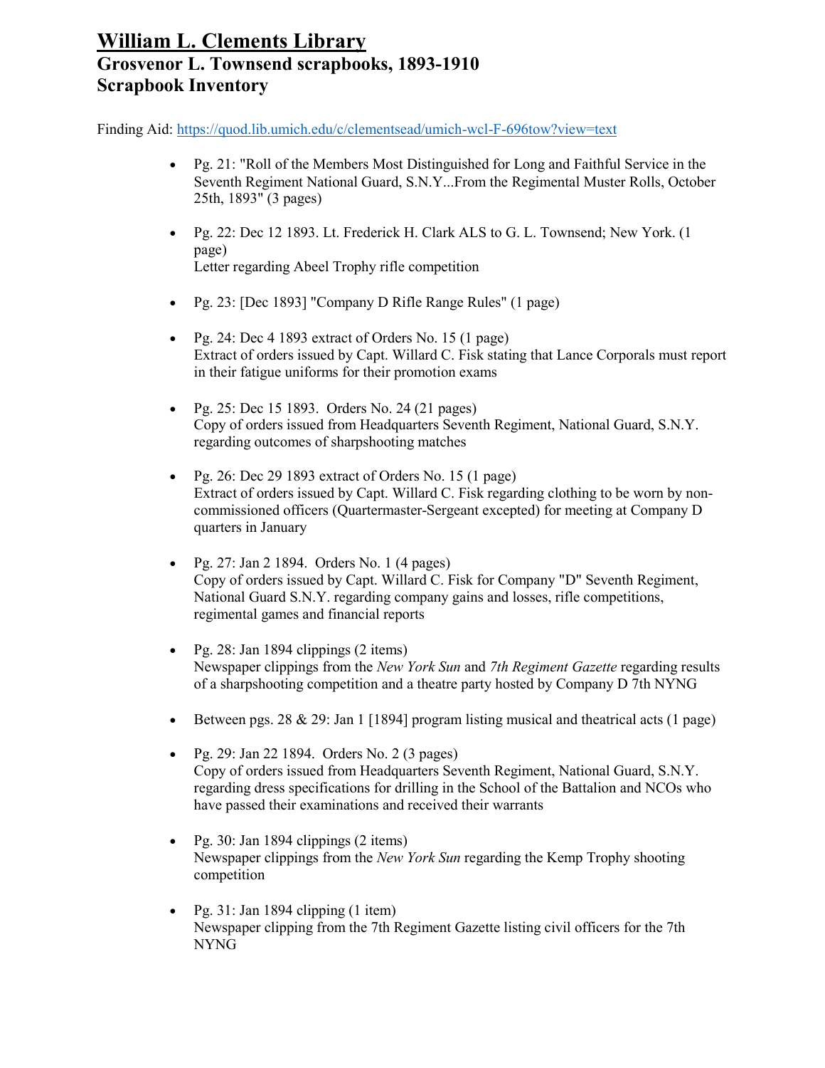# William L. Clements Library

## Grosvenor L. Townsend scrapbooks, 1893-1910

## Scrapbook Inventory

Finding Aid: https://quod.lib.umich.edu/c/clementsead/umich-wcl-F-696tow?view=text

- Pg. 21: "Roll of the Members Most Distinguished for Long and Faithful Service in the Seventh Regiment National Guard, S.N.Y...From the Regimental Muster Rolls, October 25th, 1893" (3 pages)

- Pg. 22: Dec 12 1893. Lt. Frederick H. Clark ALS to G. L. Townsend; New York. (1 page)
  Letter regarding Abeel Trophy rifle competition

- Pg. 23: [Dec 1893] "Company D Rifle Range Rules" (1 page)

- Pg. 24: Dec 4 1893 extract of Orders No. 15 (1 page)
  Extract of orders issued by Capt. Willard C. Fisk stating that Lance Corporals must report in their fatigue uniforms for their promotion exams

- Pg. 25: Dec 15 1893. Orders No. 24 (21 pages)
  Copy of orders issued from Headquarters Seventh Regiment, National Guard, S.N.Y. regarding outcomes of sharpshooting matches

- Pg. 26: Dec 29 1893 extract of Orders No. 15 (1 page)
  Extract of orders issued by Capt. Willard C. Fisk regarding clothing to be worn by non-commissioned officers (Quartermaster-Sergeant excepted) for meeting at Company D quarters in January

- Pg. 27: Jan 2 1894. Orders No. 1 (4 pages)
  Copy of orders issued by Capt. Willard C. Fisk for Company "D" Seventh Regiment, National Guard S.N.Y. regarding company gains and losses, rifle competitions, regimental games and financial reports

- Pg. 28: Jan 1894 clippings (2 items)
  Newspaper clippings from the *New York Sun* and *7th Regiment Gazette* regarding results of a sharpshooting competition and a theatre party hosted by Company D 7th NYNG

- Between pgs. 28 & 29: Jan 1 [1894] program listing musical and theatrical acts (1 page)

- Pg. 29: Jan 22 1894. Orders No. 2 (3 pages)
  Copy of orders issued from Headquarters Seventh Regiment, National Guard, S.N.Y. regarding dress specifications for drilling in the School of the Battalion and NCOs who have passed their examinations and received their warrants

- Pg. 30: Jan 1894 clippings (2 items)
  Newspaper clippings from the *New York Sun* regarding the Kemp Trophy shooting competition

- Pg. 31: Jan 1894 clipping (1 item)
  Newspaper clipping from the 7th Regiment Gazette listing civil officers for the 7th NYNG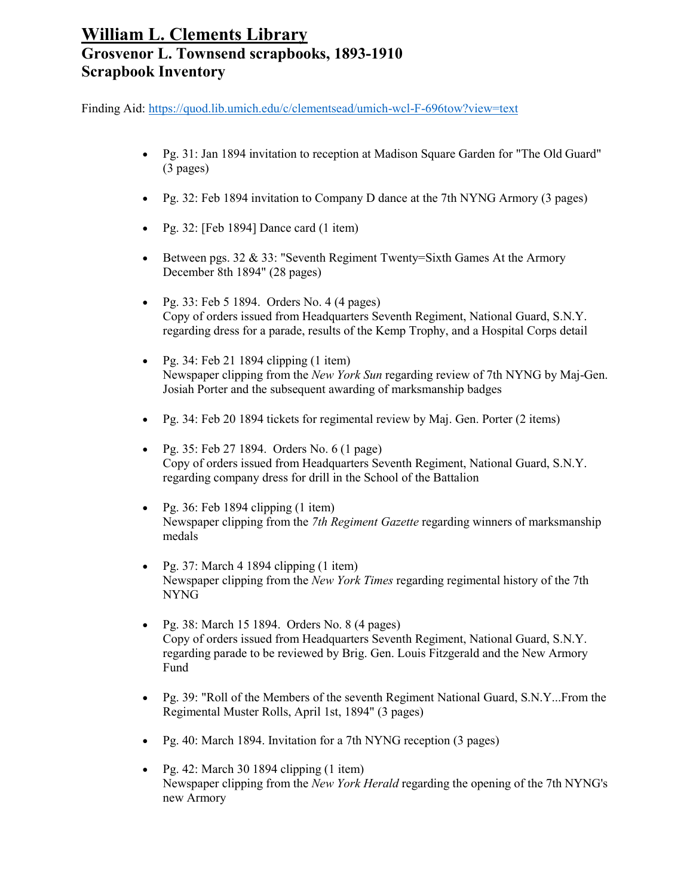# William L. Clements Library
## Grosvenor L. Townsend scrapbooks, 1893-1910
## Scrapbook Inventory

Finding Aid: https://quod.lib.umich.edu/c/clementsead/umich-wcl-F-696tow?view=text

- Pg. 31: Jan 1894 invitation to reception at Madison Square Garden for "The Old Guard" (3 pages)
- Pg. 32: Feb 1894 invitation to Company D dance at the 7th NYNG Armory (3 pages)
- Pg. 32: [Feb 1894] Dance card (1 item)
- Between pgs. 32 & 33: "Seventh Regiment Twenty=Sixth Games At the Armory December 8th 1894" (28 pages)
- Pg. 33: Feb 5 1894. Orders No. 4 (4 pages)
  Copy of orders issued from Headquarters Seventh Regiment, National Guard, S.N.Y. regarding dress for a parade, results of the Kemp Trophy, and a Hospital Corps detail
- Pg. 34: Feb 21 1894 clipping (1 item)
  Newspaper clipping from the *New York Sun* regarding review of 7th NYNG by Maj-Gen. Josiah Porter and the subsequent awarding of marksmanship badges
- Pg. 34: Feb 20 1894 tickets for regimental review by Maj. Gen. Porter (2 items)
- Pg. 35: Feb 27 1894. Orders No. 6 (1 page)
  Copy of orders issued from Headquarters Seventh Regiment, National Guard, S.N.Y. regarding company dress for drill in the School of the Battalion
- Pg. 36: Feb 1894 clipping (1 item)
  Newspaper clipping from the *7th Regiment Gazette* regarding winners of marksmanship medals
- Pg. 37: March 4 1894 clipping (1 item)
  Newspaper clipping from the *New York Times* regarding regimental history of the 7th NYNG
- Pg. 38: March 15 1894. Orders No. 8 (4 pages)
  Copy of orders issued from Headquarters Seventh Regiment, National Guard, S.N.Y. regarding parade to be reviewed by Brig. Gen. Louis Fitzgerald and the New Armory Fund
- Pg. 39: "Roll of the Members of the seventh Regiment National Guard, S.N.Y...From the Regimental Muster Rolls, April 1st, 1894" (3 pages)
- Pg. 40: March 1894. Invitation for a 7th NYNG reception (3 pages)
- Pg. 42: March 30 1894 clipping (1 item)
  Newspaper clipping from the *New York Herald* regarding the opening of the 7th NYNG's new Armory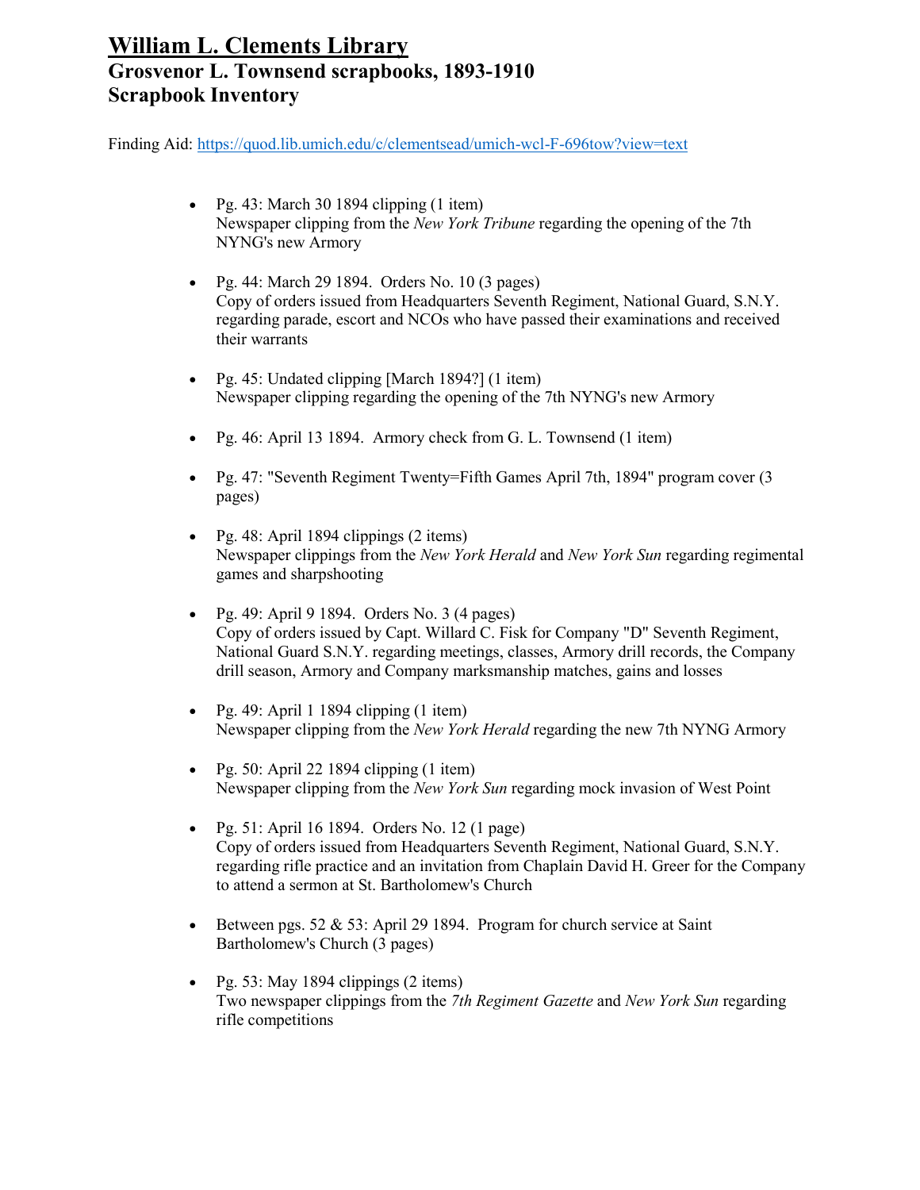# William L. Clements Library

## Grosvenor L. Townsend scrapbooks, 1893-1910

## Scrapbook Inventory

Finding Aid: https://quod.lib.umich.edu/c/clementsead/umich-wcl-F-696tow?view=text

- Pg. 43: March 30 1894 clipping (1 item)
  Newspaper clipping from the *New York Tribune* regarding the opening of the 7th NYNG's new Armory

- Pg. 44: March 29 1894. Orders No. 10 (3 pages)
  Copy of orders issued from Headquarters Seventh Regiment, National Guard, S.N.Y. regarding parade, escort and NCOs who have passed their examinations and received their warrants

- Pg. 45: Undated clipping [March 1894?] (1 item)
  Newspaper clipping regarding the opening of the 7th NYNG's new Armory

- Pg. 46: April 13 1894. Armory check from G. L. Townsend (1 item)

- Pg. 47: "Seventh Regiment Twenty=Fifth Games April 7th, 1894" program cover (3 pages)

- Pg. 48: April 1894 clippings (2 items)
  Newspaper clippings from the *New York Herald* and *New York Sun* regarding regimental games and sharpshooting

- Pg. 49: April 9 1894. Orders No. 3 (4 pages)
  Copy of orders issued by Capt. Willard C. Fisk for Company "D" Seventh Regiment, National Guard S.N.Y. regarding meetings, classes, Armory drill records, the Company drill season, Armory and Company marksmanship matches, gains and losses

- Pg. 49: April 1 1894 clipping (1 item)
  Newspaper clipping from the *New York Herald* regarding the new 7th NYNG Armory

- Pg. 50: April 22 1894 clipping (1 item)
  Newspaper clipping from the *New York Sun* regarding mock invasion of West Point

- Pg. 51: April 16 1894. Orders No. 12 (1 page)
  Copy of orders issued from Headquarters Seventh Regiment, National Guard, S.N.Y. regarding rifle practice and an invitation from Chaplain David H. Greer for the Company to attend a sermon at St. Bartholomew's Church

- Between pgs. 52 & 53: April 29 1894. Program for church service at Saint Bartholomew's Church (3 pages)

- Pg. 53: May 1894 clippings (2 items)
  Two newspaper clippings from the *7th Regiment Gazette* and *New York Sun* regarding rifle competitions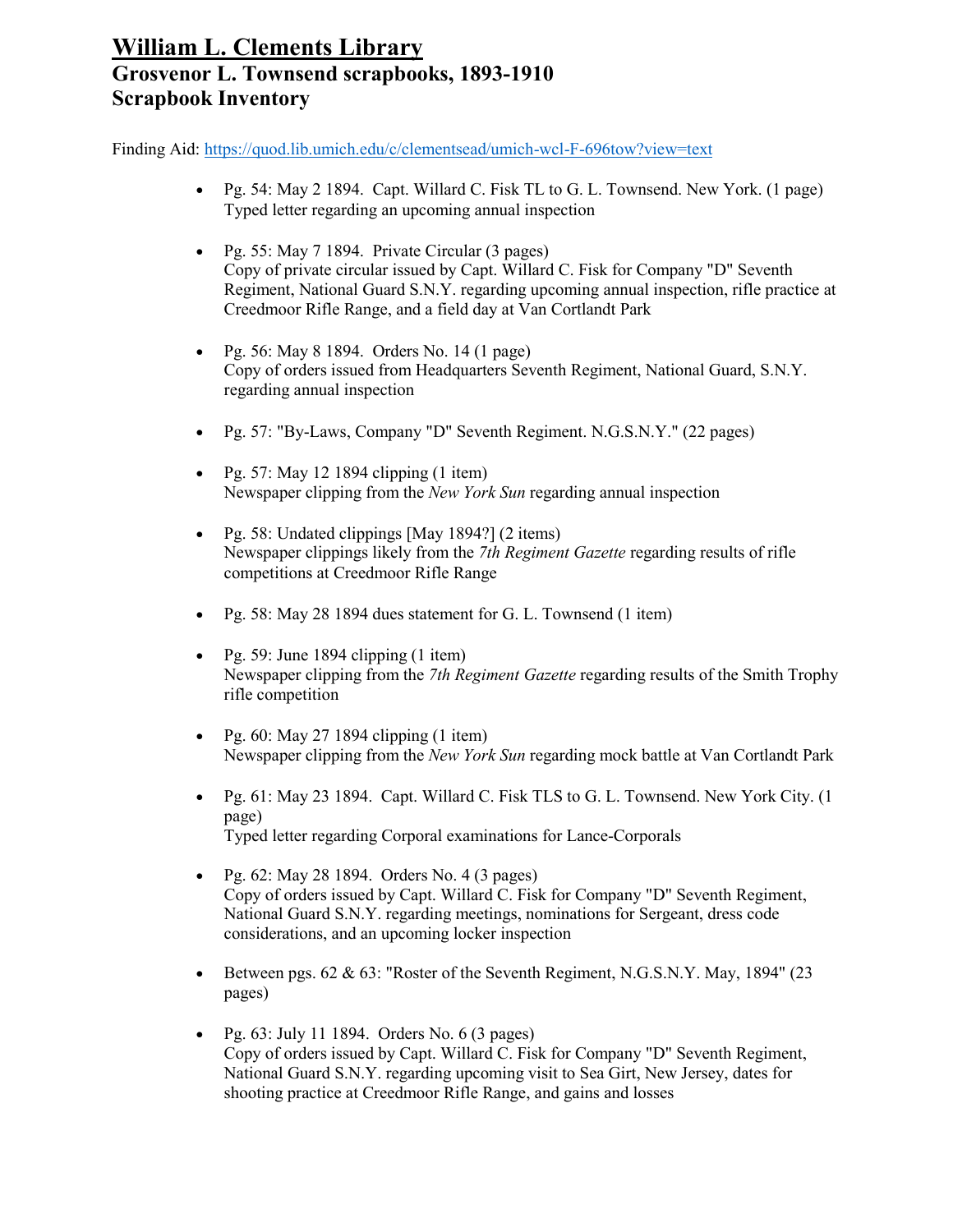# William L. Clements Library
## Grosvenor L. Townsend scrapbooks, 1893-1910
## Scrapbook Inventory

Finding Aid: https://quod.lib.umich.edu/c/clementsead/umich-wcl-F-696tow?view=text

- Pg. 54: May 2 1894. Capt. Willard C. Fisk TL to G. L. Townsend. New York. (1 page)
  Typed letter regarding an upcoming annual inspection

- Pg. 55: May 7 1894. Private Circular (3 pages)
  Copy of private circular issued by Capt. Willard C. Fisk for Company "D" Seventh Regiment, National Guard S.N.Y. regarding upcoming annual inspection, rifle practice at Creedmoor Rifle Range, and a field day at Van Cortlandt Park

- Pg. 56: May 8 1894. Orders No. 14 (1 page)
  Copy of orders issued from Headquarters Seventh Regiment, National Guard, S.N.Y. regarding annual inspection

- Pg. 57: "By-Laws, Company "D" Seventh Regiment. N.G.S.N.Y." (22 pages)

- Pg. 57: May 12 1894 clipping (1 item)
  Newspaper clipping from the *New York Sun* regarding annual inspection

- Pg. 58: Undated clippings [May 1894?] (2 items)
  Newspaper clippings likely from the *7th Regiment Gazette* regarding results of rifle competitions at Creedmoor Rifle Range

- Pg. 58: May 28 1894 dues statement for G. L. Townsend (1 item)

- Pg. 59: June 1894 clipping (1 item)
  Newspaper clipping from the *7th Regiment Gazette* regarding results of the Smith Trophy rifle competition

- Pg. 60: May 27 1894 clipping (1 item)
  Newspaper clipping from the *New York Sun* regarding mock battle at Van Cortlandt Park

- Pg. 61: May 23 1894. Capt. Willard C. Fisk TLS to G. L. Townsend. New York City. (1 page)
  Typed letter regarding Corporal examinations for Lance-Corporals

- Pg. 62: May 28 1894. Orders No. 4 (3 pages)
  Copy of orders issued by Capt. Willard C. Fisk for Company "D" Seventh Regiment, National Guard S.N.Y. regarding meetings, nominations for Sergeant, dress code considerations, and an upcoming locker inspection

- Between pgs. 62 & 63: "Roster of the Seventh Regiment, N.G.S.N.Y. May, 1894" (23 pages)

- Pg. 63: July 11 1894. Orders No. 6 (3 pages)
  Copy of orders issued by Capt. Willard C. Fisk for Company "D" Seventh Regiment, National Guard S.N.Y. regarding upcoming visit to Sea Girt, New Jersey, dates for shooting practice at Creedmoor Rifle Range, and gains and losses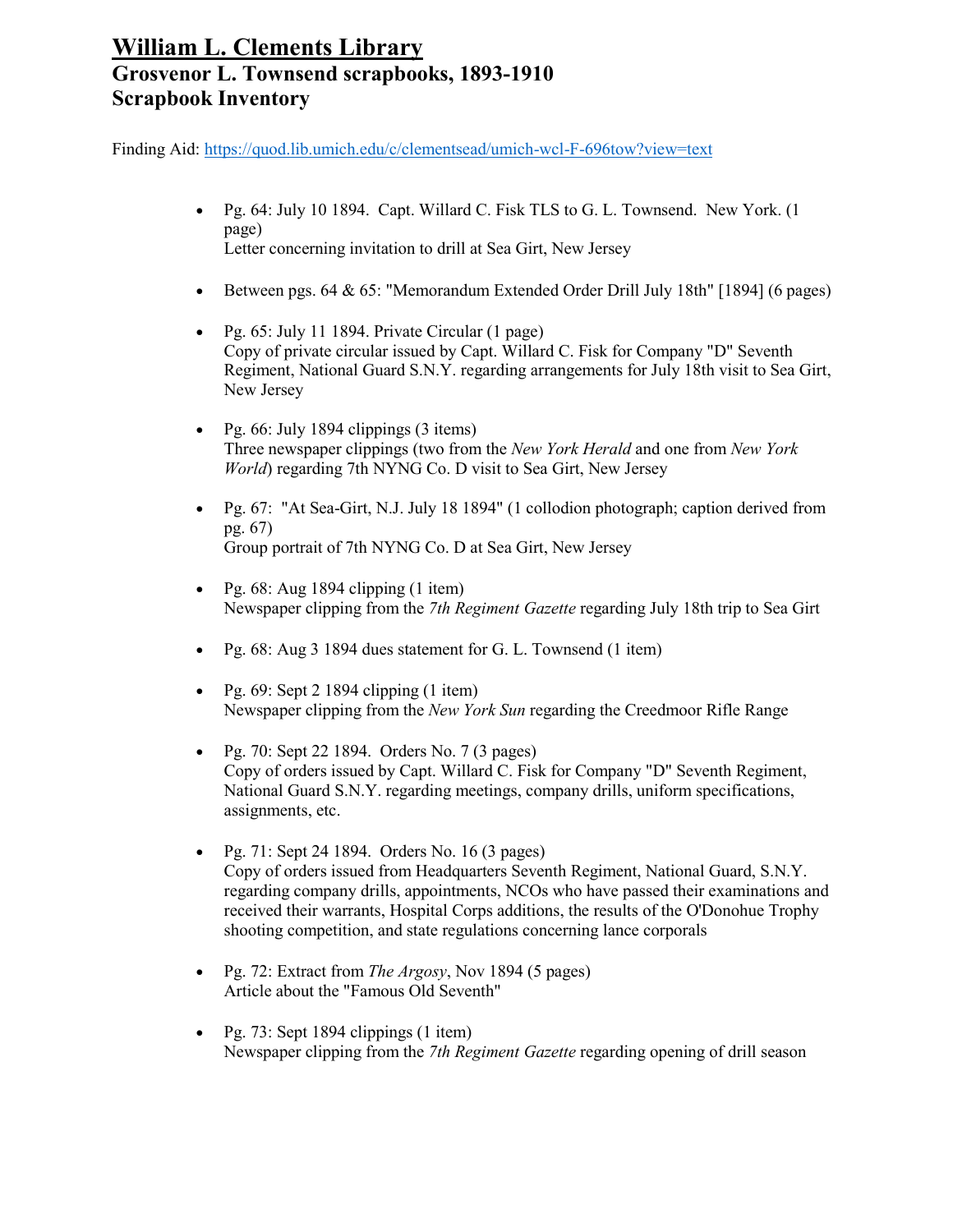# William L. Clements Library
## Grosvenor L. Townsend scrapbooks, 1893-1910
## Scrapbook Inventory

Finding Aid: https://quod.lib.umich.edu/c/clementsead/umich-wcl-F-696tow?view=text

- Pg. 64: July 10 1894. Capt. Willard C. Fisk TLS to G. L. Townsend. New York. (1 page)
  Letter concerning invitation to drill at Sea Girt, New Jersey

- Between pgs. 64 & 65: "Memorandum Extended Order Drill July 18th" [1894] (6 pages)

- Pg. 65: July 11 1894. Private Circular (1 page)
  Copy of private circular issued by Capt. Willard C. Fisk for Company "D" Seventh Regiment, National Guard S.N.Y. regarding arrangements for July 18th visit to Sea Girt, New Jersey

- Pg. 66: July 1894 clippings (3 items)
  Three newspaper clippings (two from the *New York Herald* and one from *New York World*) regarding 7th NYNG Co. D visit to Sea Girt, New Jersey

- Pg. 67: "At Sea-Girt, N.J. July 18 1894" (1 collodion photograph; caption derived from pg. 67)
  Group portrait of 7th NYNG Co. D at Sea Girt, New Jersey

- Pg. 68: Aug 1894 clipping (1 item)
  Newspaper clipping from the *7th Regiment Gazette* regarding July 18th trip to Sea Girt

- Pg. 68: Aug 3 1894 dues statement for G. L. Townsend (1 item)

- Pg. 69: Sept 2 1894 clipping (1 item)
  Newspaper clipping from the *New York Sun* regarding the Creedmoor Rifle Range

- Pg. 70: Sept 22 1894. Orders No. 7 (3 pages)
  Copy of orders issued by Capt. Willard C. Fisk for Company "D" Seventh Regiment, National Guard S.N.Y. regarding meetings, company drills, uniform specifications, assignments, etc.

- Pg. 71: Sept 24 1894. Orders No. 16 (3 pages)
  Copy of orders issued from Headquarters Seventh Regiment, National Guard, S.N.Y. regarding company drills, appointments, NCOs who have passed their examinations and received their warrants, Hospital Corps additions, the results of the O'Donohue Trophy shooting competition, and state regulations concerning lance corporals

- Pg. 72: Extract from *The Argosy*, Nov 1894 (5 pages)
  Article about the "Famous Old Seventh"

- Pg. 73: Sept 1894 clippings (1 item)
  Newspaper clipping from the *7th Regiment Gazette* regarding opening of drill season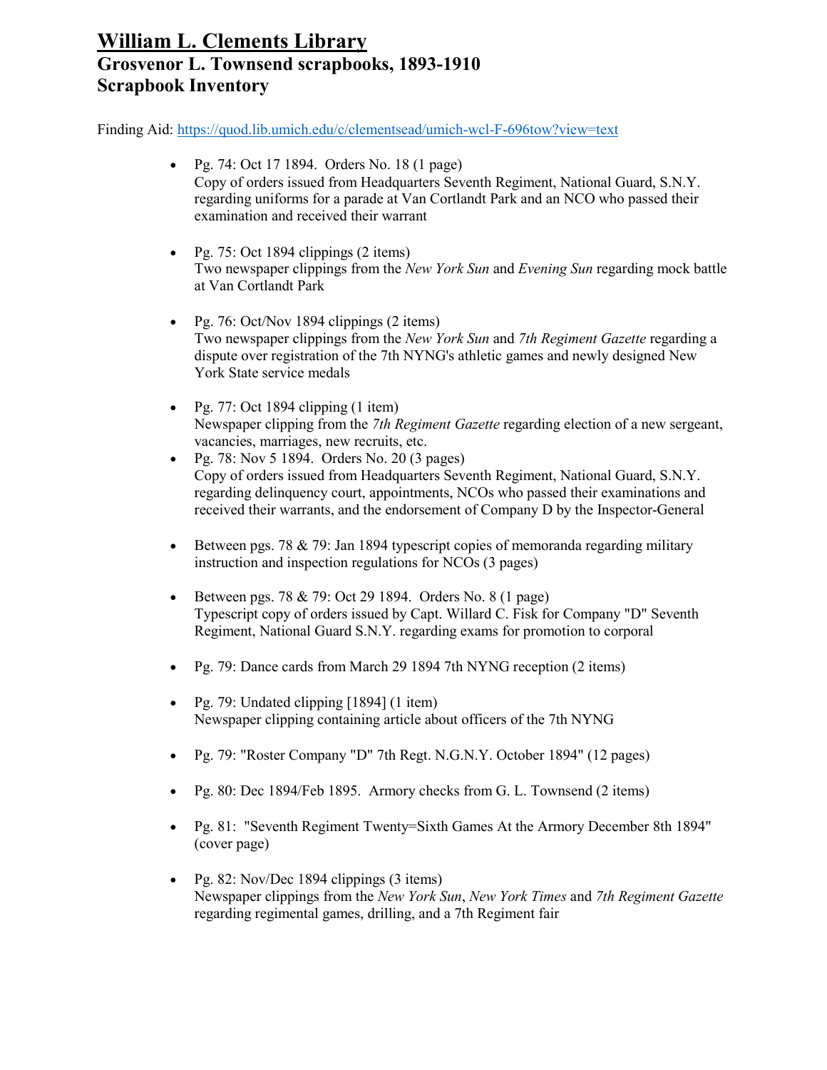# William L. Clements Library
## Grosvenor L. Townsend scrapbooks, 1893-1910
## Scrapbook Inventory

Finding Aid: https://quod.lib.umich.edu/c/clementsead/umich-wcl-F-696tow?view=text

- Pg. 74: Oct 17 1894. Orders No. 18 (1 page)
  Copy of orders issued from Headquarters Seventh Regiment, National Guard, S.N.Y. regarding uniforms for a parade at Van Cortlandt Park and an NCO who passed their examination and received their warrant

- Pg. 75: Oct 1894 clippings (2 items)
  Two newspaper clippings from the *New York Sun* and *Evening Sun* regarding mock battle at Van Cortlandt Park

- Pg. 76: Oct/Nov 1894 clippings (2 items)
  Two newspaper clippings from the *New York Sun* and *7th Regiment Gazette* regarding a dispute over registration of the 7th NYNG's athletic games and newly designed New York State service medals

- Pg. 77: Oct 1894 clipping (1 item)
  Newspaper clipping from the *7th Regiment Gazette* regarding election of a new sergeant, vacancies, marriages, new recruits, etc.
- Pg. 78: Nov 5 1894. Orders No. 20 (3 pages)
  Copy of orders issued from Headquarters Seventh Regiment, National Guard, S.N.Y. regarding delinquency court, appointments, NCOs who passed their examinations and received their warrants, and the endorsement of Company D by the Inspector-General

- Between pgs. 78 & 79: Jan 1894 typescript copies of memoranda regarding military instruction and inspection regulations for NCOs (3 pages)

- Between pgs. 78 & 79: Oct 29 1894. Orders No. 8 (1 page)
  Typescript copy of orders issued by Capt. Willard C. Fisk for Company "D" Seventh Regiment, National Guard S.N.Y. regarding exams for promotion to corporal

- Pg. 79: Dance cards from March 29 1894 7th NYNG reception (2 items)

- Pg. 79: Undated clipping [1894] (1 item)
  Newspaper clipping containing article about officers of the 7th NYNG

- Pg. 79: "Roster Company "D" 7th Regt. N.G.N.Y. October 1894" (12 pages)

- Pg. 80: Dec 1894/Feb 1895. Armory checks from G. L. Townsend (2 items)

- Pg. 81: "Seventh Regiment Twenty=Sixth Games At the Armory December 8th 1894" (cover page)

- Pg. 82: Nov/Dec 1894 clippings (3 items)
  Newspaper clippings from the *New York Sun*, *New York Times* and *7th Regiment Gazette* regarding regimental games, drilling, and a 7th Regiment fair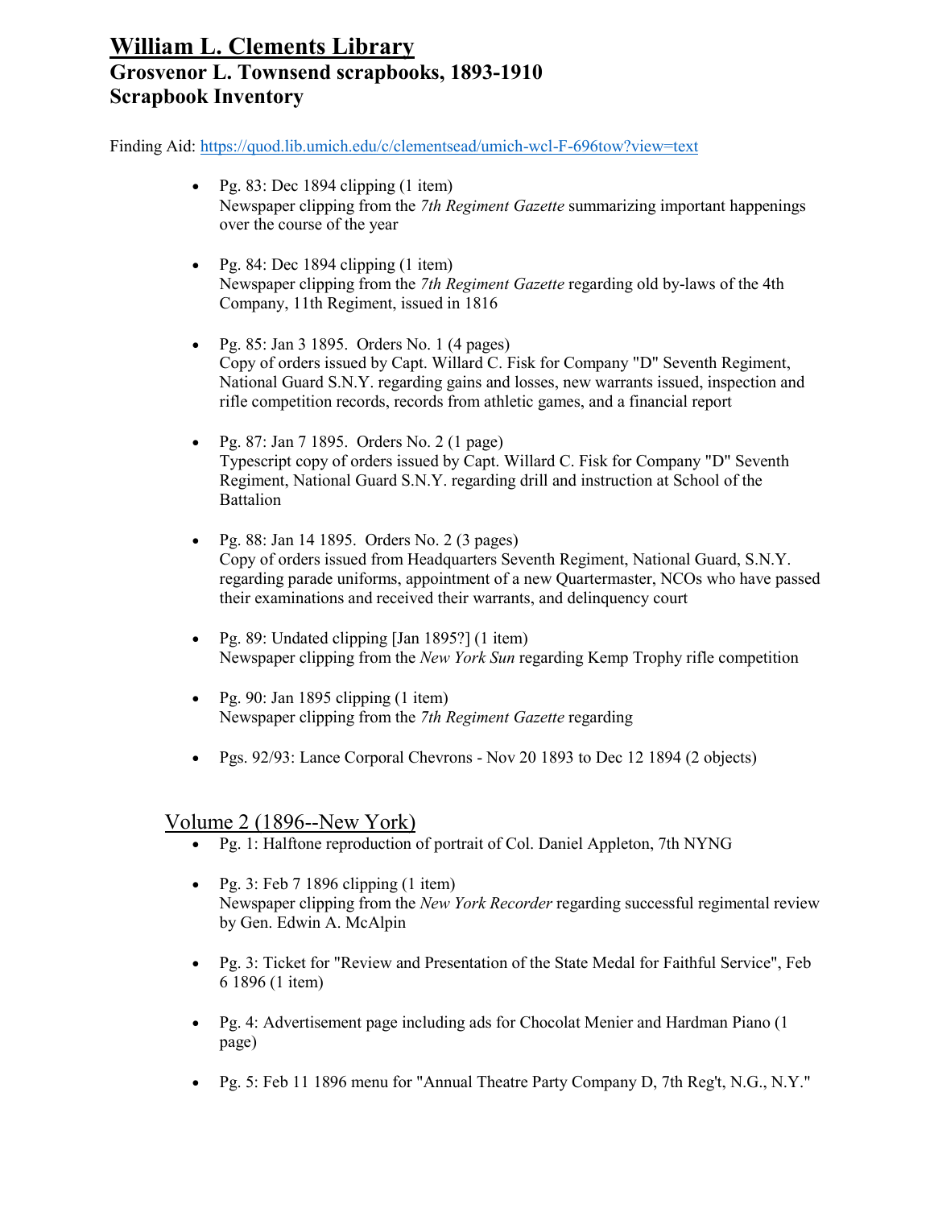# William L. Clements Library
## Grosvenor L. Townsend scrapbooks, 1893-1910
## Scrapbook Inventory

Finding Aid: https://quod.lib.umich.edu/c/clementsead/umich-wcl-F-696tow?view=text

- Pg. 83: Dec 1894 clipping (1 item)
  Newspaper clipping from the *7th Regiment Gazette* summarizing important happenings over the course of the year

- Pg. 84: Dec 1894 clipping (1 item)
  Newspaper clipping from the *7th Regiment Gazette* regarding old by-laws of the 4th Company, 11th Regiment, issued in 1816

- Pg. 85: Jan 3 1895. Orders No. 1 (4 pages)
  Copy of orders issued by Capt. Willard C. Fisk for Company "D" Seventh Regiment, National Guard S.N.Y. regarding gains and losses, new warrants issued, inspection and rifle competition records, records from athletic games, and a financial report

- Pg. 87: Jan 7 1895. Orders No. 2 (1 page)
  Typescript copy of orders issued by Capt. Willard C. Fisk for Company "D" Seventh Regiment, National Guard S.N.Y. regarding drill and instruction at School of the Battalion

- Pg. 88: Jan 14 1895. Orders No. 2 (3 pages)
  Copy of orders issued from Headquarters Seventh Regiment, National Guard, S.N.Y. regarding parade uniforms, appointment of a new Quartermaster, NCOs who have passed their examinations and received their warrants, and delinquency court

- Pg. 89: Undated clipping [Jan 1895?] (1 item)
  Newspaper clipping from the *New York Sun* regarding Kemp Trophy rifle competition

- Pg. 90: Jan 1895 clipping (1 item)
  Newspaper clipping from the *7th Regiment Gazette* regarding

- Pgs. 92/93: Lance Corporal Chevrons - Nov 20 1893 to Dec 12 1894 (2 objects)

## Volume 2 (1896--New York)

- Pg. 1: Halftone reproduction of portrait of Col. Daniel Appleton, 7th NYNG

- Pg. 3: Feb 7 1896 clipping (1 item)
  Newspaper clipping from the *New York Recorder* regarding successful regimental review by Gen. Edwin A. McAlpin

- Pg. 3: Ticket for "Review and Presentation of the State Medal for Faithful Service", Feb 6 1896 (1 item)

- Pg. 4: Advertisement page including ads for Chocolat Menier and Hardman Piano (1 page)

- Pg. 5: Feb 11 1896 menu for "Annual Theatre Party Company D, 7th Reg't, N.G., N.Y."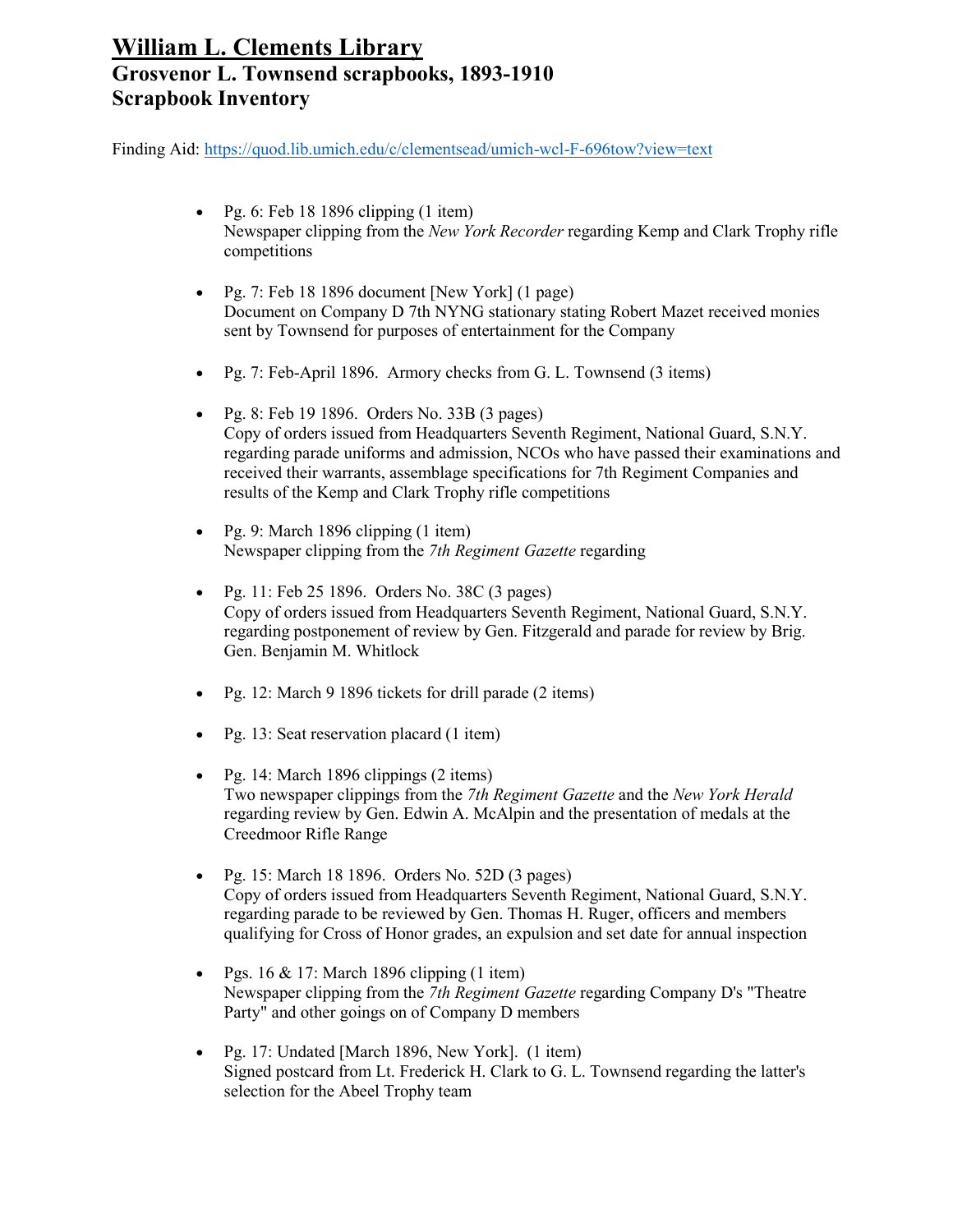# William L. Clements Library
## Grosvenor L. Townsend scrapbooks, 1893-1910
## Scrapbook Inventory

Finding Aid: https://quod.lib.umich.edu/c/clementsead/umich-wcl-F-696tow?view=text

- Pg. 6: Feb 18 1896 clipping (1 item)
  Newspaper clipping from the *New York Recorder* regarding Kemp and Clark Trophy rifle competitions

- Pg. 7: Feb 18 1896 document [New York] (1 page)
  Document on Company D 7th NYNG stationary stating Robert Mazet received monies sent by Townsend for purposes of entertainment for the Company

- Pg. 7: Feb-April 1896. Armory checks from G. L. Townsend (3 items)

- Pg. 8: Feb 19 1896. Orders No. 33B (3 pages)
  Copy of orders issued from Headquarters Seventh Regiment, National Guard, S.N.Y. regarding parade uniforms and admission, NCOs who have passed their examinations and received their warrants, assemblage specifications for 7th Regiment Companies and results of the Kemp and Clark Trophy rifle competitions

- Pg. 9: March 1896 clipping (1 item)
  Newspaper clipping from the *7th Regiment Gazette* regarding

- Pg. 11: Feb 25 1896. Orders No. 38C (3 pages)
  Copy of orders issued from Headquarters Seventh Regiment, National Guard, S.N.Y. regarding postponement of review by Gen. Fitzgerald and parade for review by Brig. Gen. Benjamin M. Whitlock

- Pg. 12: March 9 1896 tickets for drill parade (2 items)

- Pg. 13: Seat reservation placard (1 item)

- Pg. 14: March 1896 clippings (2 items)
  Two newspaper clippings from the *7th Regiment Gazette* and the *New York Herald* regarding review by Gen. Edwin A. McAlpin and the presentation of medals at the Creedmoor Rifle Range

- Pg. 15: March 18 1896. Orders No. 52D (3 pages)
  Copy of orders issued from Headquarters Seventh Regiment, National Guard, S.N.Y. regarding parade to be reviewed by Gen. Thomas H. Ruger, officers and members qualifying for Cross of Honor grades, an expulsion and set date for annual inspection

- Pgs. 16 & 17: March 1896 clipping (1 item)
  Newspaper clipping from the *7th Regiment Gazette* regarding Company D's "Theatre Party" and other goings on of Company D members

- Pg. 17: Undated [March 1896, New York]. (1 item)
  Signed postcard from Lt. Frederick H. Clark to G. L. Townsend regarding the latter's selection for the Abeel Trophy team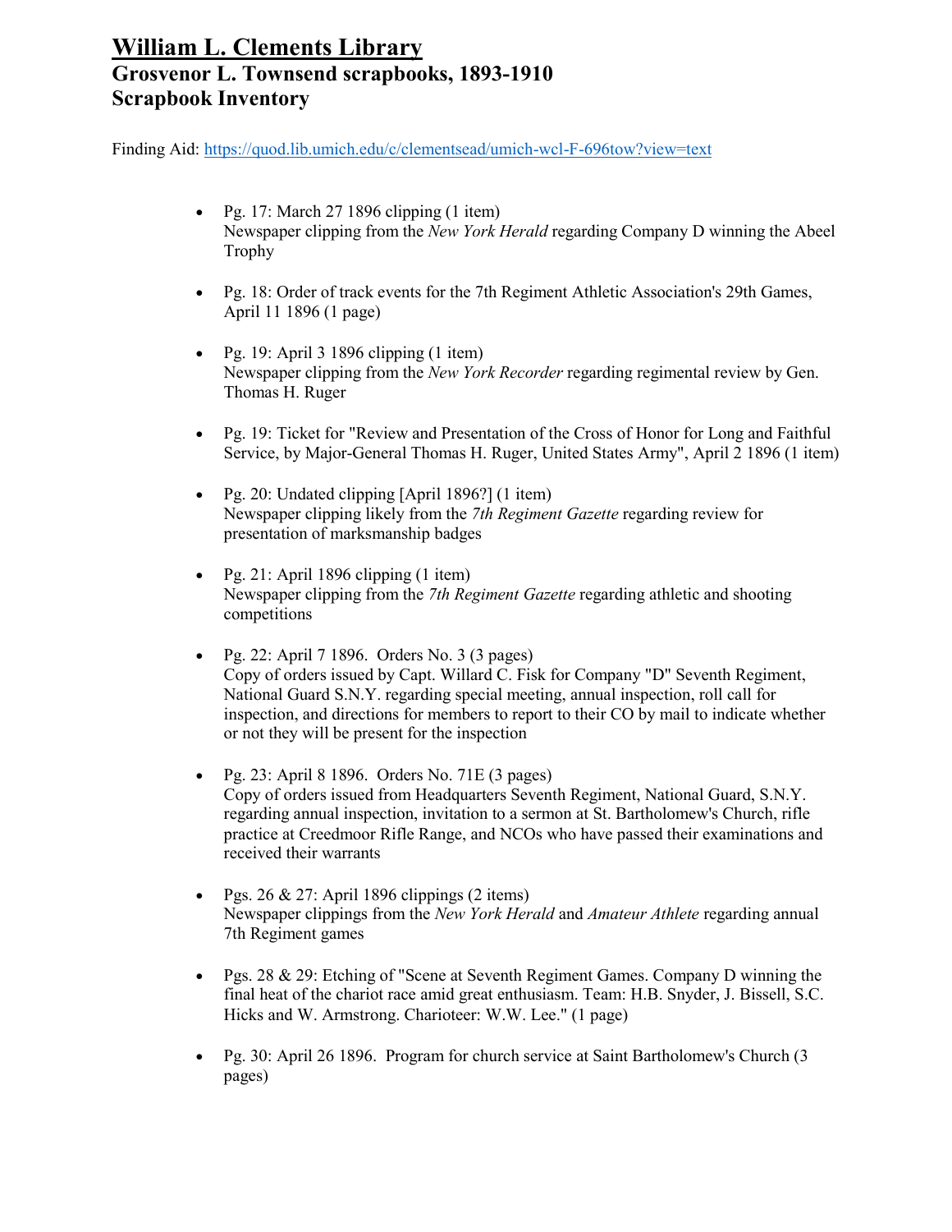# William L. Clements Library
## Grosvenor L. Townsend scrapbooks, 1893-1910
## Scrapbook Inventory

Finding Aid: https://quod.lib.umich.edu/c/clementsead/umich-wcl-F-696tow?view=text

- Pg. 17: March 27 1896 clipping (1 item)
  Newspaper clipping from the *New York Herald* regarding Company D winning the Abeel Trophy

- Pg. 18: Order of track events for the 7th Regiment Athletic Association's 29th Games, April 11 1896 (1 page)

- Pg. 19: April 3 1896 clipping (1 item)
  Newspaper clipping from the *New York Recorder* regarding regimental review by Gen. Thomas H. Ruger

- Pg. 19: Ticket for "Review and Presentation of the Cross of Honor for Long and Faithful Service, by Major-General Thomas H. Ruger, United States Army", April 2 1896 (1 item)

- Pg. 20: Undated clipping [April 1896?] (1 item)
  Newspaper clipping likely from the *7th Regiment Gazette* regarding review for presentation of marksmanship badges

- Pg. 21: April 1896 clipping (1 item)
  Newspaper clipping from the *7th Regiment Gazette* regarding athletic and shooting competitions

- Pg. 22: April 7 1896. Orders No. 3 (3 pages)
  Copy of orders issued by Capt. Willard C. Fisk for Company "D" Seventh Regiment, National Guard S.N.Y. regarding special meeting, annual inspection, roll call for inspection, and directions for members to report to their CO by mail to indicate whether or not they will be present for the inspection

- Pg. 23: April 8 1896. Orders No. 71E (3 pages)
  Copy of orders issued from Headquarters Seventh Regiment, National Guard, S.N.Y. regarding annual inspection, invitation to a sermon at St. Bartholomew's Church, rifle practice at Creedmoor Rifle Range, and NCOs who have passed their examinations and received their warrants

- Pgs. 26 & 27: April 1896 clippings (2 items)
  Newspaper clippings from the *New York Herald* and *Amateur Athlete* regarding annual 7th Regiment games

- Pgs. 28 & 29: Etching of "Scene at Seventh Regiment Games. Company D winning the final heat of the chariot race amid great enthusiasm. Team: H.B. Snyder, J. Bissell, S.C. Hicks and W. Armstrong. Charioteer: W.W. Lee." (1 page)

- Pg. 30: April 26 1896. Program for church service at Saint Bartholomew's Church (3 pages)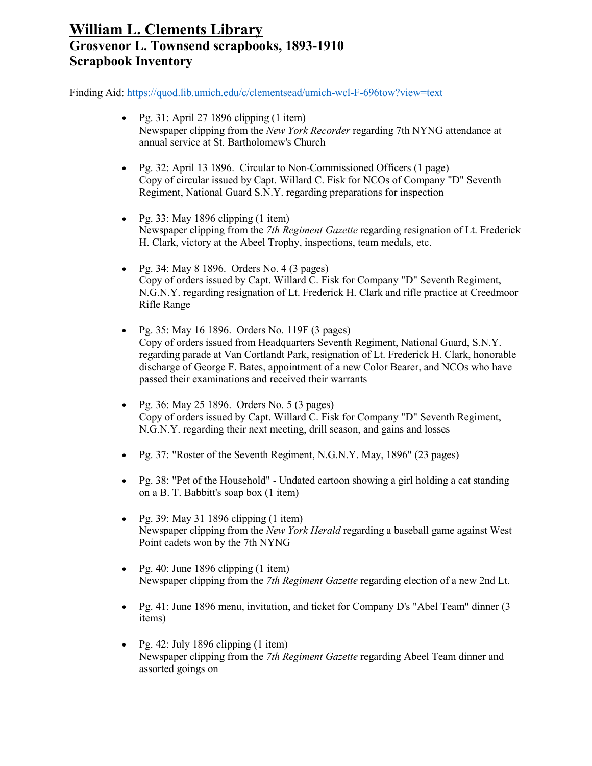# William L. Clements Library
## Grosvenor L. Townsend scrapbooks, 1893-1910
## Scrapbook Inventory

Finding Aid: https://quod.lib.umich.edu/c/clementsead/umich-wcl-F-696tow?view=text

- Pg. 31: April 27 1896 clipping (1 item)
  Newspaper clipping from the *New York Recorder* regarding 7th NYNG attendance at annual service at St. Bartholomew's Church

- Pg. 32: April 13 1896. Circular to Non-Commissioned Officers (1 page)
  Copy of circular issued by Capt. Willard C. Fisk for NCOs of Company "D" Seventh Regiment, National Guard S.N.Y. regarding preparations for inspection

- Pg. 33: May 1896 clipping (1 item)
  Newspaper clipping from the *7th Regiment Gazette* regarding resignation of Lt. Frederick H. Clark, victory at the Abeel Trophy, inspections, team medals, etc.

- Pg. 34: May 8 1896. Orders No. 4 (3 pages)
  Copy of orders issued by Capt. Willard C. Fisk for Company "D" Seventh Regiment, N.G.N.Y. regarding resignation of Lt. Frederick H. Clark and rifle practice at Creedmoor Rifle Range

- Pg. 35: May 16 1896. Orders No. 119F (3 pages)
  Copy of orders issued from Headquarters Seventh Regiment, National Guard, S.N.Y. regarding parade at Van Cortlandt Park, resignation of Lt. Frederick H. Clark, honorable discharge of George F. Bates, appointment of a new Color Bearer, and NCOs who have passed their examinations and received their warrants

- Pg. 36: May 25 1896. Orders No. 5 (3 pages)
  Copy of orders issued by Capt. Willard C. Fisk for Company "D" Seventh Regiment, N.G.N.Y. regarding their next meeting, drill season, and gains and losses

- Pg. 37: "Roster of the Seventh Regiment, N.G.N.Y. May, 1896" (23 pages)

- Pg. 38: "Pet of the Household" - Undated cartoon showing a girl holding a cat standing on a B. T. Babbitt's soap box (1 item)

- Pg. 39: May 31 1896 clipping (1 item)
  Newspaper clipping from the *New York Herald* regarding a baseball game against West Point cadets won by the 7th NYNG

- Pg. 40: June 1896 clipping (1 item)
  Newspaper clipping from the *7th Regiment Gazette* regarding election of a new 2nd Lt.

- Pg. 41: June 1896 menu, invitation, and ticket for Company D's "Abel Team" dinner (3 items)

- Pg. 42: July 1896 clipping (1 item)
  Newspaper clipping from the *7th Regiment Gazette* regarding Abeel Team dinner and assorted goings on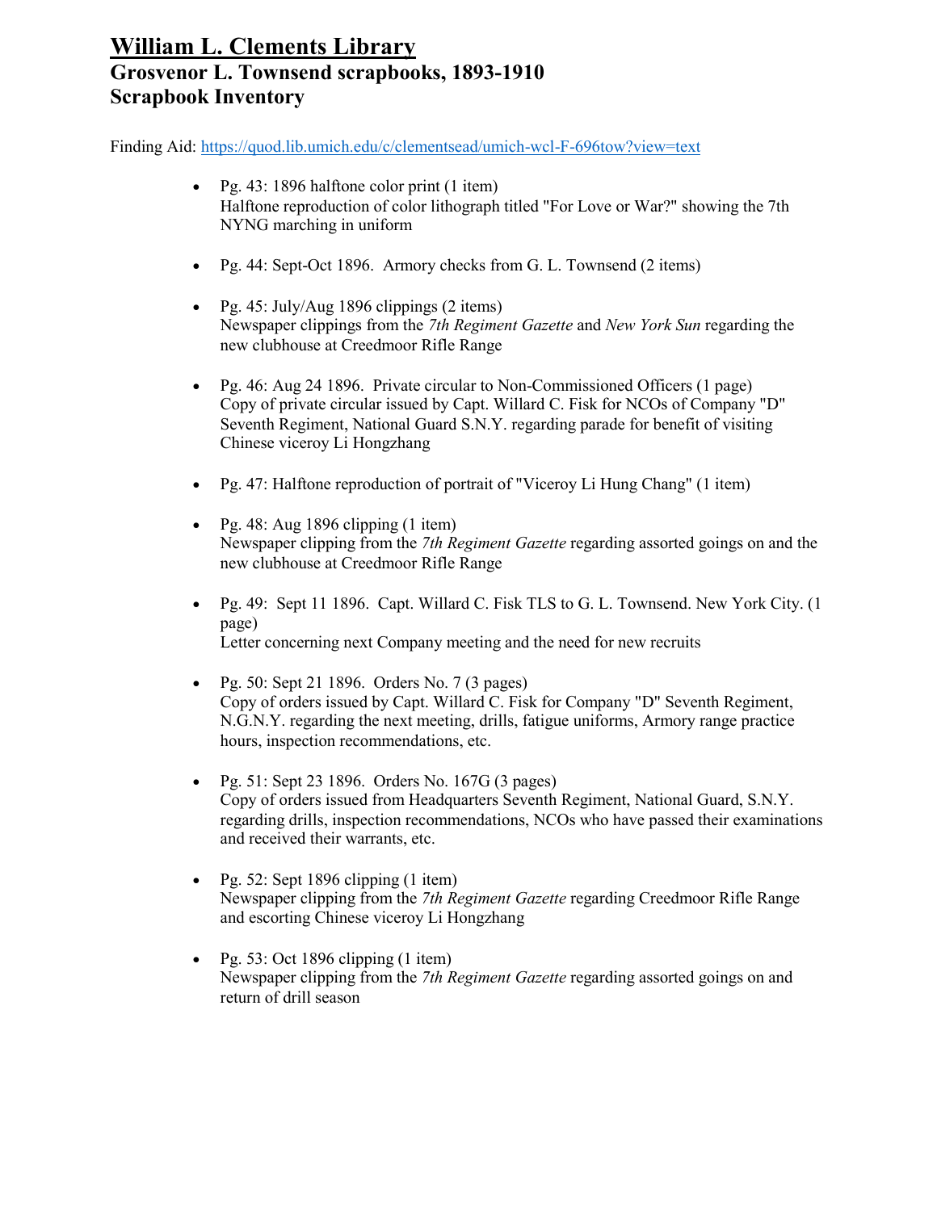# William L. Clements Library
## Grosvenor L. Townsend scrapbooks, 1893-1910
## Scrapbook Inventory

Finding Aid: https://quod.lib.umich.edu/c/clementsead/umich-wcl-F-696tow?view=text

- Pg. 43: 1896 halftone color print (1 item)
  Halftone reproduction of color lithograph titled "For Love or War?" showing the 7th NYNG marching in uniform

- Pg. 44: Sept-Oct 1896. Armory checks from G. L. Townsend (2 items)

- Pg. 45: July/Aug 1896 clippings (2 items)
  Newspaper clippings from the *7th Regiment Gazette* and *New York Sun* regarding the new clubhouse at Creedmoor Rifle Range

- Pg. 46: Aug 24 1896. Private circular to Non-Commissioned Officers (1 page)
  Copy of private circular issued by Capt. Willard C. Fisk for NCOs of Company "D" Seventh Regiment, National Guard S.N.Y. regarding parade for benefit of visiting Chinese viceroy Li Hongzhang

- Pg. 47: Halftone reproduction of portrait of "Viceroy Li Hung Chang" (1 item)

- Pg. 48: Aug 1896 clipping (1 item)
  Newspaper clipping from the *7th Regiment Gazette* regarding assorted goings on and the new clubhouse at Creedmoor Rifle Range

- Pg. 49: Sept 11 1896. Capt. Willard C. Fisk TLS to G. L. Townsend. New York City. (1 page)
  Letter concerning next Company meeting and the need for new recruits

- Pg. 50: Sept 21 1896. Orders No. 7 (3 pages)
  Copy of orders issued by Capt. Willard C. Fisk for Company "D" Seventh Regiment, N.G.N.Y. regarding the next meeting, drills, fatigue uniforms, Armory range practice hours, inspection recommendations, etc.

- Pg. 51: Sept 23 1896. Orders No. 167G (3 pages)
  Copy of orders issued from Headquarters Seventh Regiment, National Guard, S.N.Y. regarding drills, inspection recommendations, NCOs who have passed their examinations and received their warrants, etc.

- Pg. 52: Sept 1896 clipping (1 item)
  Newspaper clipping from the *7th Regiment Gazette* regarding Creedmoor Rifle Range and escorting Chinese viceroy Li Hongzhang

- Pg. 53: Oct 1896 clipping (1 item)
  Newspaper clipping from the *7th Regiment Gazette* regarding assorted goings on and return of drill season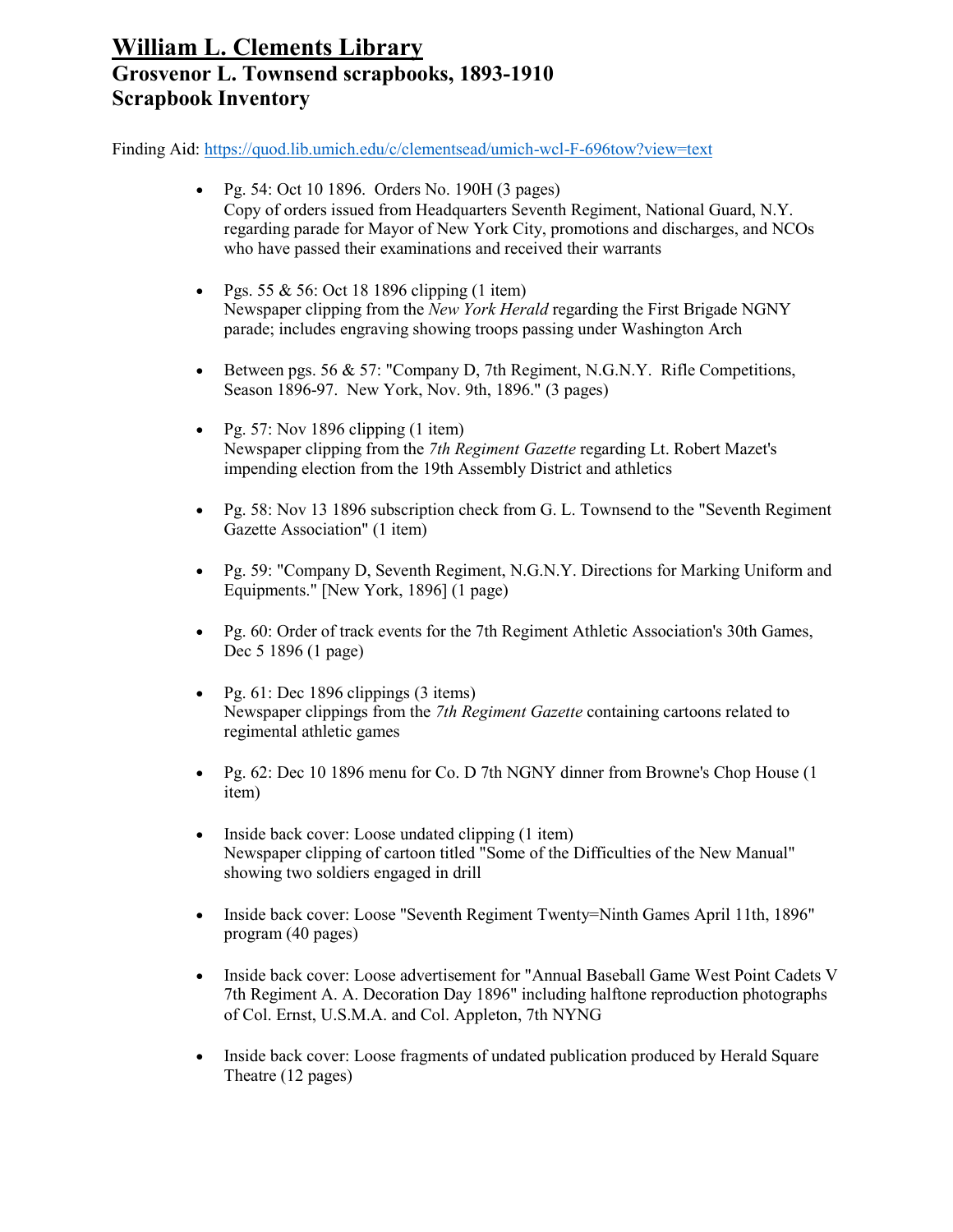# William L. Clements Library
## Grosvenor L. Townsend scrapbooks, 1893-1910
## Scrapbook Inventory

Finding Aid: https://quod.lib.umich.edu/c/clementsead/umich-wcl-F-696tow?view=text

- Pg. 54: Oct 10 1896. Orders No. 190H (3 pages)
  Copy of orders issued from Headquarters Seventh Regiment, National Guard, N.Y. regarding parade for Mayor of New York City, promotions and discharges, and NCOs who have passed their examinations and received their warrants

- Pgs. 55 & 56: Oct 18 1896 clipping (1 item)
  Newspaper clipping from the *New York Herald* regarding the First Brigade NGNY parade; includes engraving showing troops passing under Washington Arch

- Between pgs. 56 & 57: "Company D, 7th Regiment, N.G.N.Y. Rifle Competitions, Season 1896-97. New York, Nov. 9th, 1896." (3 pages)

- Pg. 57: Nov 1896 clipping (1 item)
  Newspaper clipping from the *7th Regiment Gazette* regarding Lt. Robert Mazet's impending election from the 19th Assembly District and athletics

- Pg. 58: Nov 13 1896 subscription check from G. L. Townsend to the "Seventh Regiment Gazette Association" (1 item)

- Pg. 59: "Company D, Seventh Regiment, N.G.N.Y. Directions for Marking Uniform and Equipments." [New York, 1896] (1 page)

- Pg. 60: Order of track events for the 7th Regiment Athletic Association's 30th Games, Dec 5 1896 (1 page)

- Pg. 61: Dec 1896 clippings (3 items)
  Newspaper clippings from the *7th Regiment Gazette* containing cartoons related to regimental athletic games

- Pg. 62: Dec 10 1896 menu for Co. D 7th NGNY dinner from Browne's Chop House (1 item)

- Inside back cover: Loose undated clipping (1 item)
  Newspaper clipping of cartoon titled "Some of the Difficulties of the New Manual" showing two soldiers engaged in drill

- Inside back cover: Loose "Seventh Regiment Twenty=Ninth Games April 11th, 1896" program (40 pages)

- Inside back cover: Loose advertisement for "Annual Baseball Game West Point Cadets V 7th Regiment A. A. Decoration Day 1896" including halftone reproduction photographs of Col. Ernst, U.S.M.A. and Col. Appleton, 7th NYNG

- Inside back cover: Loose fragments of undated publication produced by Herald Square Theatre (12 pages)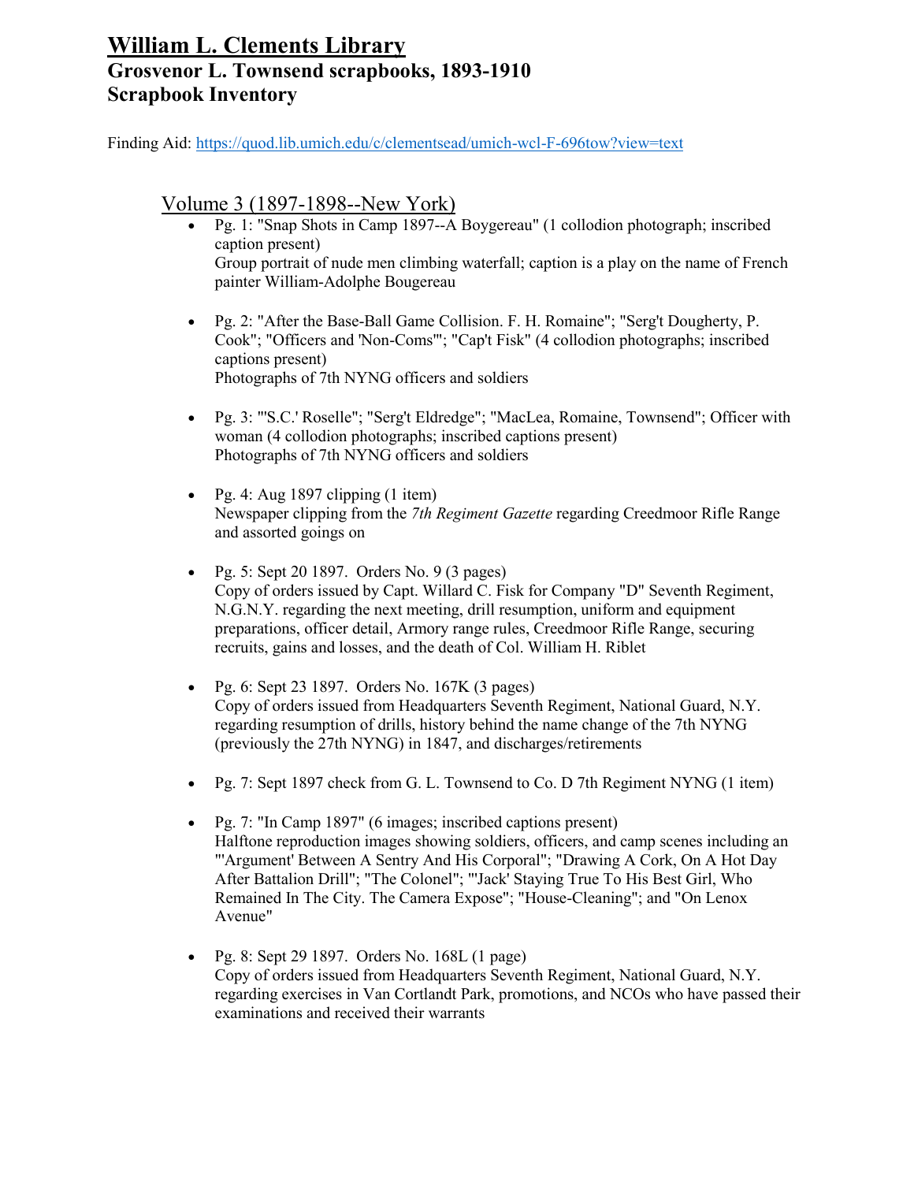# William L. Clements Library
## Grosvenor L. Townsend scrapbooks, 1893-1910
## Scrapbook Inventory

Finding Aid: https://quod.lib.umich.edu/c/clementsead/umich-wcl-F-696tow?view=text

### Volume 3 (1897-1898--New York)

- Pg. 1: "Snap Shots in Camp 1897--A Boygereau" (1 collodion photograph; inscribed caption present)
  Group portrait of nude men climbing waterfall; caption is a play on the name of French painter William-Adolphe Bougereau

- Pg. 2: "After the Base-Ball Game Collision. F. H. Romaine"; "Serg't Dougherty, P. Cook"; "Officers and 'Non-Coms'"; "Cap't Fisk" (4 collodion photographs; inscribed captions present)
  Photographs of 7th NYNG officers and soldiers

- Pg. 3: "'S.C.' Roselle"; "Serg't Eldredge"; "MacLea, Romaine, Townsend"; Officer with woman (4 collodion photographs; inscribed captions present)
  Photographs of 7th NYNG officers and soldiers

- Pg. 4: Aug 1897 clipping (1 item)
  Newspaper clipping from the *7th Regiment Gazette* regarding Creedmoor Rifle Range and assorted goings on

- Pg. 5: Sept 20 1897. Orders No. 9 (3 pages)
  Copy of orders issued by Capt. Willard C. Fisk for Company "D" Seventh Regiment, N.G.N.Y. regarding the next meeting, drill resumption, uniform and equipment preparations, officer detail, Armory range rules, Creedmoor Rifle Range, securing recruits, gains and losses, and the death of Col. William H. Riblet

- Pg. 6: Sept 23 1897. Orders No. 167K (3 pages)
  Copy of orders issued from Headquarters Seventh Regiment, National Guard, N.Y. regarding resumption of drills, history behind the name change of the 7th NYNG (previously the 27th NYNG) in 1847, and discharges/retirements

- Pg. 7: Sept 1897 check from G. L. Townsend to Co. D 7th Regiment NYNG (1 item)

- Pg. 7: "In Camp 1897" (6 images; inscribed captions present)
  Halftone reproduction images showing soldiers, officers, and camp scenes including an "'Argument' Between A Sentry And His Corporal"; "Drawing A Cork, On A Hot Day After Battalion Drill"; "The Colonel"; "'Jack' Staying True To His Best Girl, Who Remained In The City. The Camera Expose"; "House-Cleaning"; and "On Lenox Avenue"

- Pg. 8: Sept 29 1897. Orders No. 168L (1 page)
  Copy of orders issued from Headquarters Seventh Regiment, National Guard, N.Y. regarding exercises in Van Cortlandt Park, promotions, and NCOs who have passed their examinations and received their warrants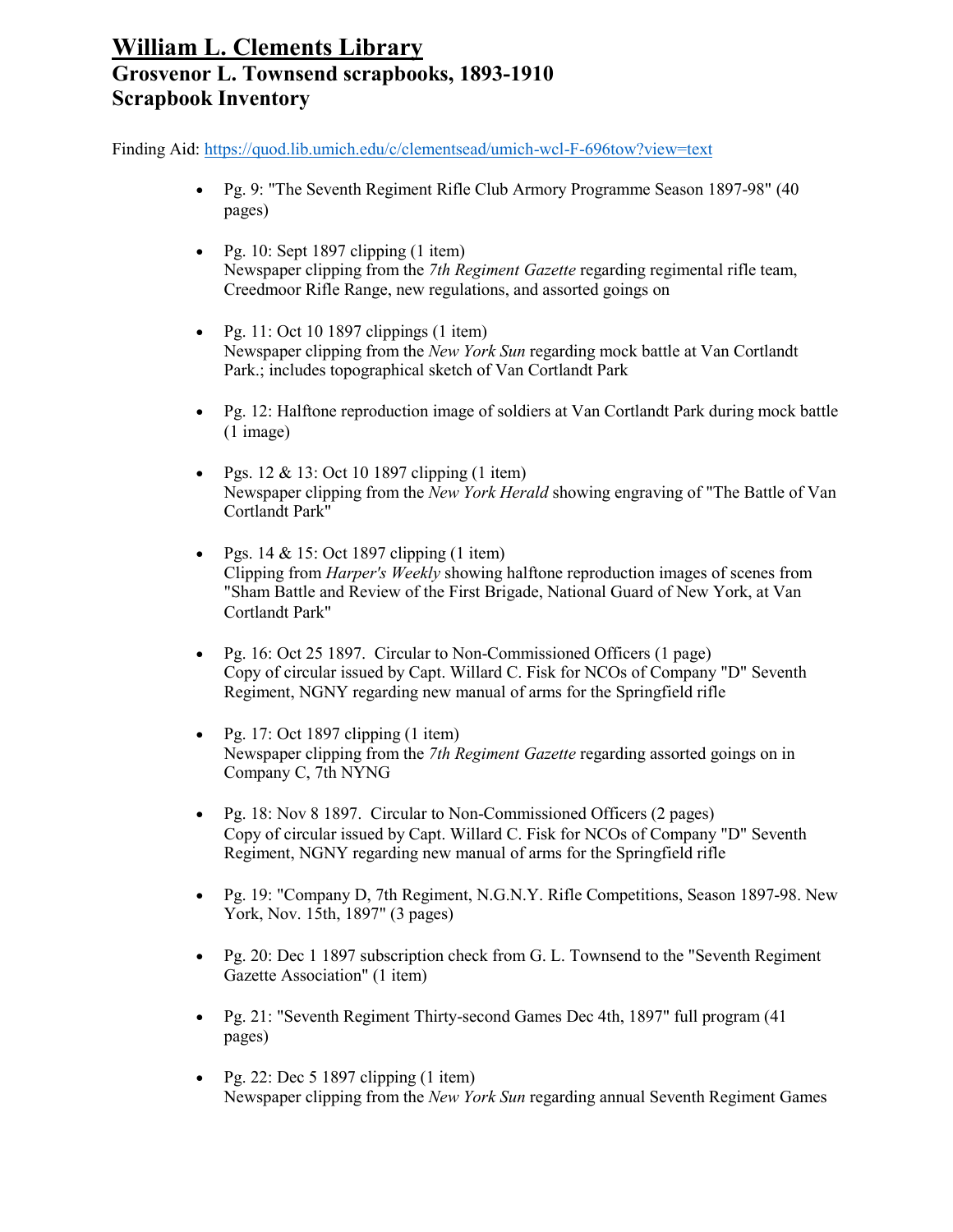# William L. Clements Library
## Grosvenor L. Townsend scrapbooks, 1893-1910
## Scrapbook Inventory

Finding Aid: https://quod.lib.umich.edu/c/clementsead/umich-wcl-F-696tow?view=text

- Pg. 9: "The Seventh Regiment Rifle Club Armory Programme Season 1897-98" (40 pages)

- Pg. 10: Sept 1897 clipping (1 item)
  Newspaper clipping from the *7th Regiment Gazette* regarding regimental rifle team, Creedmoor Rifle Range, new regulations, and assorted goings on

- Pg. 11: Oct 10 1897 clippings (1 item)
  Newspaper clipping from the *New York Sun* regarding mock battle at Van Cortlandt Park.; includes topographical sketch of Van Cortlandt Park

- Pg. 12: Halftone reproduction image of soldiers at Van Cortlandt Park during mock battle (1 image)

- Pgs. 12 & 13: Oct 10 1897 clipping (1 item)
  Newspaper clipping from the *New York Herald* showing engraving of "The Battle of Van Cortlandt Park"

- Pgs. 14 & 15: Oct 1897 clipping (1 item)
  Clipping from *Harper's Weekly* showing halftone reproduction images of scenes from "Sham Battle and Review of the First Brigade, National Guard of New York, at Van Cortlandt Park"

- Pg. 16: Oct 25 1897. Circular to Non-Commissioned Officers (1 page)
  Copy of circular issued by Capt. Willard C. Fisk for NCOs of Company "D" Seventh Regiment, NGNY regarding new manual of arms for the Springfield rifle

- Pg. 17: Oct 1897 clipping (1 item)
  Newspaper clipping from the *7th Regiment Gazette* regarding assorted goings on in Company C, 7th NYNG

- Pg. 18: Nov 8 1897. Circular to Non-Commissioned Officers (2 pages)
  Copy of circular issued by Capt. Willard C. Fisk for NCOs of Company "D" Seventh Regiment, NGNY regarding new manual of arms for the Springfield rifle

- Pg. 19: "Company D, 7th Regiment, N.G.N.Y. Rifle Competitions, Season 1897-98. New York, Nov. 15th, 1897" (3 pages)

- Pg. 20: Dec 1 1897 subscription check from G. L. Townsend to the "Seventh Regiment Gazette Association" (1 item)

- Pg. 21: "Seventh Regiment Thirty-second Games Dec 4th, 1897" full program (41 pages)

- Pg. 22: Dec 5 1897 clipping (1 item)
  Newspaper clipping from the *New York Sun* regarding annual Seventh Regiment Games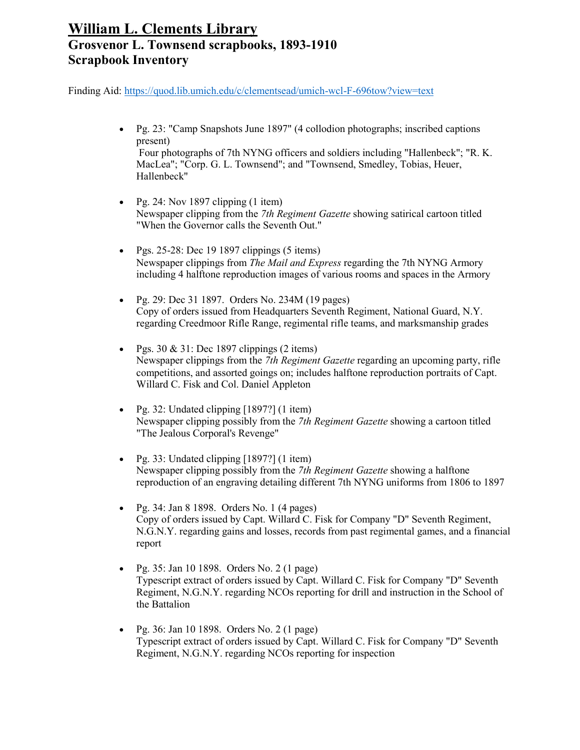# William L. Clements Library
## Grosvenor L. Townsend scrapbooks, 1893-1910
## Scrapbook Inventory

Finding Aid: https://quod.lib.umich.edu/c/clementsead/umich-wcl-F-696tow?view=text

- Pg. 23: "Camp Snapshots June 1897" (4 collodion photographs; inscribed captions present)
  Four photographs of 7th NYNG officers and soldiers including "Hallenbeck"; "R. K. MacLea"; "Corp. G. L. Townsend"; and "Townsend, Smedley, Tobias, Heuer, Hallenbeck"

- Pg. 24: Nov 1897 clipping (1 item)
  Newspaper clipping from the *7th Regiment Gazette* showing satirical cartoon titled "When the Governor calls the Seventh Out."

- Pgs. 25-28: Dec 19 1897 clippings (5 items)
  Newspaper clippings from *The Mail and Express* regarding the 7th NYNG Armory including 4 halftone reproduction images of various rooms and spaces in the Armory

- Pg. 29: Dec 31 1897. Orders No. 234M (19 pages)
  Copy of orders issued from Headquarters Seventh Regiment, National Guard, N.Y. regarding Creedmoor Rifle Range, regimental rifle teams, and marksmanship grades

- Pgs. 30 & 31: Dec 1897 clippings (2 items)
  Newspaper clippings from the *7th Regiment Gazette* regarding an upcoming party, rifle competitions, and assorted goings on; includes halftone reproduction portraits of Capt. Willard C. Fisk and Col. Daniel Appleton

- Pg. 32: Undated clipping [1897?] (1 item)
  Newspaper clipping possibly from the *7th Regiment Gazette* showing a cartoon titled "The Jealous Corporal's Revenge"

- Pg. 33: Undated clipping [1897?] (1 item)
  Newspaper clipping possibly from the *7th Regiment Gazette* showing a halftone reproduction of an engraving detailing different 7th NYNG uniforms from 1806 to 1897

- Pg. 34: Jan 8 1898. Orders No. 1 (4 pages)
  Copy of orders issued by Capt. Willard C. Fisk for Company "D" Seventh Regiment, N.G.N.Y. regarding gains and losses, records from past regimental games, and a financial report

- Pg. 35: Jan 10 1898. Orders No. 2 (1 page)
  Typescript extract of orders issued by Capt. Willard C. Fisk for Company "D" Seventh Regiment, N.G.N.Y. regarding NCOs reporting for drill and instruction in the School of the Battalion

- Pg. 36: Jan 10 1898. Orders No. 2 (1 page)
  Typescript extract of orders issued by Capt. Willard C. Fisk for Company "D" Seventh Regiment, N.G.N.Y. regarding NCOs reporting for inspection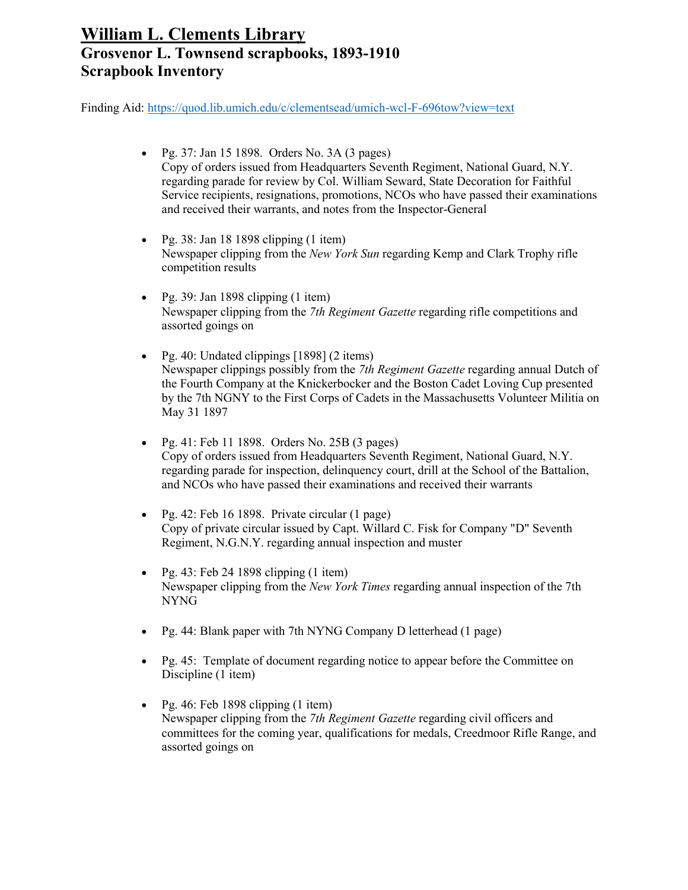# William L. Clements Library
## Grosvenor L. Townsend scrapbooks, 1893-1910
## Scrapbook Inventory

Finding Aid: https://quod.lib.umich.edu/c/clementsead/umich-wcl-F-696tow?view=text

- Pg. 37: Jan 15 1898. Orders No. 3A (3 pages)
  Copy of orders issued from Headquarters Seventh Regiment, National Guard, N.Y. regarding parade for review by Col. William Seward, State Decoration for Faithful Service recipients, resignations, promotions, NCOs who have passed their examinations and received their warrants, and notes from the Inspector-General

- Pg. 38: Jan 18 1898 clipping (1 item)
  Newspaper clipping from the *New York Sun* regarding Kemp and Clark Trophy rifle competition results

- Pg. 39: Jan 1898 clipping (1 item)
  Newspaper clipping from the *7th Regiment Gazette* regarding rifle competitions and assorted goings on

- Pg. 40: Undated clippings [1898] (2 items)
  Newspaper clippings possibly from the *7th Regiment Gazette* regarding annual Dutch of the Fourth Company at the Knickerbocker and the Boston Cadet Loving Cup presented by the 7th NGNY to the First Corps of Cadets in the Massachusetts Volunteer Militia on May 31 1897

- Pg. 41: Feb 11 1898. Orders No. 25B (3 pages)
  Copy of orders issued from Headquarters Seventh Regiment, National Guard, N.Y. regarding parade for inspection, delinquency court, drill at the School of the Battalion, and NCOs who have passed their examinations and received their warrants

- Pg. 42: Feb 16 1898. Private circular (1 page)
  Copy of private circular issued by Capt. Willard C. Fisk for Company "D" Seventh Regiment, N.G.N.Y. regarding annual inspection and muster

- Pg. 43: Feb 24 1898 clipping (1 item)
  Newspaper clipping from the *New York Times* regarding annual inspection of the 7th NYNG

- Pg. 44: Blank paper with 7th NYNG Company D letterhead (1 page)

- Pg. 45: Template of document regarding notice to appear before the Committee on Discipline (1 item)

- Pg. 46: Feb 1898 clipping (1 item)
  Newspaper clipping from the *7th Regiment Gazette* regarding civil officers and committees for the coming year, qualifications for medals, Creedmoor Rifle Range, and assorted goings on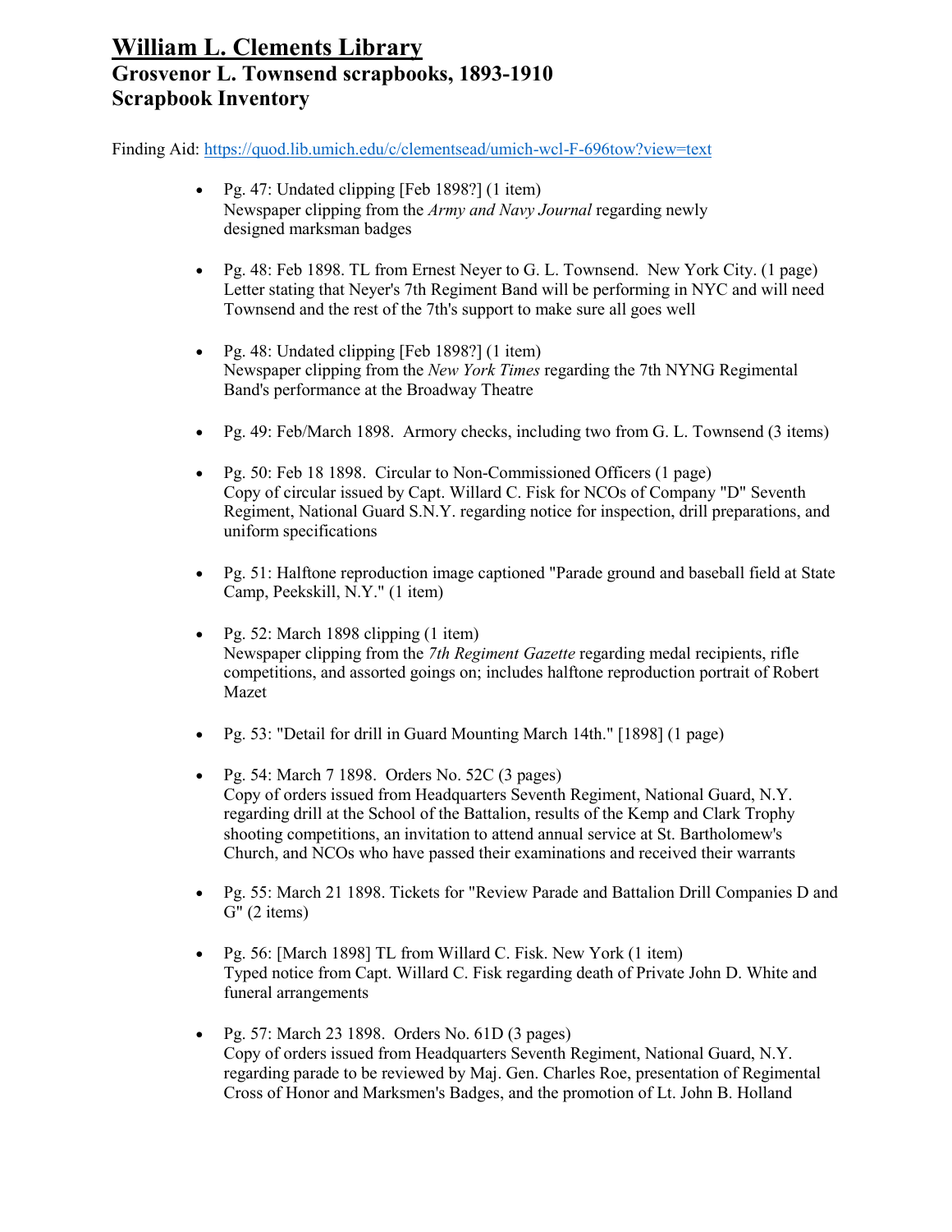# William L. Clements Library
## Grosvenor L. Townsend scrapbooks, 1893-1910
## Scrapbook Inventory

Finding Aid: https://quod.lib.umich.edu/c/clementsead/umich-wcl-F-696tow?view=text

- Pg. 47: Undated clipping [Feb 1898?] (1 item)
  Newspaper clipping from the *Army and Navy Journal* regarding newly designed marksman badges

- Pg. 48: Feb 1898. TL from Ernest Neyer to G. L. Townsend. New York City. (1 page)
  Letter stating that Neyer's 7th Regiment Band will be performing in NYC and will need Townsend and the rest of the 7th's support to make sure all goes well

- Pg. 48: Undated clipping [Feb 1898?] (1 item)
  Newspaper clipping from the *New York Times* regarding the 7th NYNG Regimental Band's performance at the Broadway Theatre

- Pg. 49: Feb/March 1898. Armory checks, including two from G. L. Townsend (3 items)

- Pg. 50: Feb 18 1898. Circular to Non-Commissioned Officers (1 page)
  Copy of circular issued by Capt. Willard C. Fisk for NCOs of Company "D" Seventh Regiment, National Guard S.N.Y. regarding notice for inspection, drill preparations, and uniform specifications

- Pg. 51: Halftone reproduction image captioned "Parade ground and baseball field at State Camp, Peekskill, N.Y." (1 item)

- Pg. 52: March 1898 clipping (1 item)
  Newspaper clipping from the *7th Regiment Gazette* regarding medal recipients, rifle competitions, and assorted goings on; includes halftone reproduction portrait of Robert Mazet

- Pg. 53: "Detail for drill in Guard Mounting March 14th." [1898] (1 page)

- Pg. 54: March 7 1898. Orders No. 52C (3 pages)
  Copy of orders issued from Headquarters Seventh Regiment, National Guard, N.Y. regarding drill at the School of the Battalion, results of the Kemp and Clark Trophy shooting competitions, an invitation to attend annual service at St. Bartholomew's Church, and NCOs who have passed their examinations and received their warrants

- Pg. 55: March 21 1898. Tickets for "Review Parade and Battalion Drill Companies D and G" (2 items)

- Pg. 56: [March 1898] TL from Willard C. Fisk. New York (1 item)
  Typed notice from Capt. Willard C. Fisk regarding death of Private John D. White and funeral arrangements

- Pg. 57: March 23 1898. Orders No. 61D (3 pages)
  Copy of orders issued from Headquarters Seventh Regiment, National Guard, N.Y. regarding parade to be reviewed by Maj. Gen. Charles Roe, presentation of Regimental Cross of Honor and Marksmen's Badges, and the promotion of Lt. John B. Holland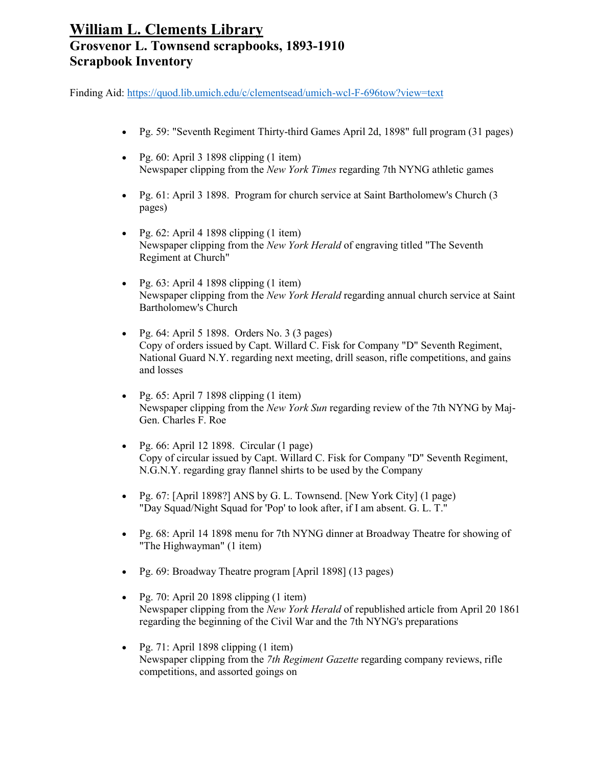# William L. Clements Library
## Grosvenor L. Townsend scrapbooks, 1893-1910
## Scrapbook Inventory

Finding Aid: https://quod.lib.umich.edu/c/clementsead/umich-wcl-F-696tow?view=text

- Pg. 59: "Seventh Regiment Thirty-third Games April 2d, 1898" full program (31 pages)

- Pg. 60: April 3 1898 clipping (1 item)
  Newspaper clipping from the *New York Times* regarding 7th NYNG athletic games

- Pg. 61: April 3 1898. Program for church service at Saint Bartholomew's Church (3 pages)

- Pg. 62: April 4 1898 clipping (1 item)
  Newspaper clipping from the *New York Herald* of engraving titled "The Seventh Regiment at Church"

- Pg. 63: April 4 1898 clipping (1 item)
  Newspaper clipping from the *New York Herald* regarding annual church service at Saint Bartholomew's Church

- Pg. 64: April 5 1898. Orders No. 3 (3 pages)
  Copy of orders issued by Capt. Willard C. Fisk for Company "D" Seventh Regiment, National Guard N.Y. regarding next meeting, drill season, rifle competitions, and gains and losses

- Pg. 65: April 7 1898 clipping (1 item)
  Newspaper clipping from the *New York Sun* regarding review of the 7th NYNG by Maj-Gen. Charles F. Roe

- Pg. 66: April 12 1898. Circular (1 page)
  Copy of circular issued by Capt. Willard C. Fisk for Company "D" Seventh Regiment, N.G.N.Y. regarding gray flannel shirts to be used by the Company

- Pg. 67: [April 1898?] ANS by G. L. Townsend. [New York City] (1 page)
  "Day Squad/Night Squad for 'Pop' to look after, if I am absent. G. L. T."

- Pg. 68: April 14 1898 menu for 7th NYNG dinner at Broadway Theatre for showing of "The Highwayman" (1 item)

- Pg. 69: Broadway Theatre program [April 1898] (13 pages)

- Pg. 70: April 20 1898 clipping (1 item)
  Newspaper clipping from the *New York Herald* of republished article from April 20 1861 regarding the beginning of the Civil War and the 7th NYNG's preparations

- Pg. 71: April 1898 clipping (1 item)
  Newspaper clipping from the *7th Regiment Gazette* regarding company reviews, rifle competitions, and assorted goings on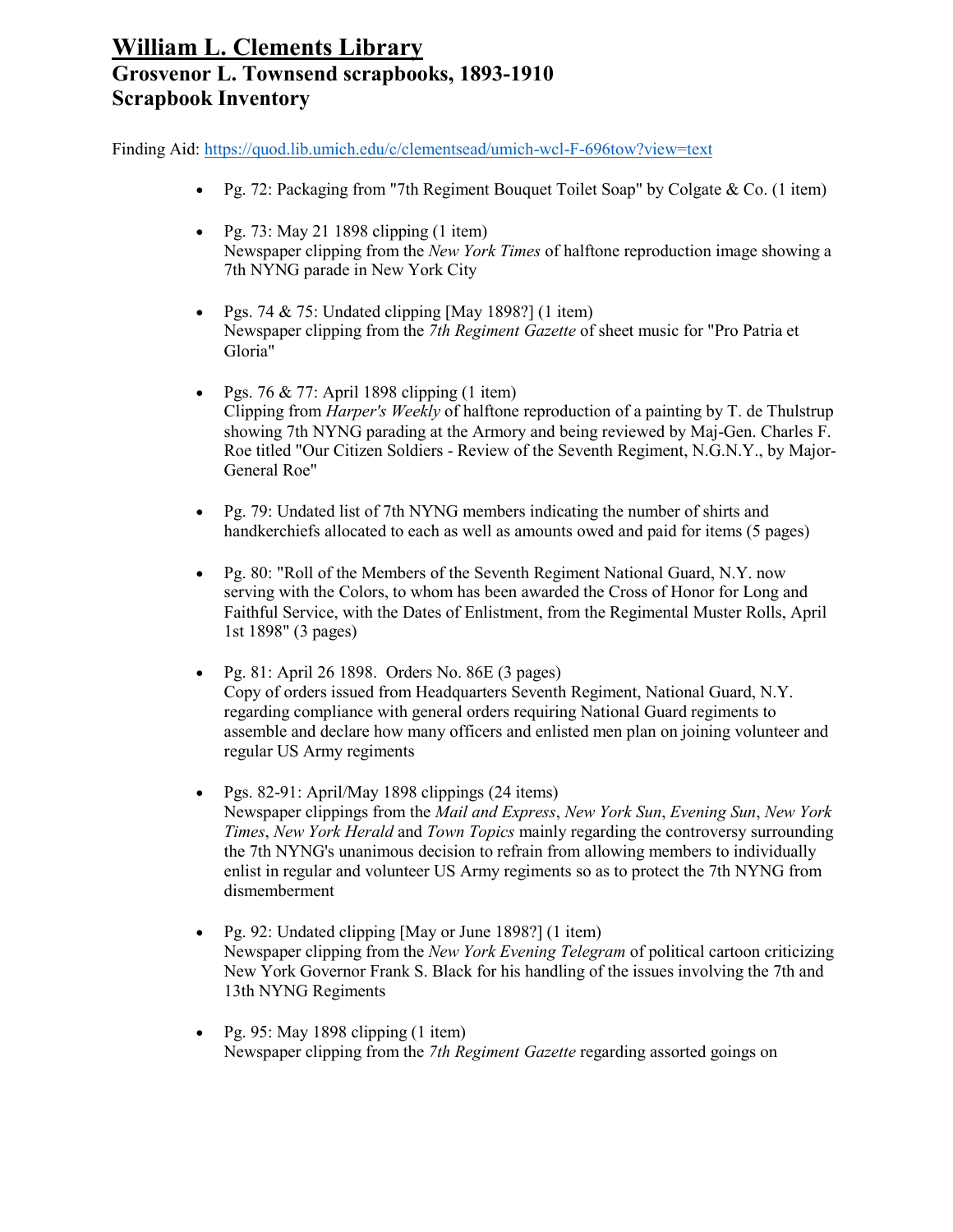# William L. Clements Library
## Grosvenor L. Townsend scrapbooks, 1893-1910
## Scrapbook Inventory

Finding Aid: https://quod.lib.umich.edu/c/clementsead/umich-wcl-F-696tow?view=text

- Pg. 72: Packaging from "7th Regiment Bouquet Toilet Soap" by Colgate & Co. (1 item)

- Pg. 73: May 21 1898 clipping (1 item)
  Newspaper clipping from the *New York Times* of halftone reproduction image showing a 7th NYNG parade in New York City

- Pgs. 74 & 75: Undated clipping [May 1898?] (1 item)
  Newspaper clipping from the *7th Regiment Gazette* of sheet music for "Pro Patria et Gloria"

- Pgs. 76 & 77: April 1898 clipping (1 item)
  Clipping from *Harper's Weekly* of halftone reproduction of a painting by T. de Thulstrup showing 7th NYNG parading at the Armory and being reviewed by Maj-Gen. Charles F. Roe titled "Our Citizen Soldiers - Review of the Seventh Regiment, N.G.N.Y., by Major-General Roe"

- Pg. 79: Undated list of 7th NYNG members indicating the number of shirts and handkerchiefs allocated to each as well as amounts owed and paid for items (5 pages)

- Pg. 80: "Roll of the Members of the Seventh Regiment National Guard, N.Y. now serving with the Colors, to whom has been awarded the Cross of Honor for Long and Faithful Service, with the Dates of Enlistment, from the Regimental Muster Rolls, April 1st 1898" (3 pages)

- Pg. 81: April 26 1898. Orders No. 86E (3 pages)
  Copy of orders issued from Headquarters Seventh Regiment, National Guard, N.Y. regarding compliance with general orders requiring National Guard regiments to assemble and declare how many officers and enlisted men plan on joining volunteer and regular US Army regiments

- Pgs. 82-91: April/May 1898 clippings (24 items)
  Newspaper clippings from the *Mail and Express*, *New York Sun*, *Evening Sun*, *New York Times*, *New York Herald* and *Town Topics* mainly regarding the controversy surrounding the 7th NYNG's unanimous decision to refrain from allowing members to individually enlist in regular and volunteer US Army regiments so as to protect the 7th NYNG from dismemberment

- Pg. 92: Undated clipping [May or June 1898?] (1 item)
  Newspaper clipping from the *New York Evening Telegram* of political cartoon criticizing New York Governor Frank S. Black for his handling of the issues involving the 7th and 13th NYNG Regiments

- Pg. 95: May 1898 clipping (1 item)
  Newspaper clipping from the *7th Regiment Gazette* regarding assorted goings on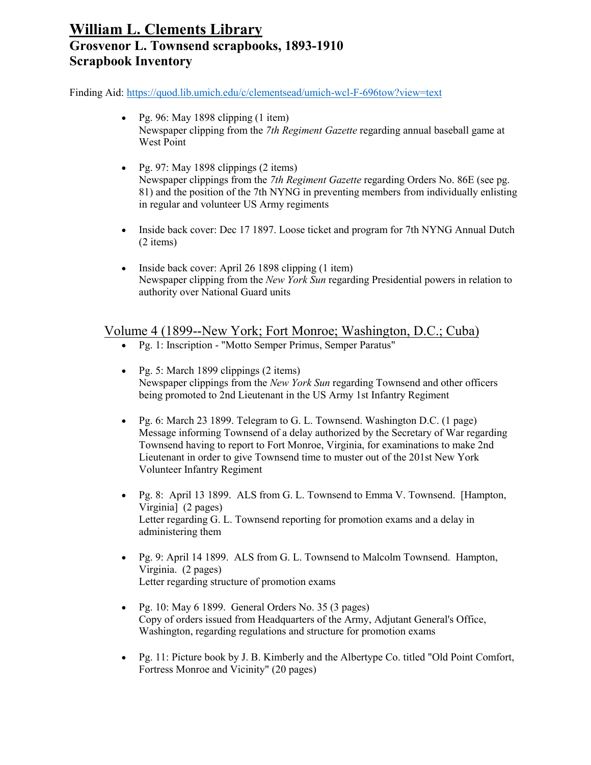# William L. Clements Library
## Grosvenor L. Townsend scrapbooks, 1893-1910
## Scrapbook Inventory

Finding Aid: https://quod.lib.umich.edu/c/clementsead/umich-wcl-F-696tow?view=text

- Pg. 96: May 1898 clipping (1 item)
  Newspaper clipping from the *7th Regiment Gazette* regarding annual baseball game at West Point

- Pg. 97: May 1898 clippings (2 items)
  Newspaper clippings from the *7th Regiment Gazette* regarding Orders No. 86E (see pg. 81) and the position of the 7th NYNG in preventing members from individually enlisting in regular and volunteer US Army regiments

- Inside back cover: Dec 17 1897. Loose ticket and program for 7th NYNG Annual Dutch (2 items)

- Inside back cover: April 26 1898 clipping (1 item)
  Newspaper clipping from the *New York Sun* regarding Presidential powers in relation to authority over National Guard units

### Volume 4 (1899--New York; Fort Monroe; Washington, D.C.; Cuba)

- Pg. 1: Inscription - "Motto Semper Primus, Semper Paratus"

- Pg. 5: March 1899 clippings (2 items)
  Newspaper clippings from the *New York Sun* regarding Townsend and other officers being promoted to 2nd Lieutenant in the US Army 1st Infantry Regiment

- Pg. 6: March 23 1899. Telegram to G. L. Townsend. Washington D.C. (1 page)
  Message informing Townsend of a delay authorized by the Secretary of War regarding Townsend having to report to Fort Monroe, Virginia, for examinations to make 2nd Lieutenant in order to give Townsend time to muster out of the 201st New York Volunteer Infantry Regiment

- Pg. 8: April 13 1899. ALS from G. L. Townsend to Emma V. Townsend. [Hampton, Virginia] (2 pages)
  Letter regarding G. L. Townsend reporting for promotion exams and a delay in administering them

- Pg. 9: April 14 1899. ALS from G. L. Townsend to Malcolm Townsend. Hampton, Virginia. (2 pages)
  Letter regarding structure of promotion exams

- Pg. 10: May 6 1899. General Orders No. 35 (3 pages)
  Copy of orders issued from Headquarters of the Army, Adjutant General's Office, Washington, regarding regulations and structure for promotion exams

- Pg. 11: Picture book by J. B. Kimberly and the Albertype Co. titled "Old Point Comfort, Fortress Monroe and Vicinity" (20 pages)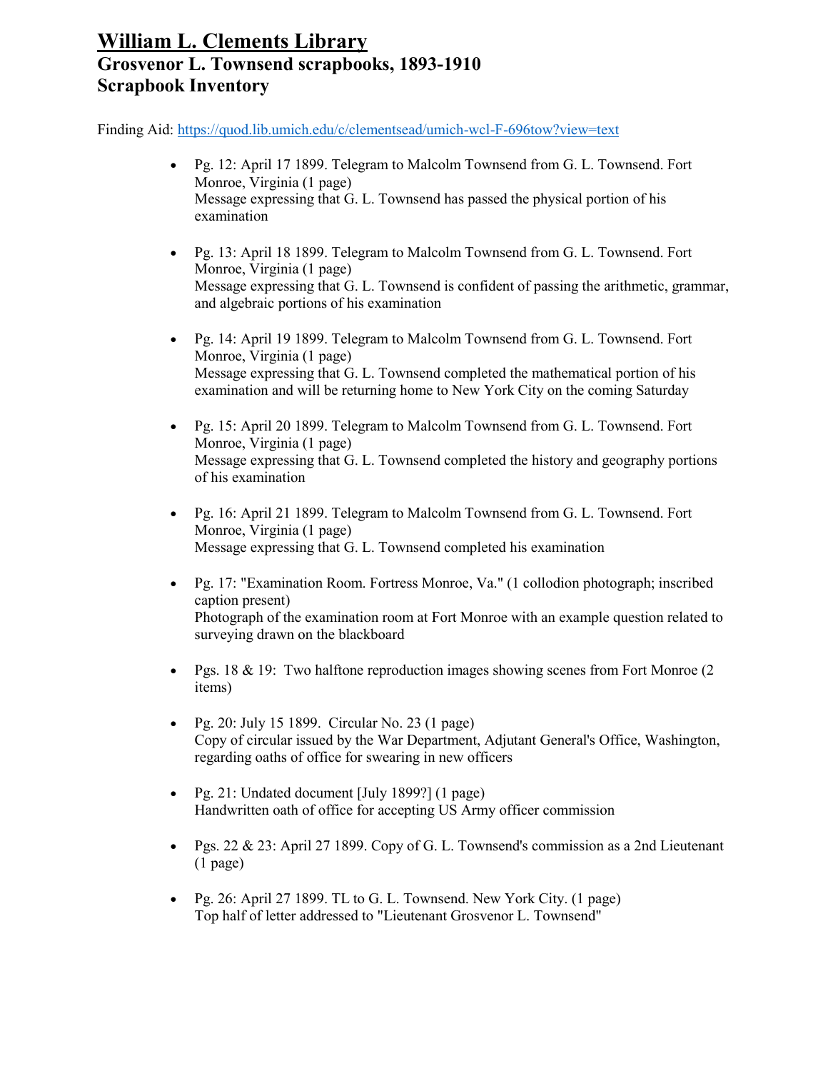# William L. Clements Library
## Grosvenor L. Townsend scrapbooks, 1893-1910
## Scrapbook Inventory

Finding Aid: https://quod.lib.umich.edu/c/clementsead/umich-wcl-F-696tow?view=text

- Pg. 12: April 17 1899. Telegram to Malcolm Townsend from G. L. Townsend. Fort Monroe, Virginia (1 page)
  Message expressing that G. L. Townsend has passed the physical portion of his examination

- Pg. 13: April 18 1899. Telegram to Malcolm Townsend from G. L. Townsend. Fort Monroe, Virginia (1 page)
  Message expressing that G. L. Townsend is confident of passing the arithmetic, grammar, and algebraic portions of his examination

- Pg. 14: April 19 1899. Telegram to Malcolm Townsend from G. L. Townsend. Fort Monroe, Virginia (1 page)
  Message expressing that G. L. Townsend completed the mathematical portion of his examination and will be returning home to New York City on the coming Saturday

- Pg. 15: April 20 1899. Telegram to Malcolm Townsend from G. L. Townsend. Fort Monroe, Virginia (1 page)
  Message expressing that G. L. Townsend completed the history and geography portions of his examination

- Pg. 16: April 21 1899. Telegram to Malcolm Townsend from G. L. Townsend. Fort Monroe, Virginia (1 page)
  Message expressing that G. L. Townsend completed his examination

- Pg. 17: "Examination Room. Fortress Monroe, Va." (1 collodion photograph; inscribed caption present)
  Photograph of the examination room at Fort Monroe with an example question related to surveying drawn on the blackboard

- Pgs. 18 & 19: Two halftone reproduction images showing scenes from Fort Monroe (2 items)

- Pg. 20: July 15 1899. Circular No. 23 (1 page)
  Copy of circular issued by the War Department, Adjutant General's Office, Washington, regarding oaths of office for swearing in new officers

- Pg. 21: Undated document [July 1899?] (1 page)
  Handwritten oath of office for accepting US Army officer commission

- Pgs. 22 & 23: April 27 1899. Copy of G. L. Townsend's commission as a 2nd Lieutenant (1 page)

- Pg. 26: April 27 1899. TL to G. L. Townsend. New York City. (1 page)
  Top half of letter addressed to "Lieutenant Grosvenor L. Townsend"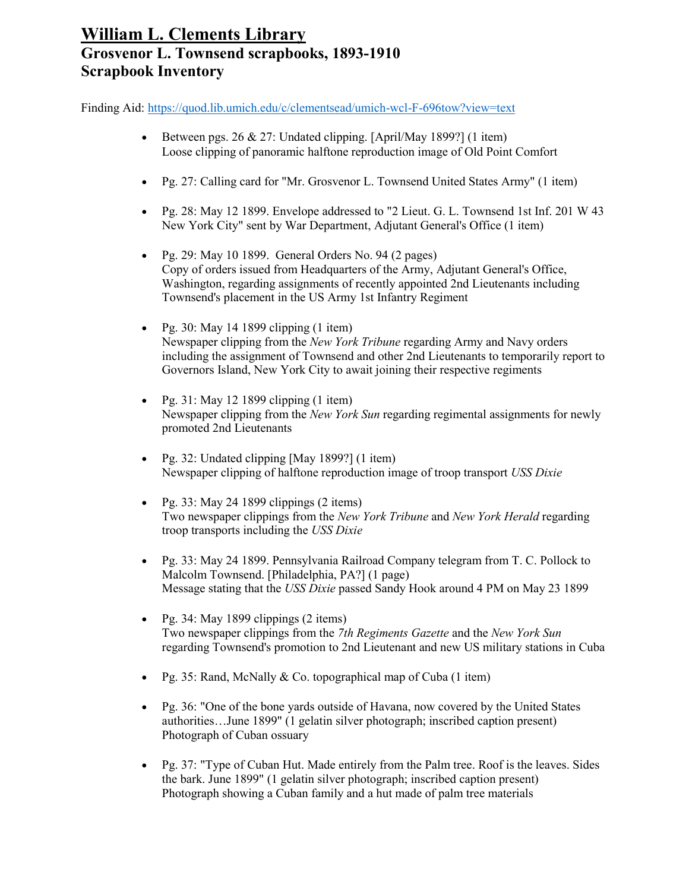# William L. Clements Library
## Grosvenor L. Townsend scrapbooks, 1893-1910
## Scrapbook Inventory

Finding Aid: https://quod.lib.umich.edu/c/clementsead/umich-wcl-F-696tow?view=text

- Between pgs. 26 & 27: Undated clipping. [April/May 1899?] (1 item)
  Loose clipping of panoramic halftone reproduction image of Old Point Comfort

- Pg. 27: Calling card for "Mr. Grosvenor L. Townsend United States Army" (1 item)

- Pg. 28: May 12 1899. Envelope addressed to "2 Lieut. G. L. Townsend 1st Inf. 201 W 43 New York City" sent by War Department, Adjutant General's Office (1 item)

- Pg. 29: May 10 1899. General Orders No. 94 (2 pages)
  Copy of orders issued from Headquarters of the Army, Adjutant General's Office, Washington, regarding assignments of recently appointed 2nd Lieutenants including Townsend's placement in the US Army 1st Infantry Regiment

- Pg. 30: May 14 1899 clipping (1 item)
  Newspaper clipping from the *New York Tribune* regarding Army and Navy orders including the assignment of Townsend and other 2nd Lieutenants to temporarily report to Governors Island, New York City to await joining their respective regiments

- Pg. 31: May 12 1899 clipping (1 item)
  Newspaper clipping from the *New York Sun* regarding regimental assignments for newly promoted 2nd Lieutenants

- Pg. 32: Undated clipping [May 1899?] (1 item)
  Newspaper clipping of halftone reproduction image of troop transport *USS Dixie*

- Pg. 33: May 24 1899 clippings (2 items)
  Two newspaper clippings from the *New York Tribune* and *New York Herald* regarding troop transports including the *USS Dixie*

- Pg. 33: May 24 1899. Pennsylvania Railroad Company telegram from T. C. Pollock to Malcolm Townsend. [Philadelphia, PA?] (1 page)
  Message stating that the *USS Dixie* passed Sandy Hook around 4 PM on May 23 1899

- Pg. 34: May 1899 clippings (2 items)
  Two newspaper clippings from the *7th Regiments Gazette* and the *New York Sun* regarding Townsend's promotion to 2nd Lieutenant and new US military stations in Cuba

- Pg. 35: Rand, McNally & Co. topographical map of Cuba (1 item)

- Pg. 36: "One of the bone yards outside of Havana, now covered by the United States authorities…June 1899" (1 gelatin silver photograph; inscribed caption present)
  Photograph of Cuban ossuary

- Pg. 37: "Type of Cuban Hut. Made entirely from the Palm tree. Roof is the leaves. Sides the bark. June 1899" (1 gelatin silver photograph; inscribed caption present)
  Photograph showing a Cuban family and a hut made of palm tree materials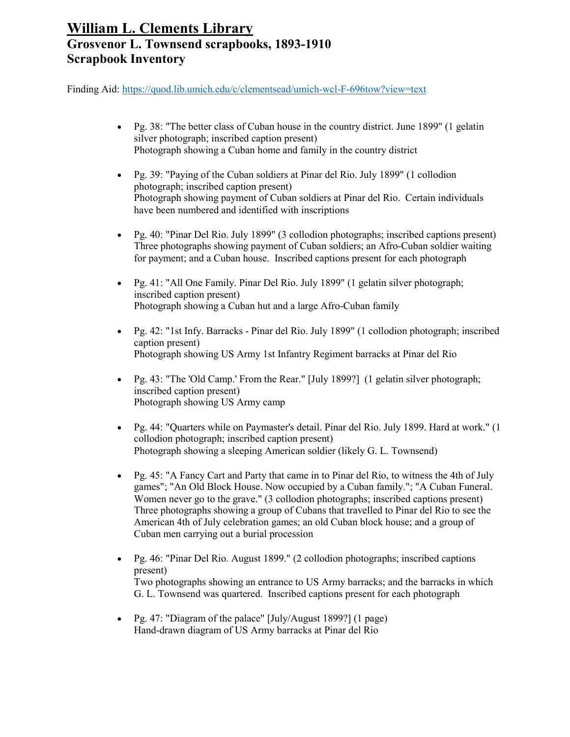# William L. Clements Library
## Grosvenor L. Townsend scrapbooks, 1893-1910
## Scrapbook Inventory

Finding Aid: https://quod.lib.umich.edu/c/clementsead/umich-wcl-F-696tow?view=text

- Pg. 38: "The better class of Cuban house in the country district. June 1899" (1 gelatin silver photograph; inscribed caption present)
  Photograph showing a Cuban home and family in the country district

- Pg. 39: "Paying of the Cuban soldiers at Pinar del Rio. July 1899" (1 collodion photograph; inscribed caption present)
  Photograph showing payment of Cuban soldiers at Pinar del Rio. Certain individuals have been numbered and identified with inscriptions

- Pg. 40: "Pinar Del Rio. July 1899" (3 collodion photographs; inscribed captions present)
  Three photographs showing payment of Cuban soldiers; an Afro-Cuban soldier waiting for payment; and a Cuban house. Inscribed captions present for each photograph

- Pg. 41: "All One Family. Pinar Del Rio. July 1899" (1 gelatin silver photograph; inscribed caption present)
  Photograph showing a Cuban hut and a large Afro-Cuban family

- Pg. 42: "1st Infy. Barracks - Pinar del Rio. July 1899" (1 collodion photograph; inscribed caption present)
  Photograph showing US Army 1st Infantry Regiment barracks at Pinar del Rio

- Pg. 43: "The 'Old Camp.' From the Rear." [July 1899?] (1 gelatin silver photograph; inscribed caption present)
  Photograph showing US Army camp

- Pg. 44: "Quarters while on Paymaster's detail. Pinar del Rio. July 1899. Hard at work." (1 collodion photograph; inscribed caption present)
  Photograph showing a sleeping American soldier (likely G. L. Townsend)

- Pg. 45: "A Fancy Cart and Party that came in to Pinar del Rio, to witness the 4th of July games"; "An Old Block House. Now occupied by a Cuban family."; "A Cuban Funeral. Women never go to the grave." (3 collodion photographs; inscribed captions present)
  Three photographs showing a group of Cubans that travelled to Pinar del Rio to see the American 4th of July celebration games; an old Cuban block house; and a group of Cuban men carrying out a burial procession

- Pg. 46: "Pinar Del Rio. August 1899." (2 collodion photographs; inscribed captions present)
  Two photographs showing an entrance to US Army barracks; and the barracks in which G. L. Townsend was quartered. Inscribed captions present for each photograph

- Pg. 47: "Diagram of the palace" [July/August 1899?] (1 page)
  Hand-drawn diagram of US Army barracks at Pinar del Rio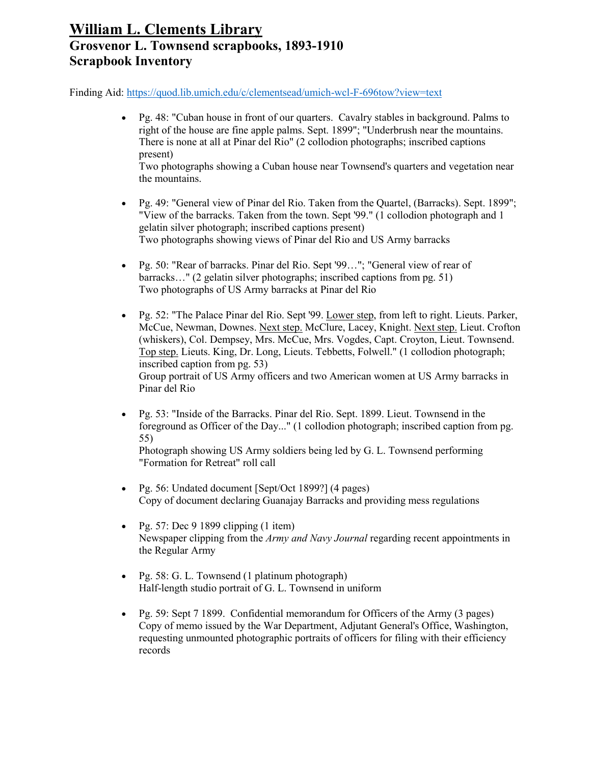# William L. Clements Library
## Grosvenor L. Townsend scrapbooks, 1893-1910
## Scrapbook Inventory

Finding Aid: https://quod.lib.umich.edu/c/clementsead/umich-wcl-F-696tow?view=text

- Pg. 48: "Cuban house in front of our quarters. Cavalry stables in background. Palms to right of the house are fine apple palms. Sept. 1899"; "Underbrush near the mountains. There is none at all at Pinar del Rio" (2 collodion photographs; inscribed captions present)
  Two photographs showing a Cuban house near Townsend's quarters and vegetation near the mountains.

- Pg. 49: "General view of Pinar del Rio. Taken from the Quartel, (Barracks). Sept. 1899"; "View of the barracks. Taken from the town. Sept '99." (1 collodion photograph and 1 gelatin silver photograph; inscribed captions present)
  Two photographs showing views of Pinar del Rio and US Army barracks

- Pg. 50: "Rear of barracks. Pinar del Rio. Sept '99…"; "General view of rear of barracks…" (2 gelatin silver photographs; inscribed captions from pg. 51)
  Two photographs of US Army barracks at Pinar del Rio

- Pg. 52: "The Palace Pinar del Rio. Sept '99. Lower step, from left to right. Lieuts. Parker, McCue, Newman, Downes. Next step. McClure, Lacey, Knight. Next step. Lieut. Crofton (whiskers), Col. Dempsey, Mrs. McCue, Mrs. Vogdes, Capt. Croyton, Lieut. Townsend. Top step. Lieuts. King, Dr. Long, Lieuts. Tebbetts, Folwell." (1 collodion photograph; inscribed caption from pg. 53)
  Group portrait of US Army officers and two American women at US Army barracks in Pinar del Rio

- Pg. 53: "Inside of the Barracks. Pinar del Rio. Sept. 1899. Lieut. Townsend in the foreground as Officer of the Day..." (1 collodion photograph; inscribed caption from pg. 55)
  Photograph showing US Army soldiers being led by G. L. Townsend performing "Formation for Retreat" roll call

- Pg. 56: Undated document [Sept/Oct 1899?] (4 pages)
  Copy of document declaring Guanajay Barracks and providing mess regulations

- Pg. 57: Dec 9 1899 clipping (1 item)
  Newspaper clipping from the *Army and Navy Journal* regarding recent appointments in the Regular Army

- Pg. 58: G. L. Townsend (1 platinum photograph)
  Half-length studio portrait of G. L. Townsend in uniform

- Pg. 59: Sept 7 1899. Confidential memorandum for Officers of the Army (3 pages)
  Copy of memo issued by the War Department, Adjutant General's Office, Washington, requesting unmounted photographic portraits of officers for filing with their efficiency records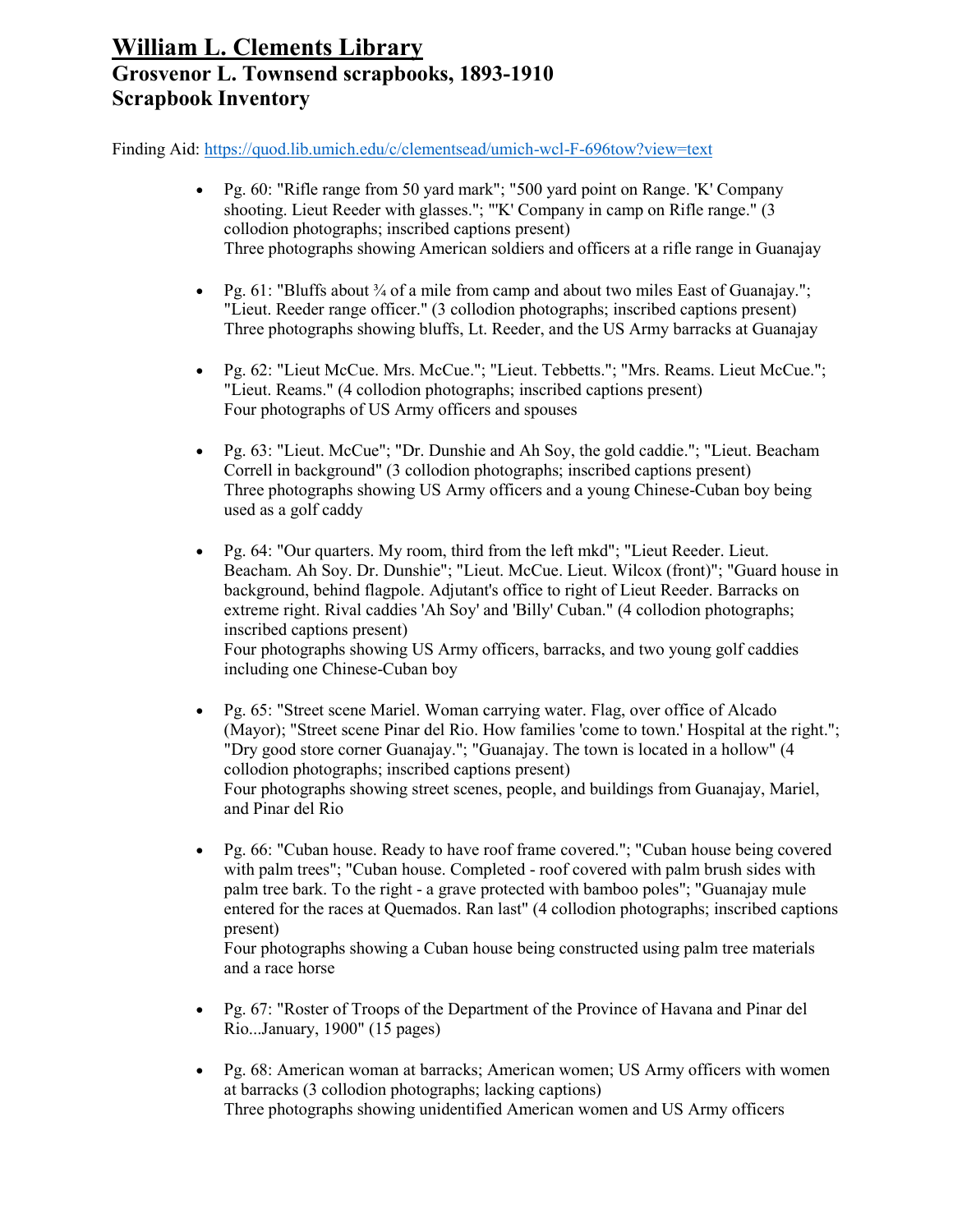# William L. Clements Library
## Grosvenor L. Townsend scrapbooks, 1893-1910
## Scrapbook Inventory

Finding Aid: https://quod.lib.umich.edu/c/clementsead/umich-wcl-F-696tow?view=text

- Pg. 60: "Rifle range from 50 yard mark"; "500 yard point on Range. 'K' Company shooting. Lieut Reeder with glasses."; "'K' Company in camp on Rifle range." (3 collodion photographs; inscribed captions present)
  Three photographs showing American soldiers and officers at a rifle range in Guanajay

- Pg. 61: "Bluffs about ¾ of a mile from camp and about two miles East of Guanajay."; "Lieut. Reeder range officer." (3 collodion photographs; inscribed captions present)
  Three photographs showing bluffs, Lt. Reeder, and the US Army barracks at Guanajay

- Pg. 62: "Lieut McCue. Mrs. McCue."; "Lieut. Tebbetts."; "Mrs. Reams. Lieut McCue."; "Lieut. Reams." (4 collodion photographs; inscribed captions present)
  Four photographs of US Army officers and spouses

- Pg. 63: "Lieut. McCue"; "Dr. Dunshie and Ah Soy, the gold caddie."; "Lieut. Beacham Correll in background" (3 collodion photographs; inscribed captions present)
  Three photographs showing US Army officers and a young Chinese-Cuban boy being used as a golf caddy

- Pg. 64: "Our quarters. My room, third from the left mkd"; "Lieut Reeder. Lieut. Beacham. Ah Soy. Dr. Dunshie"; "Lieut. McCue. Lieut. Wilcox (front)"; "Guard house in background, behind flagpole. Adjutant's office to right of Lieut Reeder. Barracks on extreme right. Rival caddies 'Ah Soy' and 'Billy' Cuban." (4 collodion photographs; inscribed captions present)
  Four photographs showing US Army officers, barracks, and two young golf caddies including one Chinese-Cuban boy

- Pg. 65: "Street scene Mariel. Woman carrying water. Flag, over office of Alcado (Mayor); "Street scene Pinar del Rio. How families 'come to town.' Hospital at the right."; "Dry good store corner Guanajay."; "Guanajay. The town is located in a hollow" (4 collodion photographs; inscribed captions present)
  Four photographs showing street scenes, people, and buildings from Guanajay, Mariel, and Pinar del Rio

- Pg. 66: "Cuban house. Ready to have roof frame covered."; "Cuban house being covered with palm trees"; "Cuban house. Completed - roof covered with palm brush sides with palm tree bark. To the right - a grave protected with bamboo poles"; "Guanajay mule entered for the races at Quemados. Ran last" (4 collodion photographs; inscribed captions present)
  Four photographs showing a Cuban house being constructed using palm tree materials and a race horse

- Pg. 67: "Roster of Troops of the Department of the Province of Havana and Pinar del Rio...January, 1900" (15 pages)

- Pg. 68: American woman at barracks; American women; US Army officers with women at barracks (3 collodion photographs; lacking captions)
  Three photographs showing unidentified American women and US Army officers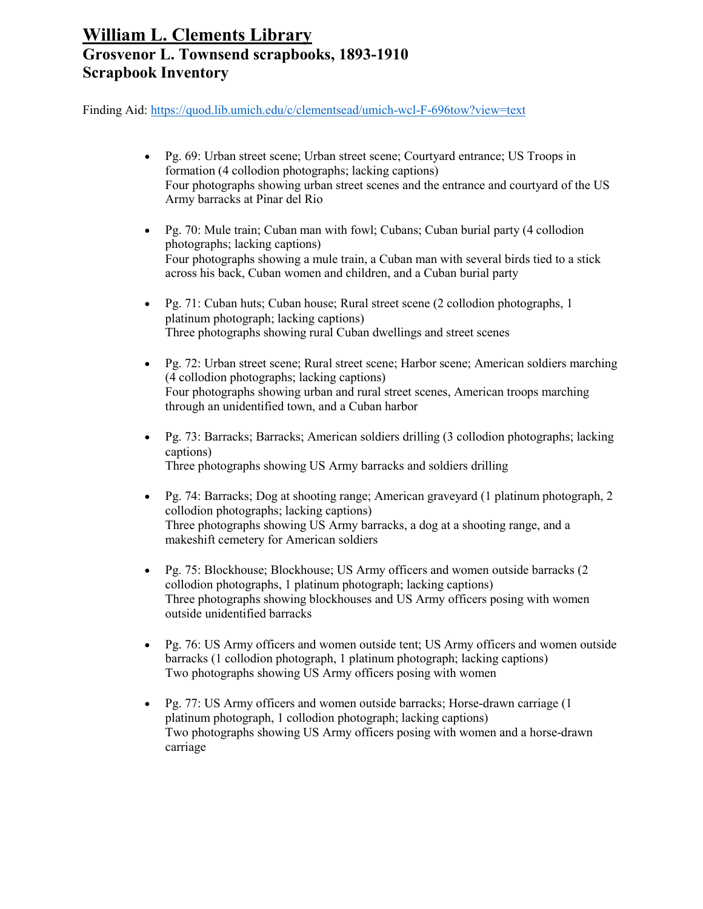# William L. Clements Library
## Grosvenor L. Townsend scrapbooks, 1893-1910
## Scrapbook Inventory

Finding Aid: https://quod.lib.umich.edu/c/clementsead/umich-wcl-F-696tow?view=text

- Pg. 69: Urban street scene; Urban street scene; Courtyard entrance; US Troops in formation (4 collodion photographs; lacking captions)
  Four photographs showing urban street scenes and the entrance and courtyard of the US Army barracks at Pinar del Rio

- Pg. 70: Mule train; Cuban man with fowl; Cubans; Cuban burial party (4 collodion photographs; lacking captions)
  Four photographs showing a mule train, a Cuban man with several birds tied to a stick across his back, Cuban women and children, and a Cuban burial party

- Pg. 71: Cuban huts; Cuban house; Rural street scene (2 collodion photographs, 1 platinum photograph; lacking captions)
  Three photographs showing rural Cuban dwellings and street scenes

- Pg. 72: Urban street scene; Rural street scene; Harbor scene; American soldiers marching (4 collodion photographs; lacking captions)
  Four photographs showing urban and rural street scenes, American troops marching through an unidentified town, and a Cuban harbor

- Pg. 73: Barracks; Barracks; American soldiers drilling (3 collodion photographs; lacking captions)
  Three photographs showing US Army barracks and soldiers drilling

- Pg. 74: Barracks; Dog at shooting range; American graveyard (1 platinum photograph, 2 collodion photographs; lacking captions)
  Three photographs showing US Army barracks, a dog at a shooting range, and a makeshift cemetery for American soldiers

- Pg. 75: Blockhouse; Blockhouse; US Army officers and women outside barracks (2 collodion photographs, 1 platinum photograph; lacking captions)
  Three photographs showing blockhouses and US Army officers posing with women outside unidentified barracks

- Pg. 76: US Army officers and women outside tent; US Army officers and women outside barracks (1 collodion photograph, 1 platinum photograph; lacking captions)
  Two photographs showing US Army officers posing with women

- Pg. 77: US Army officers and women outside barracks; Horse-drawn carriage (1 platinum photograph, 1 collodion photograph; lacking captions)
  Two photographs showing US Army officers posing with women and a horse-drawn carriage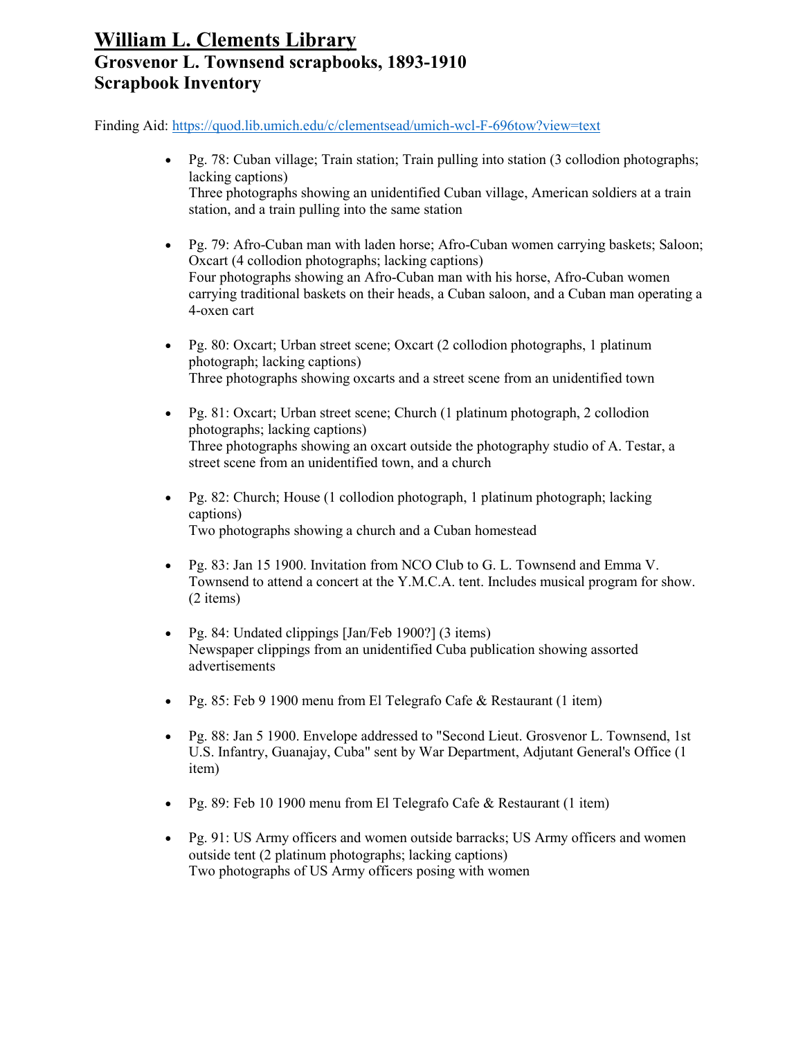# William L. Clements Library
## Grosvenor L. Townsend scrapbooks, 1893-1910
## Scrapbook Inventory

Finding Aid: https://quod.lib.umich.edu/c/clementsead/umich-wcl-F-696tow?view=text

- Pg. 78: Cuban village; Train station; Train pulling into station (3 collodion photographs; lacking captions)
  Three photographs showing an unidentified Cuban village, American soldiers at a train station, and a train pulling into the same station

- Pg. 79: Afro-Cuban man with laden horse; Afro-Cuban women carrying baskets; Saloon; Oxcart (4 collodion photographs; lacking captions)
  Four photographs showing an Afro-Cuban man with his horse, Afro-Cuban women carrying traditional baskets on their heads, a Cuban saloon, and a Cuban man operating a 4-oxen cart

- Pg. 80: Oxcart; Urban street scene; Oxcart (2 collodion photographs, 1 platinum photograph; lacking captions)
  Three photographs showing oxcarts and a street scene from an unidentified town

- Pg. 81: Oxcart; Urban street scene; Church (1 platinum photograph, 2 collodion photographs; lacking captions)
  Three photographs showing an oxcart outside the photography studio of A. Testar, a street scene from an unidentified town, and a church

- Pg. 82: Church; House (1 collodion photograph, 1 platinum photograph; lacking captions)
  Two photographs showing a church and a Cuban homestead

- Pg. 83: Jan 15 1900. Invitation from NCO Club to G. L. Townsend and Emma V. Townsend to attend a concert at the Y.M.C.A. tent. Includes musical program for show. (2 items)

- Pg. 84: Undated clippings [Jan/Feb 1900?] (3 items)
  Newspaper clippings from an unidentified Cuba publication showing assorted advertisements

- Pg. 85: Feb 9 1900 menu from El Telegrafo Cafe & Restaurant (1 item)

- Pg. 88: Jan 5 1900. Envelope addressed to "Second Lieut. Grosvenor L. Townsend, 1st U.S. Infantry, Guanajay, Cuba" sent by War Department, Adjutant General's Office (1 item)

- Pg. 89: Feb 10 1900 menu from El Telegrafo Cafe & Restaurant (1 item)

- Pg. 91: US Army officers and women outside barracks; US Army officers and women outside tent (2 platinum photographs; lacking captions)
  Two photographs of US Army officers posing with women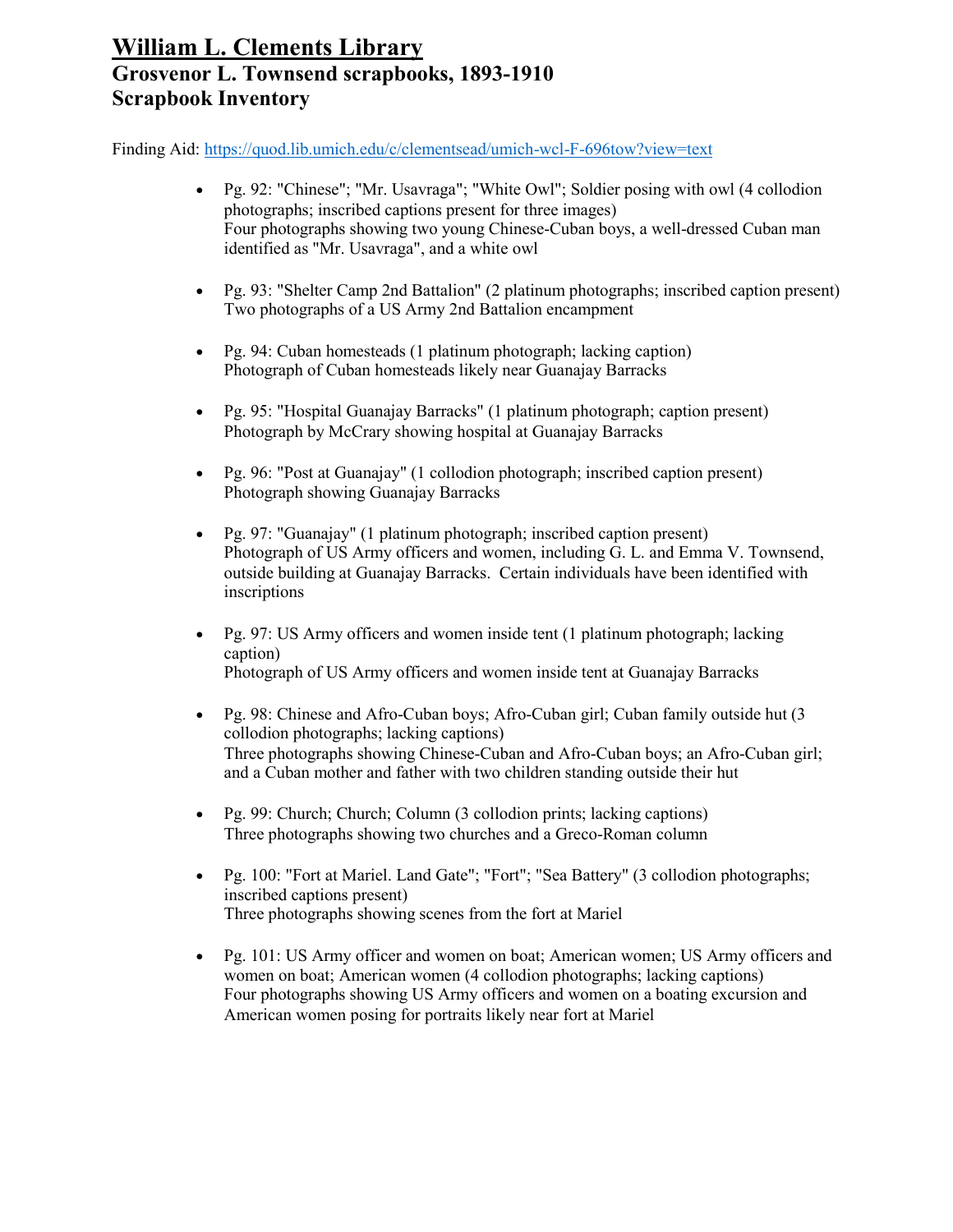# William L. Clements Library
## Grosvenor L. Townsend scrapbooks, 1893-1910
## Scrapbook Inventory

Finding Aid: https://quod.lib.umich.edu/c/clementsead/umich-wcl-F-696tow?view=text

- Pg. 92: "Chinese"; "Mr. Usavraga"; "White Owl"; Soldier posing with owl (4 collodion photographs; inscribed captions present for three images)
  Four photographs showing two young Chinese-Cuban boys, a well-dressed Cuban man identified as "Mr. Usavraga", and a white owl

- Pg. 93: "Shelter Camp 2nd Battalion" (2 platinum photographs; inscribed caption present)
  Two photographs of a US Army 2nd Battalion encampment

- Pg. 94: Cuban homesteads (1 platinum photograph; lacking caption)
  Photograph of Cuban homesteads likely near Guanajay Barracks

- Pg. 95: "Hospital Guanajay Barracks" (1 platinum photograph; caption present)
  Photograph by McCrary showing hospital at Guanajay Barracks

- Pg. 96: "Post at Guanajay" (1 collodion photograph; inscribed caption present)
  Photograph showing Guanajay Barracks

- Pg. 97: "Guanajay" (1 platinum photograph; inscribed caption present)
  Photograph of US Army officers and women, including G. L. and Emma V. Townsend, outside building at Guanajay Barracks. Certain individuals have been identified with inscriptions

- Pg. 97: US Army officers and women inside tent (1 platinum photograph; lacking caption)
  Photograph of US Army officers and women inside tent at Guanajay Barracks

- Pg. 98: Chinese and Afro-Cuban boys; Afro-Cuban girl; Cuban family outside hut (3 collodion photographs; lacking captions)
  Three photographs showing Chinese-Cuban and Afro-Cuban boys; an Afro-Cuban girl; and a Cuban mother and father with two children standing outside their hut

- Pg. 99: Church; Church; Column (3 collodion prints; lacking captions)
  Three photographs showing two churches and a Greco-Roman column

- Pg. 100: "Fort at Mariel. Land Gate"; "Fort"; "Sea Battery" (3 collodion photographs; inscribed captions present)
  Three photographs showing scenes from the fort at Mariel

- Pg. 101: US Army officer and women on boat; American women; US Army officers and women on boat; American women (4 collodion photographs; lacking captions)
  Four photographs showing US Army officers and women on a boating excursion and American women posing for portraits likely near fort at Mariel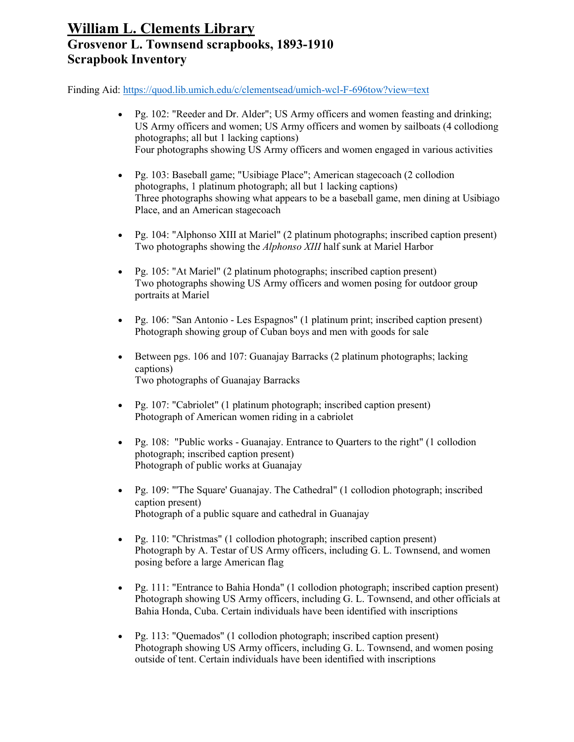# William L. Clements Library
## Grosvenor L. Townsend scrapbooks, 1893-1910
## Scrapbook Inventory

Finding Aid: https://quod.lib.umich.edu/c/clementsead/umich-wcl-F-696tow?view=text

- Pg. 102: "Reeder and Dr. Alder"; US Army officers and women feasting and drinking; US Army officers and women; US Army officers and women by sailboats (4 collodiong photographs; all but 1 lacking captions)
  Four photographs showing US Army officers and women engaged in various activities

- Pg. 103: Baseball game; "Usibiage Place"; American stagecoach (2 collodion photographs, 1 platinum photograph; all but 1 lacking captions)
  Three photographs showing what appears to be a baseball game, men dining at Usibiago Place, and an American stagecoach

- Pg. 104: "Alphonso XIII at Mariel" (2 platinum photographs; inscribed caption present)
  Two photographs showing the *Alphonso XIII* half sunk at Mariel Harbor

- Pg. 105: "At Mariel" (2 platinum photographs; inscribed caption present)
  Two photographs showing US Army officers and women posing for outdoor group portraits at Mariel

- Pg. 106: "San Antonio - Les Espagnos" (1 platinum print; inscribed caption present)
  Photograph showing group of Cuban boys and men with goods for sale

- Between pgs. 106 and 107: Guanajay Barracks (2 platinum photographs; lacking captions)
  Two photographs of Guanajay Barracks

- Pg. 107: "Cabriolet" (1 platinum photograph; inscribed caption present)
  Photograph of American women riding in a cabriolet

- Pg. 108: "Public works - Guanajay. Entrance to Quarters to the right" (1 collodion photograph; inscribed caption present)
  Photograph of public works at Guanajay

- Pg. 109: "'The Square' Guanajay. The Cathedral" (1 collodion photograph; inscribed caption present)
  Photograph of a public square and cathedral in Guanajay

- Pg. 110: "Christmas" (1 collodion photograph; inscribed caption present)
  Photograph by A. Testar of US Army officers, including G. L. Townsend, and women posing before a large American flag

- Pg. 111: "Entrance to Bahia Honda" (1 collodion photograph; inscribed caption present)
  Photograph showing US Army officers, including G. L. Townsend, and other officials at Bahia Honda, Cuba. Certain individuals have been identified with inscriptions

- Pg. 113: "Quemados" (1 collodion photograph; inscribed caption present)
  Photograph showing US Army officers, including G. L. Townsend, and women posing outside of tent. Certain individuals have been identified with inscriptions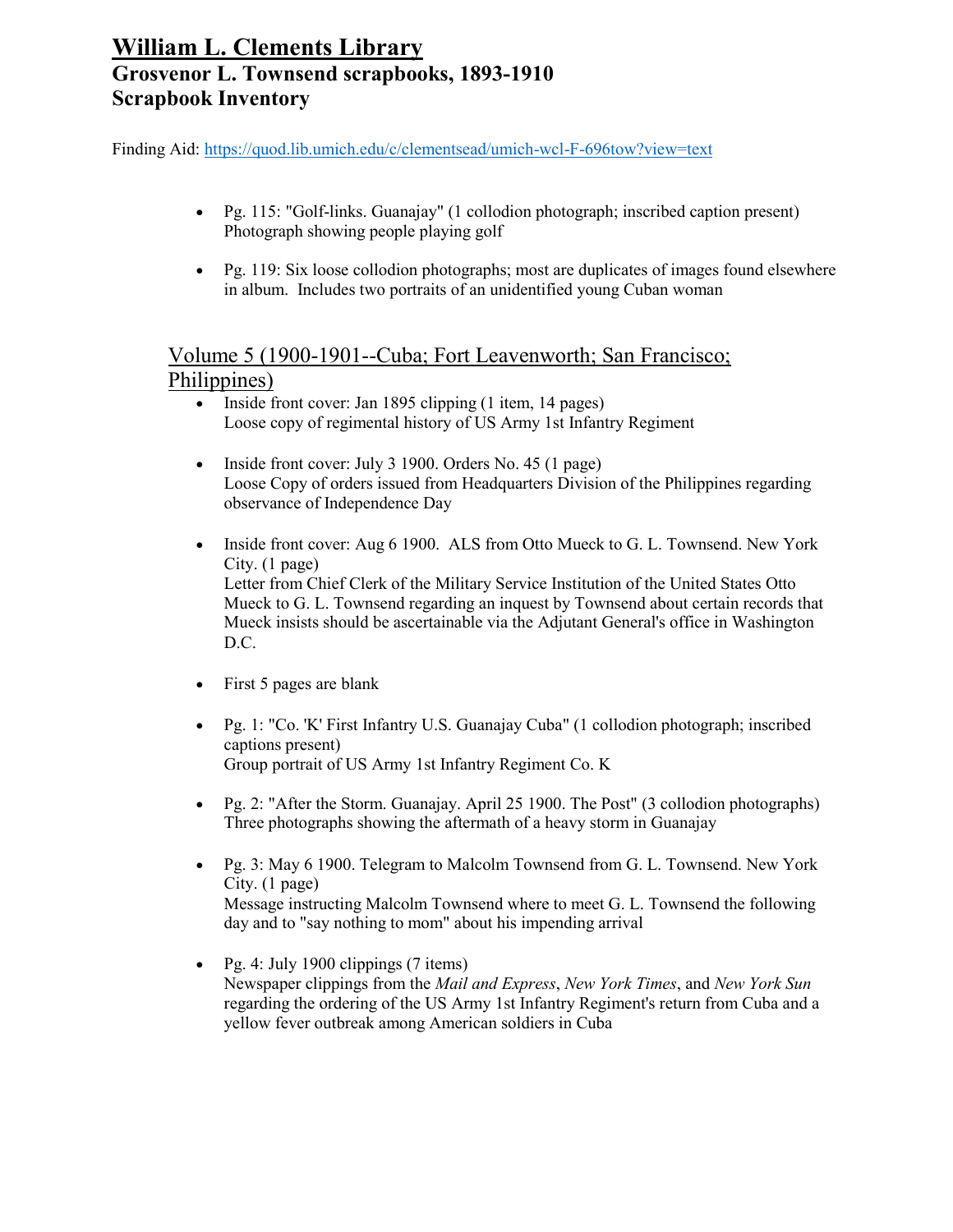# William L. Clements Library
## Grosvenor L. Townsend scrapbooks, 1893-1910
## Scrapbook Inventory

Finding Aid: https://quod.lib.umich.edu/c/clementsead/umich-wcl-F-696tow?view=text

- Pg. 115: "Golf-links. Guanajay" (1 collodion photograph; inscribed caption present)
  Photograph showing people playing golf

- Pg. 119: Six loose collodion photographs; most are duplicates of images found elsewhere in album. Includes two portraits of an unidentified young Cuban woman

### Volume 5 (1900-1901--Cuba; Fort Leavenworth; San Francisco; Philippines)

- Inside front cover: Jan 1895 clipping (1 item, 14 pages)
  Loose copy of regimental history of US Army 1st Infantry Regiment

- Inside front cover: July 3 1900. Orders No. 45 (1 page)
  Loose Copy of orders issued from Headquarters Division of the Philippines regarding observance of Independence Day

- Inside front cover: Aug 6 1900. ALS from Otto Mueck to G. L. Townsend. New York City. (1 page)
  Letter from Chief Clerk of the Military Service Institution of the United States Otto Mueck to G. L. Townsend regarding an inquest by Townsend about certain records that Mueck insists should be ascertainable via the Adjutant General's office in Washington D.C.

- First 5 pages are blank

- Pg. 1: "Co. 'K' First Infantry U.S. Guanajay Cuba" (1 collodion photograph; inscribed captions present)
  Group portrait of US Army 1st Infantry Regiment Co. K

- Pg. 2: "After the Storm. Guanajay. April 25 1900. The Post" (3 collodion photographs)
  Three photographs showing the aftermath of a heavy storm in Guanajay

- Pg. 3: May 6 1900. Telegram to Malcolm Townsend from G. L. Townsend. New York City. (1 page)
  Message instructing Malcolm Townsend where to meet G. L. Townsend the following day and to "say nothing to mom" about his impending arrival

- Pg. 4: July 1900 clippings (7 items)
  Newspaper clippings from the *Mail and Express*, *New York Times*, and *New York Sun* regarding the ordering of the US Army 1st Infantry Regiment's return from Cuba and a yellow fever outbreak among American soldiers in Cuba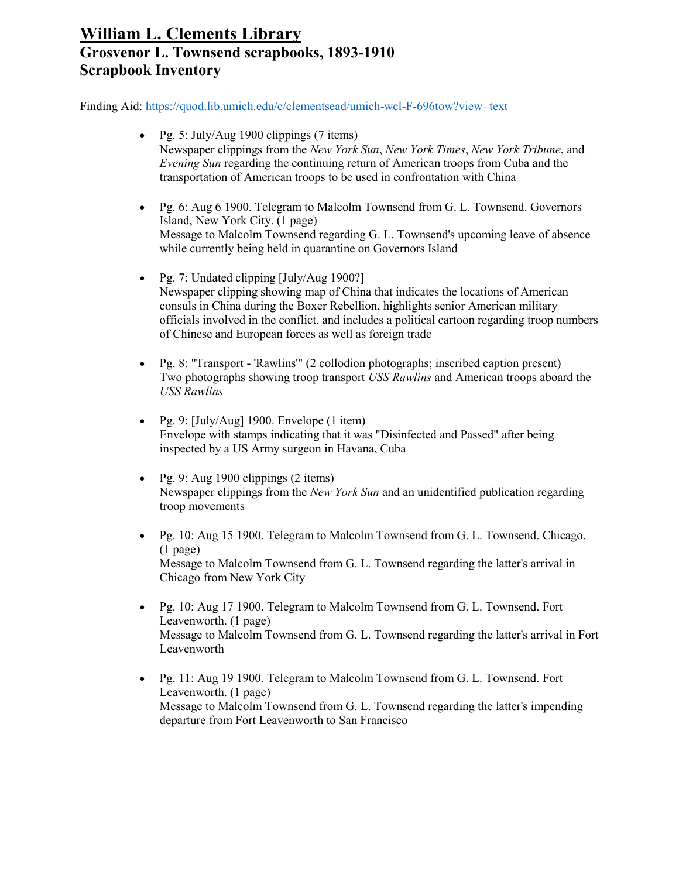# William L. Clements Library
## Grosvenor L. Townsend scrapbooks, 1893-1910
## Scrapbook Inventory

Finding Aid: https://quod.lib.umich.edu/c/clementsead/umich-wcl-F-696tow?view=text

- Pg. 5: July/Aug 1900 clippings (7 items)
  Newspaper clippings from the *New York Sun*, *New York Times*, *New York Tribune*, and *Evening Sun* regarding the continuing return of American troops from Cuba and the transportation of American troops to be used in confrontation with China

- Pg. 6: Aug 6 1900. Telegram to Malcolm Townsend from G. L. Townsend. Governors Island, New York City. (1 page)
  Message to Malcolm Townsend regarding G. L. Townsend's upcoming leave of absence while currently being held in quarantine on Governors Island

- Pg. 7: Undated clipping [July/Aug 1900?]
  Newspaper clipping showing map of China that indicates the locations of American consuls in China during the Boxer Rebellion, highlights senior American military officials involved in the conflict, and includes a political cartoon regarding troop numbers of Chinese and European forces as well as foreign trade

- Pg. 8: "Transport - 'Rawlins'" (2 collodion photographs; inscribed caption present)
  Two photographs showing troop transport *USS Rawlins* and American troops aboard the *USS Rawlins*

- Pg. 9: [July/Aug] 1900. Envelope (1 item)
  Envelope with stamps indicating that it was "Disinfected and Passed" after being inspected by a US Army surgeon in Havana, Cuba

- Pg. 9: Aug 1900 clippings (2 items)
  Newspaper clippings from the *New York Sun* and an unidentified publication regarding troop movements

- Pg. 10: Aug 15 1900. Telegram to Malcolm Townsend from G. L. Townsend. Chicago. (1 page)
  Message to Malcolm Townsend from G. L. Townsend regarding the latter's arrival in Chicago from New York City

- Pg. 10: Aug 17 1900. Telegram to Malcolm Townsend from G. L. Townsend. Fort Leavenworth. (1 page)
  Message to Malcolm Townsend from G. L. Townsend regarding the latter's arrival in Fort Leavenworth

- Pg. 11: Aug 19 1900. Telegram to Malcolm Townsend from G. L. Townsend. Fort Leavenworth. (1 page)
  Message to Malcolm Townsend from G. L. Townsend regarding the latter's impending departure from Fort Leavenworth to San Francisco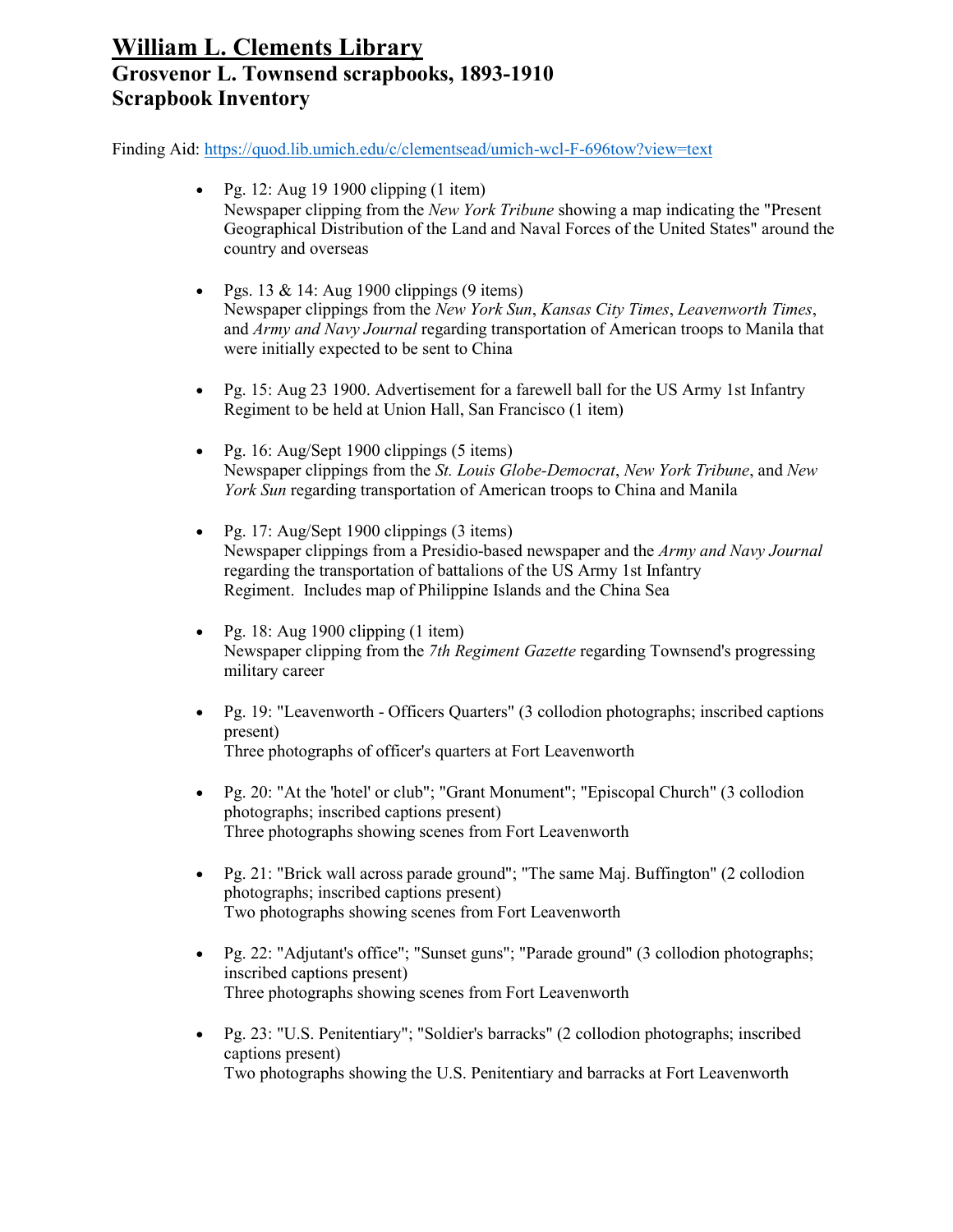# William L. Clements Library
## Grosvenor L. Townsend scrapbooks, 1893-1910
## Scrapbook Inventory

Finding Aid: https://quod.lib.umich.edu/c/clementsead/umich-wcl-F-696tow?view=text

- Pg. 12: Aug 19 1900 clipping (1 item)
  Newspaper clipping from the *New York Tribune* showing a map indicating the "Present Geographical Distribution of the Land and Naval Forces of the United States" around the country and overseas

- Pgs. 13 & 14: Aug 1900 clippings (9 items)
  Newspaper clippings from the *New York Sun*, *Kansas City Times*, *Leavenworth Times*, and *Army and Navy Journal* regarding transportation of American troops to Manila that were initially expected to be sent to China

- Pg. 15: Aug 23 1900. Advertisement for a farewell ball for the US Army 1st Infantry Regiment to be held at Union Hall, San Francisco (1 item)

- Pg. 16: Aug/Sept 1900 clippings (5 items)
  Newspaper clippings from the *St. Louis Globe-Democrat*, *New York Tribune*, and *New York Sun* regarding transportation of American troops to China and Manila

- Pg. 17: Aug/Sept 1900 clippings (3 items)
  Newspaper clippings from a Presidio-based newspaper and the *Army and Navy Journal* regarding the transportation of battalions of the US Army 1st Infantry Regiment. Includes map of Philippine Islands and the China Sea

- Pg. 18: Aug 1900 clipping (1 item)
  Newspaper clipping from the *7th Regiment Gazette* regarding Townsend's progressing military career

- Pg. 19: "Leavenworth - Officers Quarters" (3 collodion photographs; inscribed captions present)
  Three photographs of officer's quarters at Fort Leavenworth

- Pg. 20: "At the 'hotel' or club"; "Grant Monument"; "Episcopal Church" (3 collodion photographs; inscribed captions present)
  Three photographs showing scenes from Fort Leavenworth

- Pg. 21: "Brick wall across parade ground"; "The same Maj. Buffington" (2 collodion photographs; inscribed captions present)
  Two photographs showing scenes from Fort Leavenworth

- Pg. 22: "Adjutant's office"; "Sunset guns"; "Parade ground" (3 collodion photographs; inscribed captions present)
  Three photographs showing scenes from Fort Leavenworth

- Pg. 23: "U.S. Penitentiary"; "Soldier's barracks" (2 collodion photographs; inscribed captions present)
  Two photographs showing the U.S. Penitentiary and barracks at Fort Leavenworth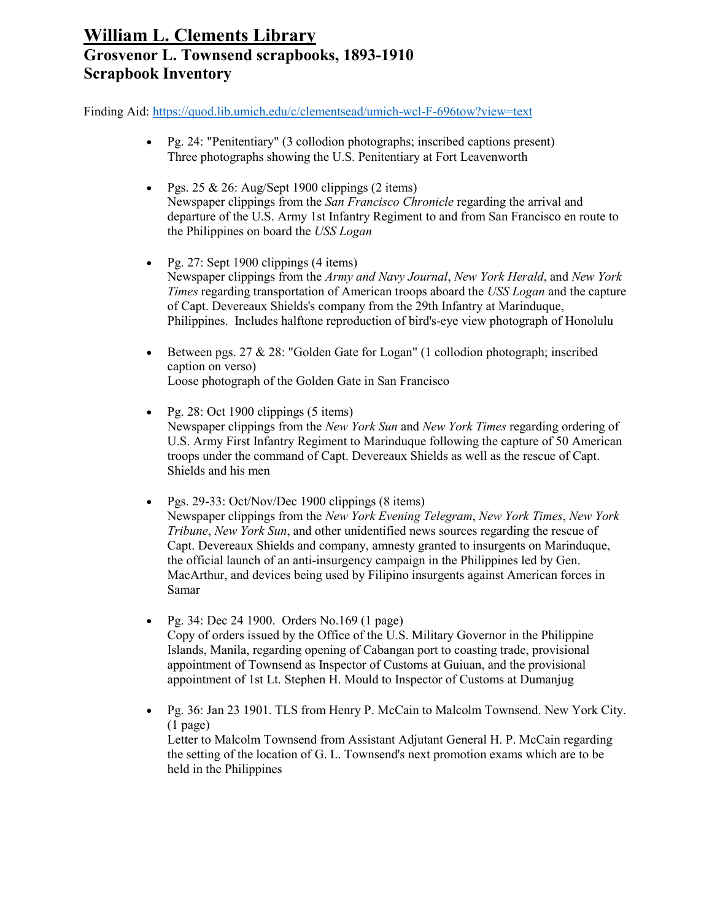# William L. Clements Library
## Grosvenor L. Townsend scrapbooks, 1893-1910
## Scrapbook Inventory

Finding Aid: https://quod.lib.umich.edu/c/clementsead/umich-wcl-F-696tow?view=text

- Pg. 24: "Penitentiary" (3 collodion photographs; inscribed captions present)
  Three photographs showing the U.S. Penitentiary at Fort Leavenworth

- Pgs. 25 & 26: Aug/Sept 1900 clippings (2 items)
  Newspaper clippings from the *San Francisco Chronicle* regarding the arrival and departure of the U.S. Army 1st Infantry Regiment to and from San Francisco en route to the Philippines on board the *USS Logan*

- Pg. 27: Sept 1900 clippings (4 items)
  Newspaper clippings from the *Army and Navy Journal*, *New York Herald*, and *New York Times* regarding transportation of American troops aboard the *USS Logan* and the capture of Capt. Devereaux Shields's company from the 29th Infantry at Marinduque, Philippines. Includes halftone reproduction of bird's-eye view photograph of Honolulu

- Between pgs. 27 & 28: "Golden Gate for Logan" (1 collodion photograph; inscribed caption on verso)
  Loose photograph of the Golden Gate in San Francisco

- Pg. 28: Oct 1900 clippings (5 items)
  Newspaper clippings from the *New York Sun* and *New York Times* regarding ordering of U.S. Army First Infantry Regiment to Marinduque following the capture of 50 American troops under the command of Capt. Devereaux Shields as well as the rescue of Capt. Shields and his men

- Pgs. 29-33: Oct/Nov/Dec 1900 clippings (8 items)
  Newspaper clippings from the *New York Evening Telegram*, *New York Times*, *New York Tribune*, *New York Sun*, and other unidentified news sources regarding the rescue of Capt. Devereaux Shields and company, amnesty granted to insurgents on Marinduque, the official launch of an anti-insurgency campaign in the Philippines led by Gen. MacArthur, and devices being used by Filipino insurgents against American forces in Samar

- Pg. 34: Dec 24 1900. Orders No.169 (1 page)
  Copy of orders issued by the Office of the U.S. Military Governor in the Philippine Islands, Manila, regarding opening of Cabangan port to coasting trade, provisional appointment of Townsend as Inspector of Customs at Guiuan, and the provisional appointment of 1st Lt. Stephen H. Mould to Inspector of Customs at Dumanjug

- Pg. 36: Jan 23 1901. TLS from Henry P. McCain to Malcolm Townsend. New York City. (1 page)
  Letter to Malcolm Townsend from Assistant Adjutant General H. P. McCain regarding the setting of the location of G. L. Townsend's next promotion exams which are to be held in the Philippines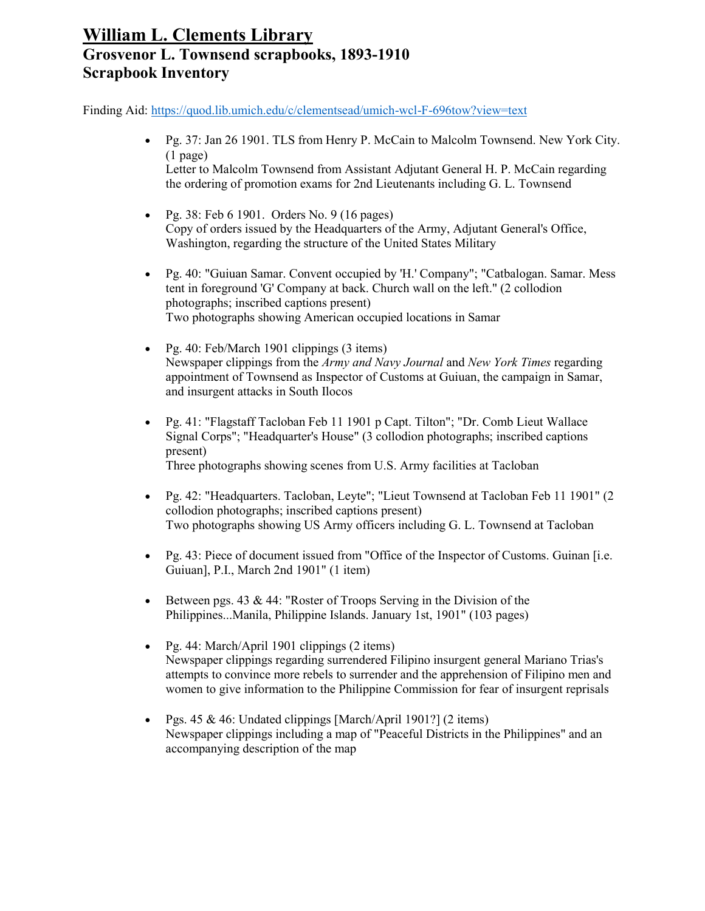# William L. Clements Library
## Grosvenor L. Townsend scrapbooks, 1893-1910
## Scrapbook Inventory

Finding Aid: https://quod.lib.umich.edu/c/clementsead/umich-wcl-F-696tow?view=text

- Pg. 37: Jan 26 1901. TLS from Henry P. McCain to Malcolm Townsend. New York City. (1 page)
  Letter to Malcolm Townsend from Assistant Adjutant General H. P. McCain regarding the ordering of promotion exams for 2nd Lieutenants including G. L. Townsend

- Pg. 38: Feb 6 1901. Orders No. 9 (16 pages)
  Copy of orders issued by the Headquarters of the Army, Adjutant General's Office, Washington, regarding the structure of the United States Military

- Pg. 40: "Guiuan Samar. Convent occupied by 'H.' Company"; "Catbalogan. Samar. Mess tent in foreground 'G' Company at back. Church wall on the left." (2 collodion photographs; inscribed captions present)
  Two photographs showing American occupied locations in Samar

- Pg. 40: Feb/March 1901 clippings (3 items)
  Newspaper clippings from the *Army and Navy Journal* and *New York Times* regarding appointment of Townsend as Inspector of Customs at Guiuan, the campaign in Samar, and insurgent attacks in South Ilocos

- Pg. 41: "Flagstaff Tacloban Feb 11 1901 p Capt. Tilton"; "Dr. Comb Lieut Wallace Signal Corps"; "Headquarter's House" (3 collodion photographs; inscribed captions present)
  Three photographs showing scenes from U.S. Army facilities at Tacloban

- Pg. 42: "Headquarters. Tacloban, Leyte"; "Lieut Townsend at Tacloban Feb 11 1901" (2 collodion photographs; inscribed captions present)
  Two photographs showing US Army officers including G. L. Townsend at Tacloban

- Pg. 43: Piece of document issued from "Office of the Inspector of Customs. Guinan [i.e. Guiuan], P.I., March 2nd 1901" (1 item)

- Between pgs. 43 & 44: "Roster of Troops Serving in the Division of the Philippines...Manila, Philippine Islands. January 1st, 1901" (103 pages)

- Pg. 44: March/April 1901 clippings (2 items)
  Newspaper clippings regarding surrendered Filipino insurgent general Mariano Trias's attempts to convince more rebels to surrender and the apprehension of Filipino men and women to give information to the Philippine Commission for fear of insurgent reprisals

- Pgs. 45 & 46: Undated clippings [March/April 1901?] (2 items)
  Newspaper clippings including a map of "Peaceful Districts in the Philippines" and an accompanying description of the map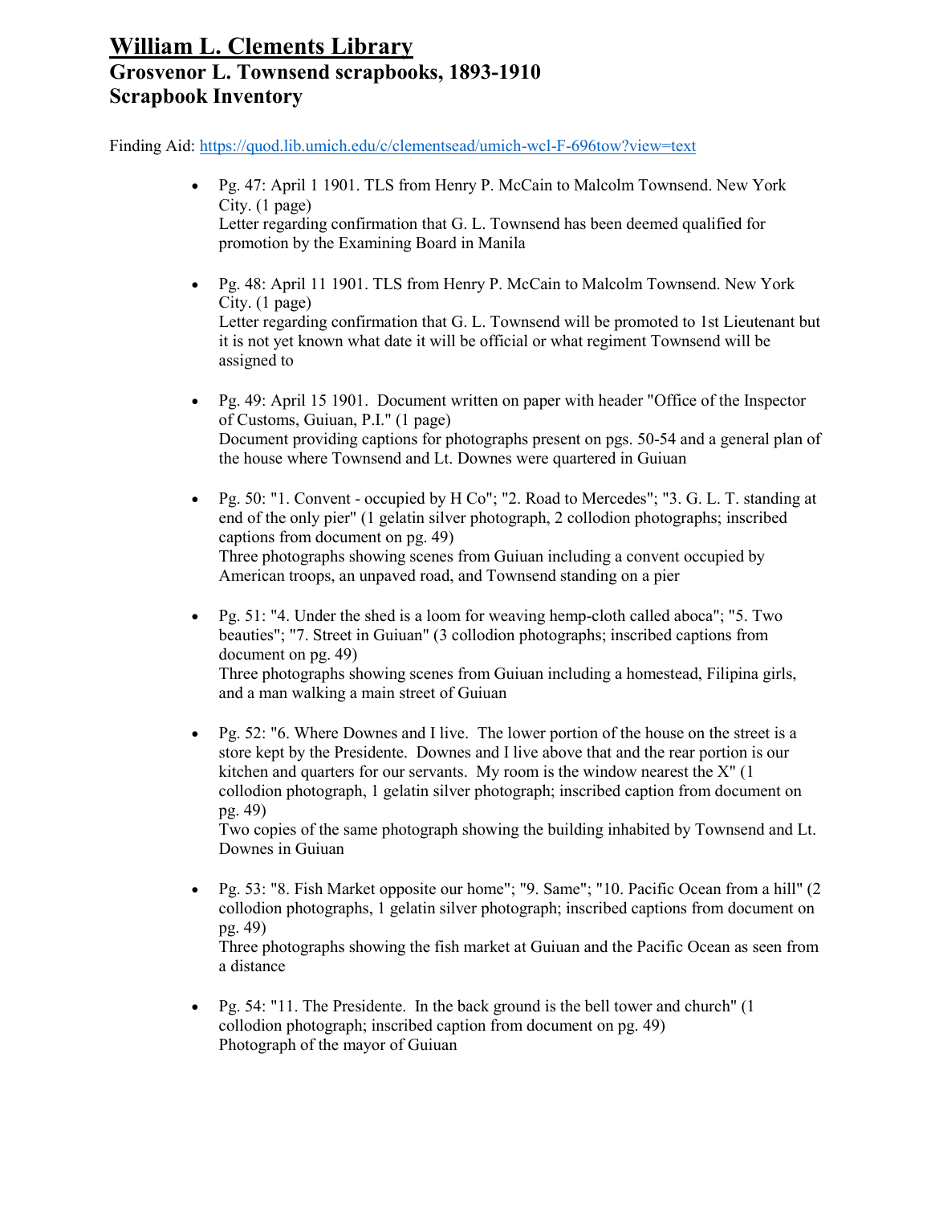# William L. Clements Library
## Grosvenor L. Townsend scrapbooks, 1893-1910
## Scrapbook Inventory

Finding Aid: https://quod.lib.umich.edu/c/clementsead/umich-wcl-F-696tow?view=text

- Pg. 47: April 1 1901. TLS from Henry P. McCain to Malcolm Townsend. New York City. (1 page)
  Letter regarding confirmation that G. L. Townsend has been deemed qualified for promotion by the Examining Board in Manila

- Pg. 48: April 11 1901. TLS from Henry P. McCain to Malcolm Townsend. New York City. (1 page)
  Letter regarding confirmation that G. L. Townsend will be promoted to 1st Lieutenant but it is not yet known what date it will be official or what regiment Townsend will be assigned to

- Pg. 49: April 15 1901. Document written on paper with header "Office of the Inspector of Customs, Guiuan, P.I." (1 page)
  Document providing captions for photographs present on pgs. 50-54 and a general plan of the house where Townsend and Lt. Downes were quartered in Guiuan

- Pg. 50: "1. Convent - occupied by H Co"; "2. Road to Mercedes"; "3. G. L. T. standing at end of the only pier" (1 gelatin silver photograph, 2 collodion photographs; inscribed captions from document on pg. 49)
  Three photographs showing scenes from Guiuan including a convent occupied by American troops, an unpaved road, and Townsend standing on a pier

- Pg. 51: "4. Under the shed is a loom for weaving hemp-cloth called aboca"; "5. Two beauties"; "7. Street in Guiuan" (3 collodion photographs; inscribed captions from document on pg. 49)
  Three photographs showing scenes from Guiuan including a homestead, Filipina girls, and a man walking a main street of Guiuan

- Pg. 52: "6. Where Downes and I live. The lower portion of the house on the street is a store kept by the Presidente. Downes and I live above that and the rear portion is our kitchen and quarters for our servants. My room is the window nearest the X" (1 collodion photograph, 1 gelatin silver photograph; inscribed caption from document on pg. 49)
  Two copies of the same photograph showing the building inhabited by Townsend and Lt. Downes in Guiuan

- Pg. 53: "8. Fish Market opposite our home"; "9. Same"; "10. Pacific Ocean from a hill" (2 collodion photographs, 1 gelatin silver photograph; inscribed captions from document on pg. 49)
  Three photographs showing the fish market at Guiuan and the Pacific Ocean as seen from a distance

- Pg. 54: "11. The Presidente. In the back ground is the bell tower and church" (1 collodion photograph; inscribed caption from document on pg. 49)
  Photograph of the mayor of Guiuan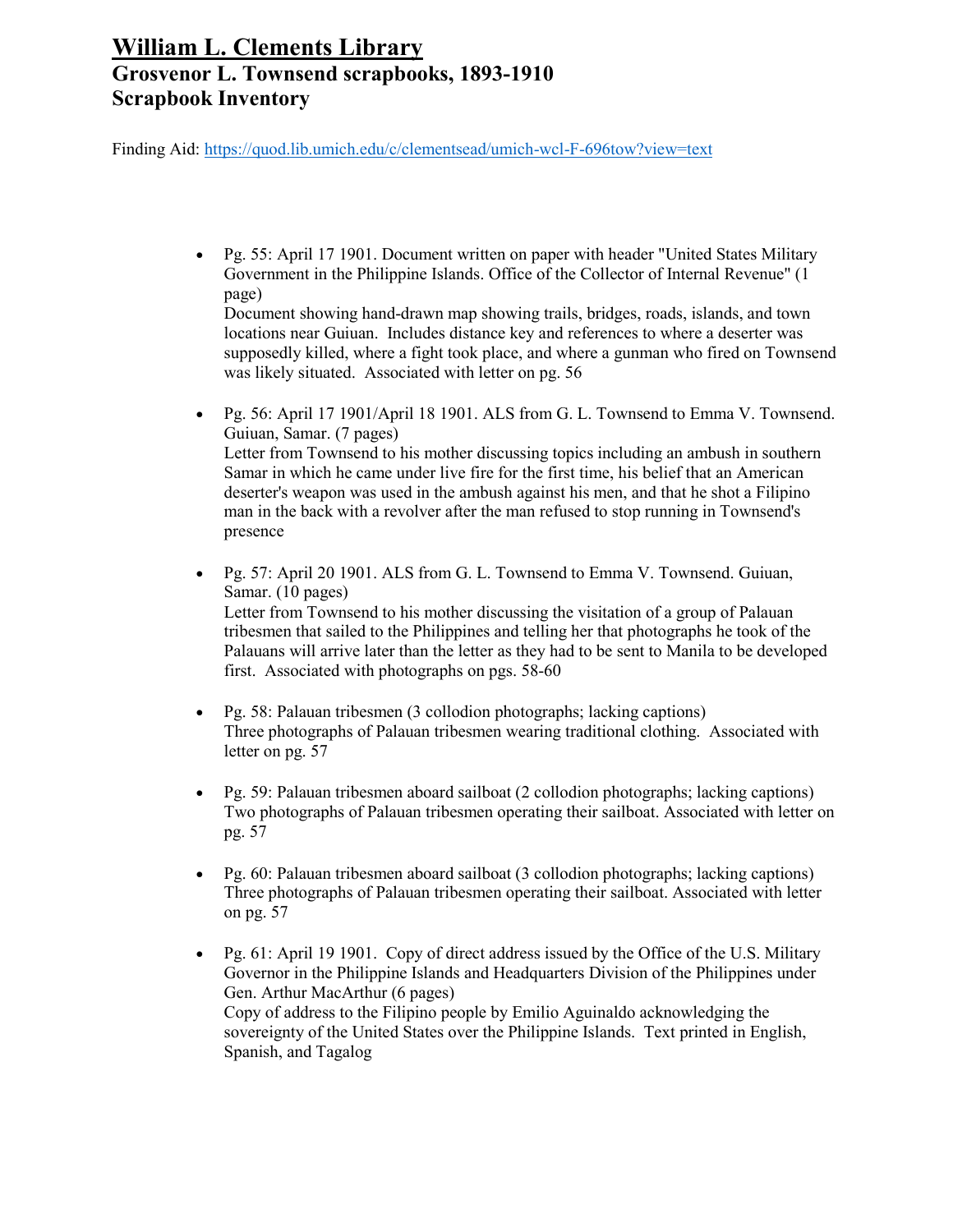# William L. Clements Library
## Grosvenor L. Townsend scrapbooks, 1893-1910
## Scrapbook Inventory

Finding Aid: https://quod.lib.umich.edu/c/clementsead/umich-wcl-F-696tow?view=text

- Pg. 55: April 17 1901. Document written on paper with header "United States Military Government in the Philippine Islands. Office of the Collector of Internal Revenue" (1 page)
  Document showing hand-drawn map showing trails, bridges, roads, islands, and town locations near Guiuan. Includes distance key and references to where a deserter was supposedly killed, where a fight took place, and where a gunman who fired on Townsend was likely situated. Associated with letter on pg. 56

- Pg. 56: April 17 1901/April 18 1901. ALS from G. L. Townsend to Emma V. Townsend. Guiuan, Samar. (7 pages)
  Letter from Townsend to his mother discussing topics including an ambush in southern Samar in which he came under live fire for the first time, his belief that an American deserter's weapon was used in the ambush against his men, and that he shot a Filipino man in the back with a revolver after the man refused to stop running in Townsend's presence

- Pg. 57: April 20 1901. ALS from G. L. Townsend to Emma V. Townsend. Guiuan, Samar. (10 pages)
  Letter from Townsend to his mother discussing the visitation of a group of Palauan tribesmen that sailed to the Philippines and telling her that photographs he took of the Palauans will arrive later than the letter as they had to be sent to Manila to be developed first. Associated with photographs on pgs. 58-60

- Pg. 58: Palauan tribesmen (3 collodion photographs; lacking captions)
  Three photographs of Palauan tribesmen wearing traditional clothing. Associated with letter on pg. 57

- Pg. 59: Palauan tribesmen aboard sailboat (2 collodion photographs; lacking captions)
  Two photographs of Palauan tribesmen operating their sailboat. Associated with letter on pg. 57

- Pg. 60: Palauan tribesmen aboard sailboat (3 collodion photographs; lacking captions)
  Three photographs of Palauan tribesmen operating their sailboat. Associated with letter on pg. 57

- Pg. 61: April 19 1901. Copy of direct address issued by the Office of the U.S. Military Governor in the Philippine Islands and Headquarters Division of the Philippines under Gen. Arthur MacArthur (6 pages)
  Copy of address to the Filipino people by Emilio Aguinaldo acknowledging the sovereignty of the United States over the Philippine Islands. Text printed in English, Spanish, and Tagalog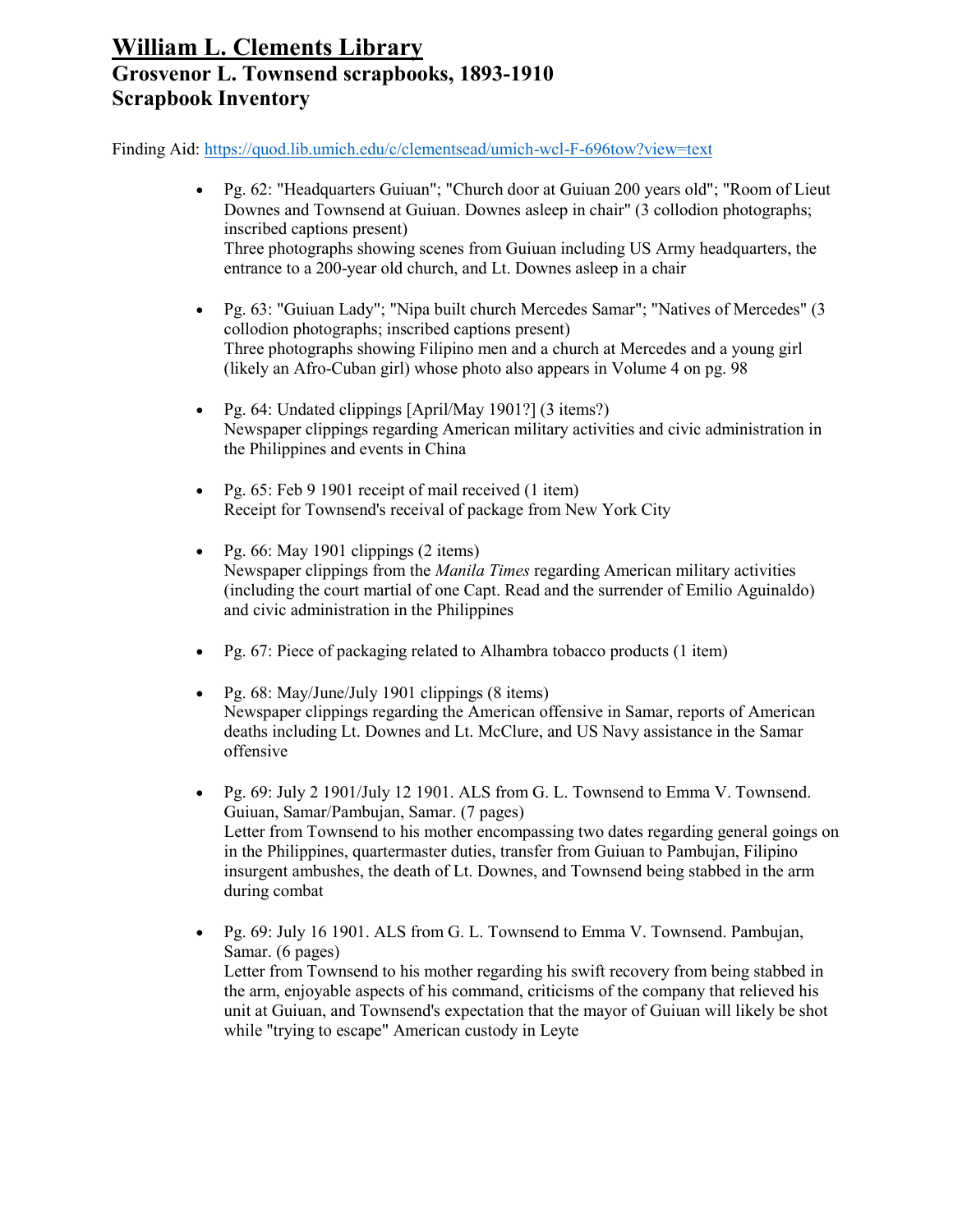# William L. Clements Library
## Grosvenor L. Townsend scrapbooks, 1893-1910
## Scrapbook Inventory

Finding Aid: https://quod.lib.umich.edu/c/clementsead/umich-wcl-F-696tow?view=text

- Pg. 62: "Headquarters Guiuan"; "Church door at Guiuan 200 years old"; "Room of Lieut Downes and Townsend at Guiuan. Downes asleep in chair" (3 collodion photographs; inscribed captions present)
  Three photographs showing scenes from Guiuan including US Army headquarters, the entrance to a 200-year old church, and Lt. Downes asleep in a chair

- Pg. 63: "Guiuan Lady"; "Nipa built church Mercedes Samar"; "Natives of Mercedes" (3 collodion photographs; inscribed captions present)
  Three photographs showing Filipino men and a church at Mercedes and a young girl (likely an Afro-Cuban girl) whose photo also appears in Volume 4 on pg. 98

- Pg. 64: Undated clippings [April/May 1901?] (3 items?)
  Newspaper clippings regarding American military activities and civic administration in the Philippines and events in China

- Pg. 65: Feb 9 1901 receipt of mail received (1 item)
  Receipt for Townsend's receival of package from New York City

- Pg. 66: May 1901 clippings (2 items)
  Newspaper clippings from the *Manila Times* regarding American military activities (including the court martial of one Capt. Read and the surrender of Emilio Aguinaldo) and civic administration in the Philippines

- Pg. 67: Piece of packaging related to Alhambra tobacco products (1 item)

- Pg. 68: May/June/July 1901 clippings (8 items)
  Newspaper clippings regarding the American offensive in Samar, reports of American deaths including Lt. Downes and Lt. McClure, and US Navy assistance in the Samar offensive

- Pg. 69: July 2 1901/July 12 1901. ALS from G. L. Townsend to Emma V. Townsend. Guiuan, Samar/Pambujan, Samar. (7 pages)
  Letter from Townsend to his mother encompassing two dates regarding general goings on in the Philippines, quartermaster duties, transfer from Guiuan to Pambujan, Filipino insurgent ambushes, the death of Lt. Downes, and Townsend being stabbed in the arm during combat

- Pg. 69: July 16 1901. ALS from G. L. Townsend to Emma V. Townsend. Pambujan, Samar. (6 pages)
  Letter from Townsend to his mother regarding his swift recovery from being stabbed in the arm, enjoyable aspects of his command, criticisms of the company that relieved his unit at Guiuan, and Townsend's expectation that the mayor of Guiuan will likely be shot while "trying to escape" American custody in Leyte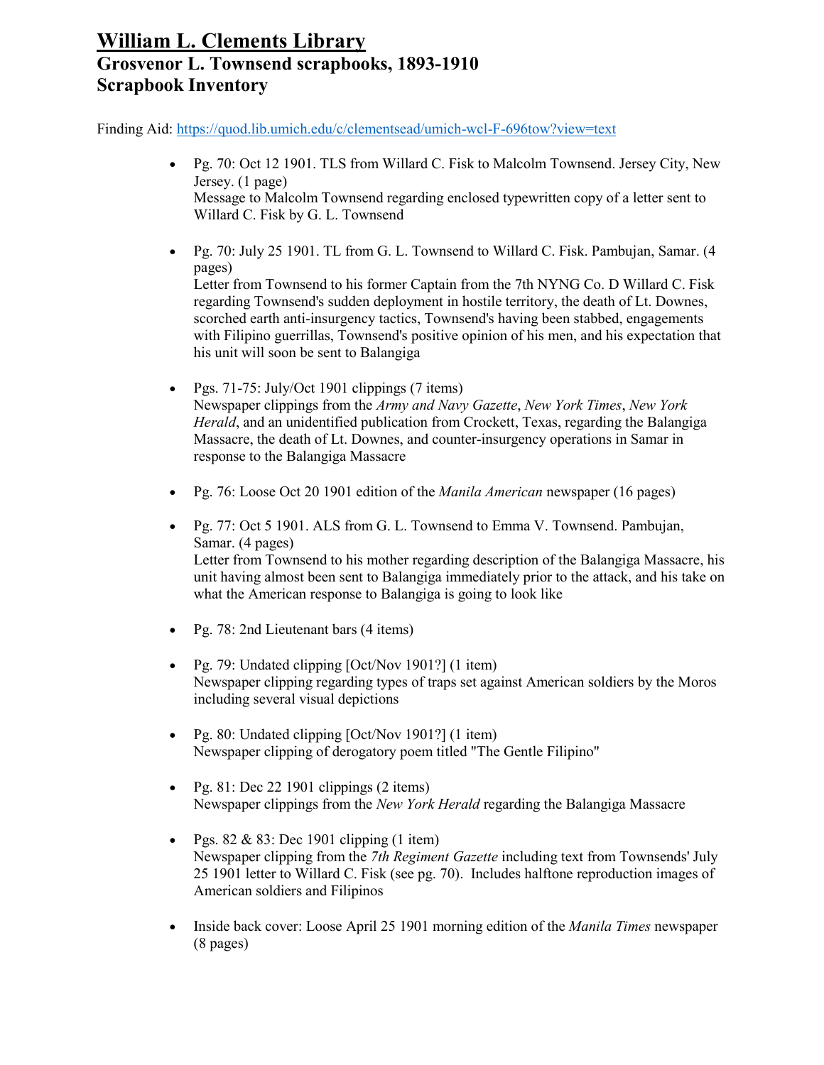# William L. Clements Library

## Grosvenor L. Townsend scrapbooks, 1893-1910

## Scrapbook Inventory

Finding Aid: https://quod.lib.umich.edu/c/clementsead/umich-wcl-F-696tow?view=text

- Pg. 70: Oct 12 1901. TLS from Willard C. Fisk to Malcolm Townsend. Jersey City, New Jersey. (1 page)
  Message to Malcolm Townsend regarding enclosed typewritten copy of a letter sent to Willard C. Fisk by G. L. Townsend

- Pg. 70: July 25 1901. TL from G. L. Townsend to Willard C. Fisk. Pambujan, Samar. (4 pages)
  Letter from Townsend to his former Captain from the 7th NYNG Co. D Willard C. Fisk regarding Townsend's sudden deployment in hostile territory, the death of Lt. Downes, scorched earth anti-insurgency tactics, Townsend's having been stabbed, engagements with Filipino guerrillas, Townsend's positive opinion of his men, and his expectation that his unit will soon be sent to Balangiga

- Pgs. 71-75: July/Oct 1901 clippings (7 items)
  Newspaper clippings from the *Army and Navy Gazette*, *New York Times*, *New York Herald*, and an unidentified publication from Crockett, Texas, regarding the Balangiga Massacre, the death of Lt. Downes, and counter-insurgency operations in Samar in response to the Balangiga Massacre

- Pg. 76: Loose Oct 20 1901 edition of the *Manila American* newspaper (16 pages)

- Pg. 77: Oct 5 1901. ALS from G. L. Townsend to Emma V. Townsend. Pambujan, Samar. (4 pages)
  Letter from Townsend to his mother regarding description of the Balangiga Massacre, his unit having almost been sent to Balangiga immediately prior to the attack, and his take on what the American response to Balangiga is going to look like

- Pg. 78: 2nd Lieutenant bars (4 items)

- Pg. 79: Undated clipping [Oct/Nov 1901?] (1 item)
  Newspaper clipping regarding types of traps set against American soldiers by the Moros including several visual depictions

- Pg. 80: Undated clipping [Oct/Nov 1901?] (1 item)
  Newspaper clipping of derogatory poem titled "The Gentle Filipino"

- Pg. 81: Dec 22 1901 clippings (2 items)
  Newspaper clippings from the *New York Herald* regarding the Balangiga Massacre

- Pgs. 82 & 83: Dec 1901 clipping (1 item)
  Newspaper clipping from the *7th Regiment Gazette* including text from Townsends' July 25 1901 letter to Willard C. Fisk (see pg. 70). Includes halftone reproduction images of American soldiers and Filipinos

- Inside back cover: Loose April 25 1901 morning edition of the *Manila Times* newspaper (8 pages)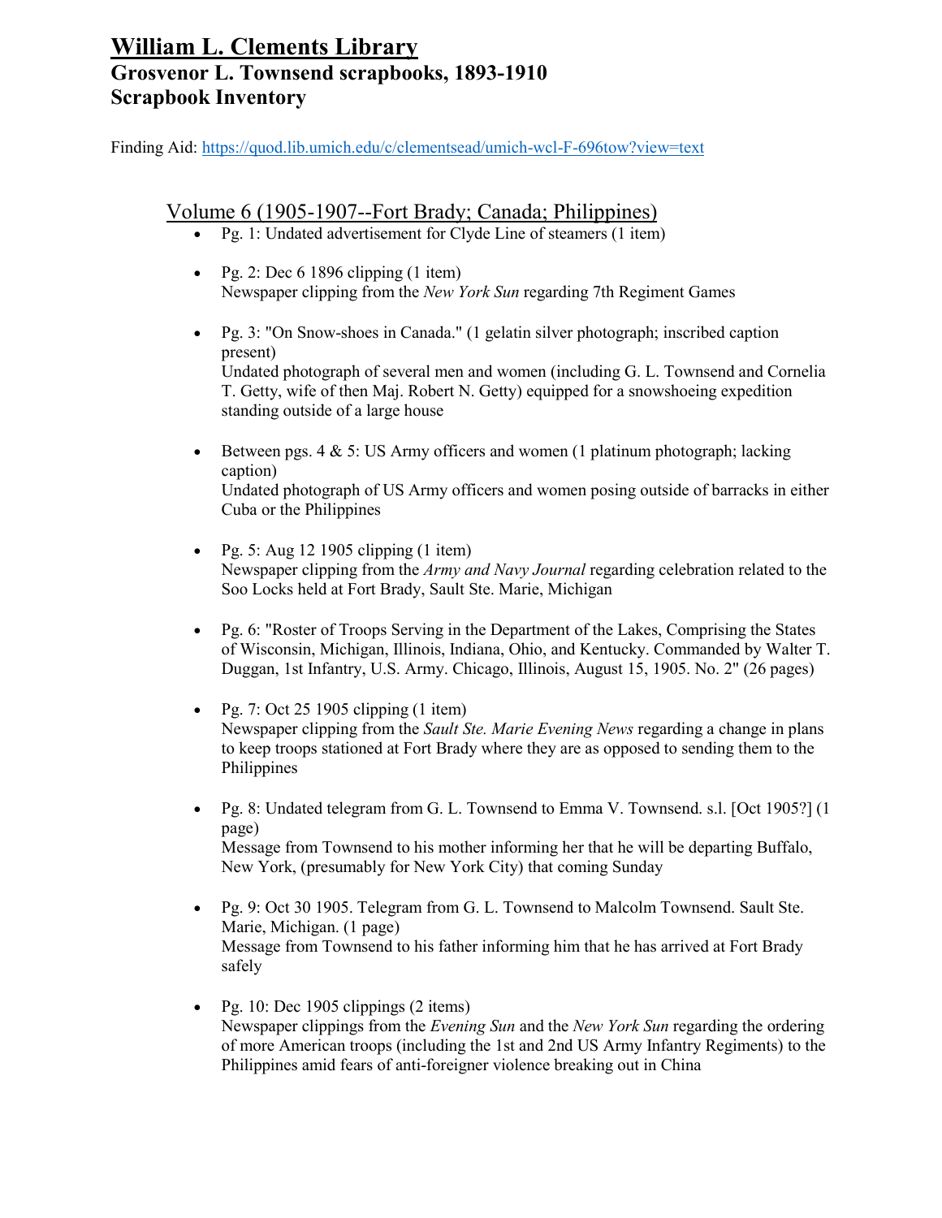# William L. Clements Library
## Grosvenor L. Townsend scrapbooks, 1893-1910
## Scrapbook Inventory

Finding Aid: https://quod.lib.umich.edu/c/clementsead/umich-wcl-F-696tow?view=text

### Volume 6 (1905-1907--Fort Brady; Canada; Philippines)

- Pg. 1: Undated advertisement for Clyde Line of steamers (1 item)

- Pg. 2: Dec 6 1896 clipping (1 item)
  Newspaper clipping from the *New York Sun* regarding 7th Regiment Games

- Pg. 3: "On Snow-shoes in Canada." (1 gelatin silver photograph; inscribed caption present)
  Undated photograph of several men and women (including G. L. Townsend and Cornelia T. Getty, wife of then Maj. Robert N. Getty) equipped for a snowshoeing expedition standing outside of a large house

- Between pgs. 4 & 5: US Army officers and women (1 platinum photograph; lacking caption)
  Undated photograph of US Army officers and women posing outside of barracks in either Cuba or the Philippines

- Pg. 5: Aug 12 1905 clipping (1 item)
  Newspaper clipping from the *Army and Navy Journal* regarding celebration related to the Soo Locks held at Fort Brady, Sault Ste. Marie, Michigan

- Pg. 6: "Roster of Troops Serving in the Department of the Lakes, Comprising the States of Wisconsin, Michigan, Illinois, Indiana, Ohio, and Kentucky. Commanded by Walter T. Duggan, 1st Infantry, U.S. Army. Chicago, Illinois, August 15, 1905. No. 2" (26 pages)

- Pg. 7: Oct 25 1905 clipping (1 item)
  Newspaper clipping from the *Sault Ste. Marie Evening News* regarding a change in plans to keep troops stationed at Fort Brady where they are as opposed to sending them to the Philippines

- Pg. 8: Undated telegram from G. L. Townsend to Emma V. Townsend. s.l. [Oct 1905?] (1 page)
  Message from Townsend to his mother informing her that he will be departing Buffalo, New York, (presumably for New York City) that coming Sunday

- Pg. 9: Oct 30 1905. Telegram from G. L. Townsend to Malcolm Townsend. Sault Ste. Marie, Michigan. (1 page)
  Message from Townsend to his father informing him that he has arrived at Fort Brady safely

- Pg. 10: Dec 1905 clippings (2 items)
  Newspaper clippings from the *Evening Sun* and the *New York Sun* regarding the ordering of more American troops (including the 1st and 2nd US Army Infantry Regiments) to the Philippines amid fears of anti-foreigner violence breaking out in China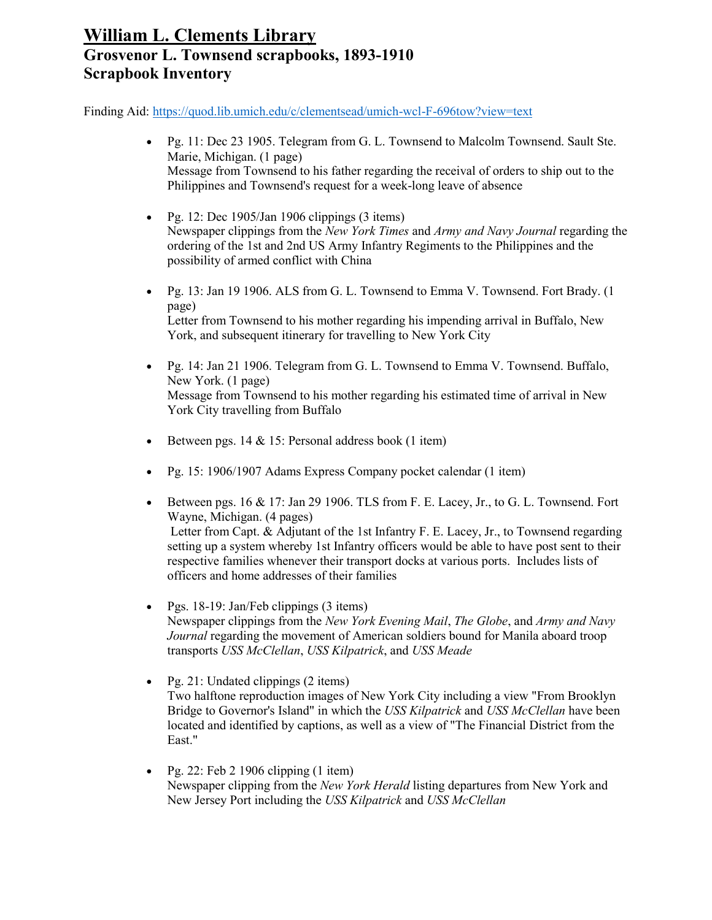# William L. Clements Library
## Grosvenor L. Townsend scrapbooks, 1893-1910
## Scrapbook Inventory

Finding Aid: https://quod.lib.umich.edu/c/clementsead/umich-wcl-F-696tow?view=text

- Pg. 11: Dec 23 1905. Telegram from G. L. Townsend to Malcolm Townsend. Sault Ste. Marie, Michigan. (1 page)
  Message from Townsend to his father regarding the receival of orders to ship out to the Philippines and Townsend's request for a week-long leave of absence

- Pg. 12: Dec 1905/Jan 1906 clippings (3 items)
  Newspaper clippings from the *New York Times* and *Army and Navy Journal* regarding the ordering of the 1st and 2nd US Army Infantry Regiments to the Philippines and the possibility of armed conflict with China

- Pg. 13: Jan 19 1906. ALS from G. L. Townsend to Emma V. Townsend. Fort Brady. (1 page)
  Letter from Townsend to his mother regarding his impending arrival in Buffalo, New York, and subsequent itinerary for travelling to New York City

- Pg. 14: Jan 21 1906. Telegram from G. L. Townsend to Emma V. Townsend. Buffalo, New York. (1 page)
  Message from Townsend to his mother regarding his estimated time of arrival in New York City travelling from Buffalo

- Between pgs. 14 & 15: Personal address book (1 item)

- Pg. 15: 1906/1907 Adams Express Company pocket calendar (1 item)

- Between pgs. 16 & 17: Jan 29 1906. TLS from F. E. Lacey, Jr., to G. L. Townsend. Fort Wayne, Michigan. (4 pages)
  Letter from Capt. & Adjutant of the 1st Infantry F. E. Lacey, Jr., to Townsend regarding setting up a system whereby 1st Infantry officers would be able to have post sent to their respective families whenever their transport docks at various ports. Includes lists of officers and home addresses of their families

- Pgs. 18-19: Jan/Feb clippings (3 items)
  Newspaper clippings from the *New York Evening Mail*, *The Globe*, and *Army and Navy Journal* regarding the movement of American soldiers bound for Manila aboard troop transports *USS McClellan*, *USS Kilpatrick*, and *USS Meade*

- Pg. 21: Undated clippings (2 items)
  Two halftone reproduction images of New York City including a view "From Brooklyn Bridge to Governor's Island" in which the *USS Kilpatrick* and *USS McClellan* have been located and identified by captions, as well as a view of "The Financial District from the East."

- Pg. 22: Feb 2 1906 clipping (1 item)
  Newspaper clipping from the *New York Herald* listing departures from New York and New Jersey Port including the *USS Kilpatrick* and *USS McClellan*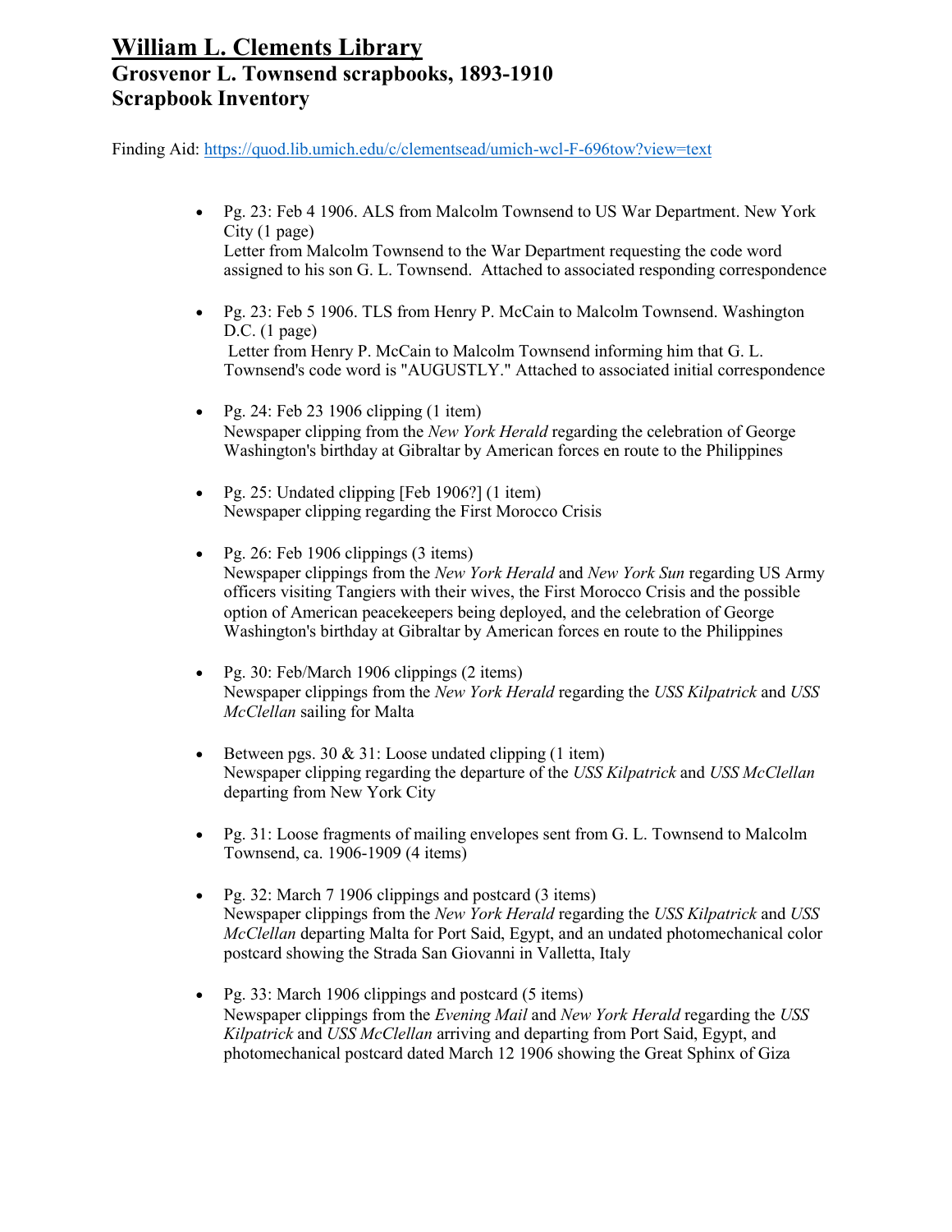# William L. Clements Library
## Grosvenor L. Townsend scrapbooks, 1893-1910
## Scrapbook Inventory

Finding Aid: https://quod.lib.umich.edu/c/clementsead/umich-wcl-F-696tow?view=text

- Pg. 23: Feb 4 1906. ALS from Malcolm Townsend to US War Department. New York City (1 page)
  Letter from Malcolm Townsend to the War Department requesting the code word assigned to his son G. L. Townsend. Attached to associated responding correspondence

- Pg. 23: Feb 5 1906. TLS from Henry P. McCain to Malcolm Townsend. Washington D.C. (1 page)
  Letter from Henry P. McCain to Malcolm Townsend informing him that G. L. Townsend's code word is "AUGUSTLY." Attached to associated initial correspondence

- Pg. 24: Feb 23 1906 clipping (1 item)
  Newspaper clipping from the *New York Herald* regarding the celebration of George Washington's birthday at Gibraltar by American forces en route to the Philippines

- Pg. 25: Undated clipping [Feb 1906?] (1 item)
  Newspaper clipping regarding the First Morocco Crisis

- Pg. 26: Feb 1906 clippings (3 items)
  Newspaper clippings from the *New York Herald* and *New York Sun* regarding US Army officers visiting Tangiers with their wives, the First Morocco Crisis and the possible option of American peacekeepers being deployed, and the celebration of George Washington's birthday at Gibraltar by American forces en route to the Philippines

- Pg. 30: Feb/March 1906 clippings (2 items)
  Newspaper clippings from the *New York Herald* regarding the *USS Kilpatrick* and *USS McClellan* sailing for Malta

- Between pgs. 30 & 31: Loose undated clipping (1 item)
  Newspaper clipping regarding the departure of the *USS Kilpatrick* and *USS McClellan* departing from New York City

- Pg. 31: Loose fragments of mailing envelopes sent from G. L. Townsend to Malcolm Townsend, ca. 1906-1909 (4 items)

- Pg. 32: March 7 1906 clippings and postcard (3 items)
  Newspaper clippings from the *New York Herald* regarding the *USS Kilpatrick* and *USS McClellan* departing Malta for Port Said, Egypt, and an undated photomechanical color postcard showing the Strada San Giovanni in Valletta, Italy

- Pg. 33: March 1906 clippings and postcard (5 items)
  Newspaper clippings from the *Evening Mail* and *New York Herald* regarding the *USS Kilpatrick* and *USS McClellan* arriving and departing from Port Said, Egypt, and photomechanical postcard dated March 12 1906 showing the Great Sphinx of Giza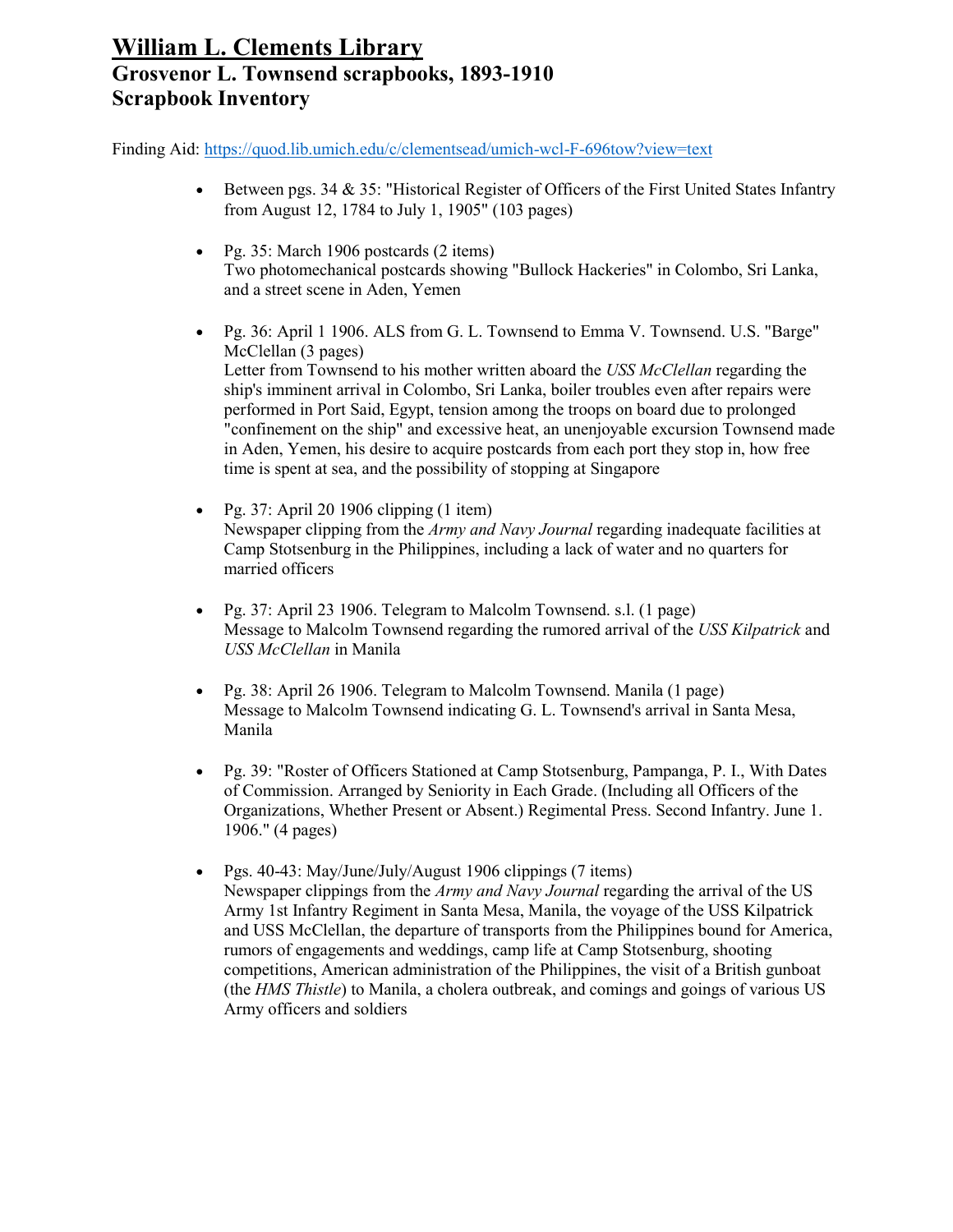# William L. Clements Library
## Grosvenor L. Townsend scrapbooks, 1893-1910
## Scrapbook Inventory

Finding Aid: https://quod.lib.umich.edu/c/clementsead/umich-wcl-F-696tow?view=text

- Between pgs. 34 & 35: "Historical Register of Officers of the First United States Infantry from August 12, 1784 to July 1, 1905" (103 pages)

- Pg. 35: March 1906 postcards (2 items)
  Two photomechanical postcards showing "Bullock Hackeries" in Colombo, Sri Lanka, and a street scene in Aden, Yemen

- Pg. 36: April 1 1906. ALS from G. L. Townsend to Emma V. Townsend. U.S. "Barge" McClellan (3 pages)
  Letter from Townsend to his mother written aboard the *USS McClellan* regarding the ship's imminent arrival in Colombo, Sri Lanka, boiler troubles even after repairs were performed in Port Said, Egypt, tension among the troops on board due to prolonged "confinement on the ship" and excessive heat, an unenjoyable excursion Townsend made in Aden, Yemen, his desire to acquire postcards from each port they stop in, how free time is spent at sea, and the possibility of stopping at Singapore

- Pg. 37: April 20 1906 clipping (1 item)
  Newspaper clipping from the *Army and Navy Journal* regarding inadequate facilities at Camp Stotsenburg in the Philippines, including a lack of water and no quarters for married officers

- Pg. 37: April 23 1906. Telegram to Malcolm Townsend. s.l. (1 page)
  Message to Malcolm Townsend regarding the rumored arrival of the *USS Kilpatrick* and *USS McClellan* in Manila

- Pg. 38: April 26 1906. Telegram to Malcolm Townsend. Manila (1 page)
  Message to Malcolm Townsend indicating G. L. Townsend's arrival in Santa Mesa, Manila

- Pg. 39: "Roster of Officers Stationed at Camp Stotsenburg, Pampanga, P. I., With Dates of Commission. Arranged by Seniority in Each Grade. (Including all Officers of the Organizations, Whether Present or Absent.) Regimental Press. Second Infantry. June 1. 1906." (4 pages)

- Pgs. 40-43: May/June/July/August 1906 clippings (7 items)
  Newspaper clippings from the *Army and Navy Journal* regarding the arrival of the US Army 1st Infantry Regiment in Santa Mesa, Manila, the voyage of the USS Kilpatrick and USS McClellan, the departure of transports from the Philippines bound for America, rumors of engagements and weddings, camp life at Camp Stotsenburg, shooting competitions, American administration of the Philippines, the visit of a British gunboat (the *HMS Thistle*) to Manila, a cholera outbreak, and comings and goings of various US Army officers and soldiers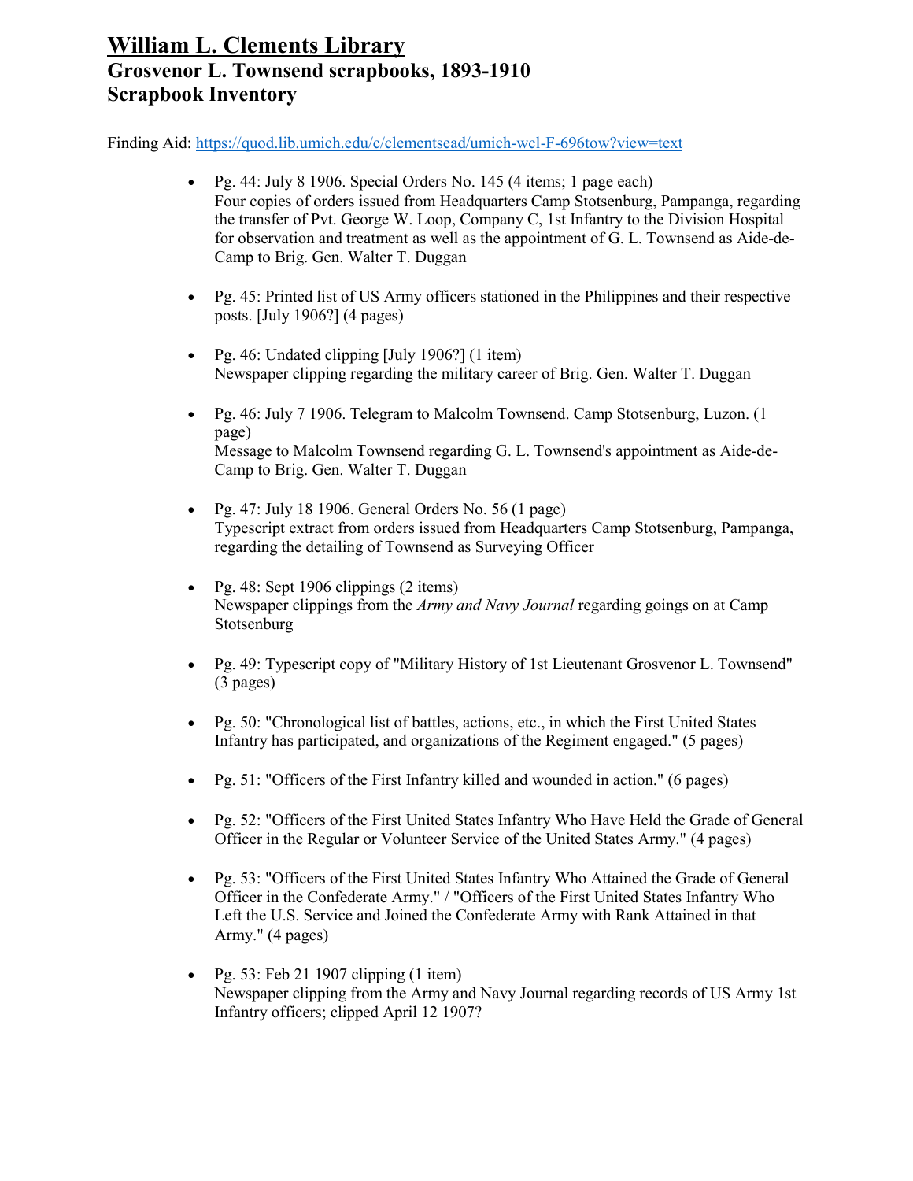# William L. Clements Library
## Grosvenor L. Townsend scrapbooks, 1893-1910
## Scrapbook Inventory

Finding Aid: https://quod.lib.umich.edu/c/clementsead/umich-wcl-F-696tow?view=text

- Pg. 44: July 8 1906. Special Orders No. 145 (4 items; 1 page each)
  Four copies of orders issued from Headquarters Camp Stotsenburg, Pampanga, regarding the transfer of Pvt. George W. Loop, Company C, 1st Infantry to the Division Hospital for observation and treatment as well as the appointment of G. L. Townsend as Aide-de-Camp to Brig. Gen. Walter T. Duggan

- Pg. 45: Printed list of US Army officers stationed in the Philippines and their respective posts. [July 1906?] (4 pages)

- Pg. 46: Undated clipping [July 1906?] (1 item)
  Newspaper clipping regarding the military career of Brig. Gen. Walter T. Duggan

- Pg. 46: July 7 1906. Telegram to Malcolm Townsend. Camp Stotsenburg, Luzon. (1 page)
  Message to Malcolm Townsend regarding G. L. Townsend's appointment as Aide-de-Camp to Brig. Gen. Walter T. Duggan

- Pg. 47: July 18 1906. General Orders No. 56 (1 page)
  Typescript extract from orders issued from Headquarters Camp Stotsenburg, Pampanga, regarding the detailing of Townsend as Surveying Officer

- Pg. 48: Sept 1906 clippings (2 items)
  Newspaper clippings from the *Army and Navy Journal* regarding goings on at Camp Stotsenburg

- Pg. 49: Typescript copy of "Military History of 1st Lieutenant Grosvenor L. Townsend" (3 pages)

- Pg. 50: "Chronological list of battles, actions, etc., in which the First United States Infantry has participated, and organizations of the Regiment engaged." (5 pages)

- Pg. 51: "Officers of the First Infantry killed and wounded in action." (6 pages)

- Pg. 52: "Officers of the First United States Infantry Who Have Held the Grade of General Officer in the Regular or Volunteer Service of the United States Army." (4 pages)

- Pg. 53: "Officers of the First United States Infantry Who Attained the Grade of General Officer in the Confederate Army." / "Officers of the First United States Infantry Who Left the U.S. Service and Joined the Confederate Army with Rank Attained in that Army." (4 pages)

- Pg. 53: Feb 21 1907 clipping (1 item)
  Newspaper clipping from the Army and Navy Journal regarding records of US Army 1st Infantry officers; clipped April 12 1907?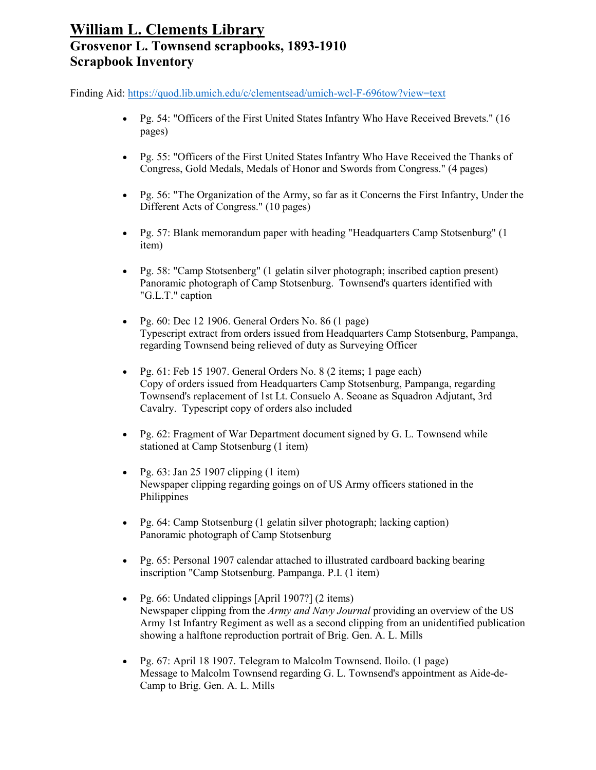# William L. Clements Library
## Grosvenor L. Townsend scrapbooks, 1893-1910
## Scrapbook Inventory

Finding Aid: https://quod.lib.umich.edu/c/clementsead/umich-wcl-F-696tow?view=text

- Pg. 54: "Officers of the First United States Infantry Who Have Received Brevets." (16 pages)

- Pg. 55: "Officers of the First United States Infantry Who Have Received the Thanks of Congress, Gold Medals, Medals of Honor and Swords from Congress." (4 pages)

- Pg. 56: "The Organization of the Army, so far as it Concerns the First Infantry, Under the Different Acts of Congress." (10 pages)

- Pg. 57: Blank memorandum paper with heading "Headquarters Camp Stotsenburg" (1 item)

- Pg. 58: "Camp Stotsenberg" (1 gelatin silver photograph; inscribed caption present) Panoramic photograph of Camp Stotsenburg. Townsend's quarters identified with "G.L.T." caption

- Pg. 60: Dec 12 1906. General Orders No. 86 (1 page) Typescript extract from orders issued from Headquarters Camp Stotsenburg, Pampanga, regarding Townsend being relieved of duty as Surveying Officer

- Pg. 61: Feb 15 1907. General Orders No. 8 (2 items; 1 page each) Copy of orders issued from Headquarters Camp Stotsenburg, Pampanga, regarding Townsend's replacement of 1st Lt. Consuelo A. Seoane as Squadron Adjutant, 3rd Cavalry. Typescript copy of orders also included

- Pg. 62: Fragment of War Department document signed by G. L. Townsend while stationed at Camp Stotsenburg (1 item)

- Pg. 63: Jan 25 1907 clipping (1 item) Newspaper clipping regarding goings on of US Army officers stationed in the Philippines

- Pg. 64: Camp Stotsenburg (1 gelatin silver photograph; lacking caption) Panoramic photograph of Camp Stotsenburg

- Pg. 65: Personal 1907 calendar attached to illustrated cardboard backing bearing inscription "Camp Stotsenburg. Pampanga. P.I. (1 item)

- Pg. 66: Undated clippings [April 1907?] (2 items) Newspaper clipping from the *Army and Navy Journal* providing an overview of the US Army 1st Infantry Regiment as well as a second clipping from an unidentified publication showing a halftone reproduction portrait of Brig. Gen. A. L. Mills

- Pg. 67: April 18 1907. Telegram to Malcolm Townsend. Iloilo. (1 page) Message to Malcolm Townsend regarding G. L. Townsend's appointment as Aide-de-Camp to Brig. Gen. A. L. Mills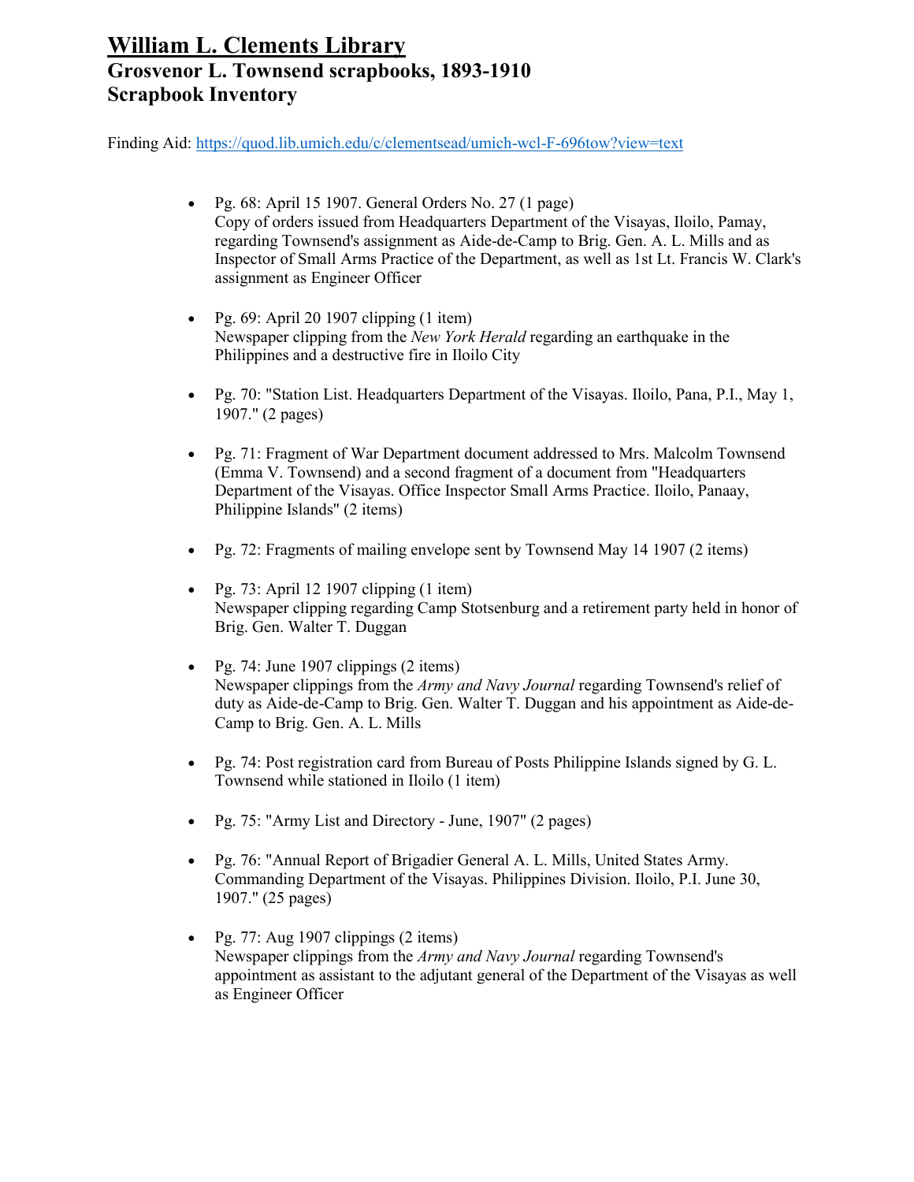# William L. Clements Library
## Grosvenor L. Townsend scrapbooks, 1893-1910
## Scrapbook Inventory

Finding Aid: https://quod.lib.umich.edu/c/clementsead/umich-wcl-F-696tow?view=text

- Pg. 68: April 15 1907. General Orders No. 27 (1 page)
  Copy of orders issued from Headquarters Department of the Visayas, Iloilo, Pamay, regarding Townsend's assignment as Aide-de-Camp to Brig. Gen. A. L. Mills and as Inspector of Small Arms Practice of the Department, as well as 1st Lt. Francis W. Clark's assignment as Engineer Officer

- Pg. 69: April 20 1907 clipping (1 item)
  Newspaper clipping from the *New York Herald* regarding an earthquake in the Philippines and a destructive fire in Iloilo City

- Pg. 70: "Station List. Headquarters Department of the Visayas. Iloilo, Pana, P.I., May 1, 1907." (2 pages)

- Pg. 71: Fragment of War Department document addressed to Mrs. Malcolm Townsend (Emma V. Townsend) and a second fragment of a document from "Headquarters Department of the Visayas. Office Inspector Small Arms Practice. Iloilo, Panaay, Philippine Islands" (2 items)

- Pg. 72: Fragments of mailing envelope sent by Townsend May 14 1907 (2 items)

- Pg. 73: April 12 1907 clipping (1 item)
  Newspaper clipping regarding Camp Stotsenburg and a retirement party held in honor of Brig. Gen. Walter T. Duggan

- Pg. 74: June 1907 clippings (2 items)
  Newspaper clippings from the *Army and Navy Journal* regarding Townsend's relief of duty as Aide-de-Camp to Brig. Gen. Walter T. Duggan and his appointment as Aide-de-Camp to Brig. Gen. A. L. Mills

- Pg. 74: Post registration card from Bureau of Posts Philippine Islands signed by G. L. Townsend while stationed in Iloilo (1 item)

- Pg. 75: "Army List and Directory - June, 1907" (2 pages)

- Pg. 76: "Annual Report of Brigadier General A. L. Mills, United States Army. Commanding Department of the Visayas. Philippines Division. Iloilo, P.I. June 30, 1907." (25 pages)

- Pg. 77: Aug 1907 clippings (2 items)
  Newspaper clippings from the *Army and Navy Journal* regarding Townsend's appointment as assistant to the adjutant general of the Department of the Visayas as well as Engineer Officer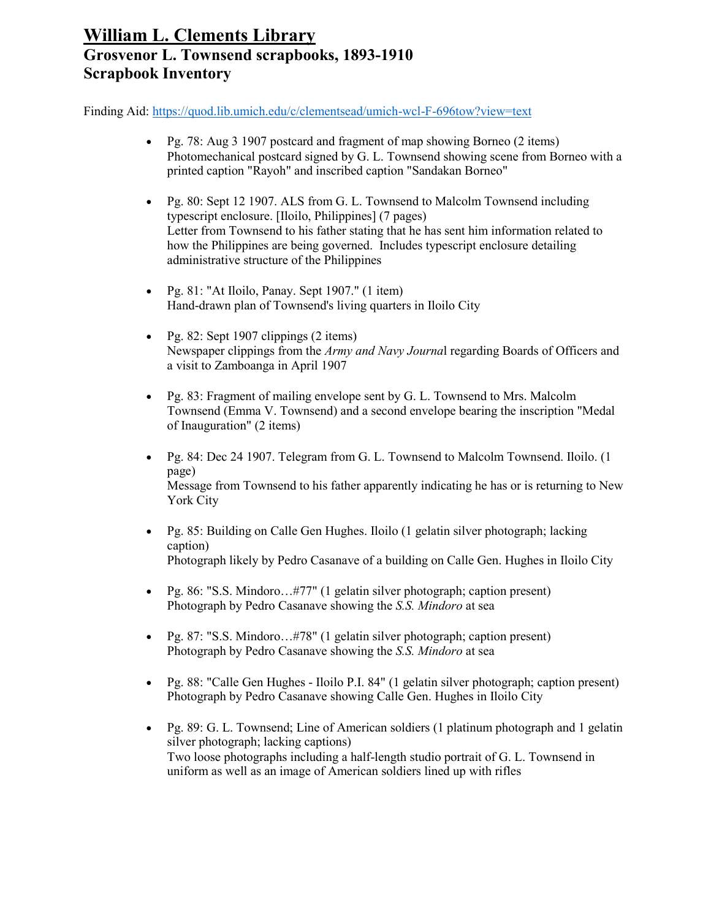# William L. Clements Library
## Grosvenor L. Townsend scrapbooks, 1893-1910
## Scrapbook Inventory

Finding Aid: https://quod.lib.umich.edu/c/clementsead/umich-wcl-F-696tow?view=text

- Pg. 78: Aug 3 1907 postcard and fragment of map showing Borneo (2 items)
  Photomechanical postcard signed by G. L. Townsend showing scene from Borneo with a printed caption "Rayoh" and inscribed caption "Sandakan Borneo"

- Pg. 80: Sept 12 1907. ALS from G. L. Townsend to Malcolm Townsend including typescript enclosure. [Iloilo, Philippines] (7 pages)
  Letter from Townsend to his father stating that he has sent him information related to how the Philippines are being governed. Includes typescript enclosure detailing administrative structure of the Philippines

- Pg. 81: "At Iloilo, Panay. Sept 1907." (1 item)
  Hand-drawn plan of Townsend's living quarters in Iloilo City

- Pg. 82: Sept 1907 clippings (2 items)
  Newspaper clippings from the *Army and Navy Journa*l regarding Boards of Officers and a visit to Zamboanga in April 1907

- Pg. 83: Fragment of mailing envelope sent by G. L. Townsend to Mrs. Malcolm Townsend (Emma V. Townsend) and a second envelope bearing the inscription "Medal of Inauguration" (2 items)

- Pg. 84: Dec 24 1907. Telegram from G. L. Townsend to Malcolm Townsend. Iloilo. (1 page)
  Message from Townsend to his father apparently indicating he has or is returning to New York City

- Pg. 85: Building on Calle Gen Hughes. Iloilo (1 gelatin silver photograph; lacking caption)
  Photograph likely by Pedro Casanave of a building on Calle Gen. Hughes in Iloilo City

- Pg. 86: "S.S. Mindoro…#77" (1 gelatin silver photograph; caption present)
  Photograph by Pedro Casanave showing the *S.S. Mindoro* at sea

- Pg. 87: "S.S. Mindoro…#78" (1 gelatin silver photograph; caption present)
  Photograph by Pedro Casanave showing the *S.S. Mindoro* at sea

- Pg. 88: "Calle Gen Hughes - Iloilo P.I. 84" (1 gelatin silver photograph; caption present)
  Photograph by Pedro Casanave showing Calle Gen. Hughes in Iloilo City

- Pg. 89: G. L. Townsend; Line of American soldiers (1 platinum photograph and 1 gelatin silver photograph; lacking captions)
  Two loose photographs including a half-length studio portrait of G. L. Townsend in uniform as well as an image of American soldiers lined up with rifles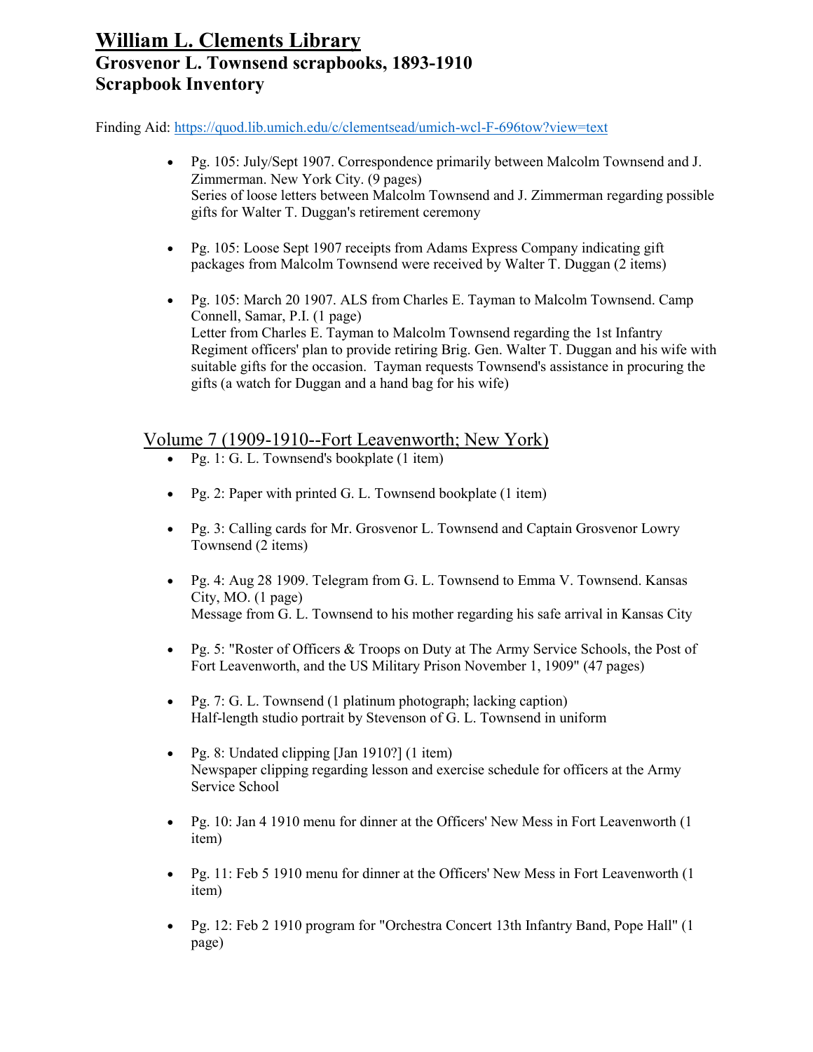# William L. Clements Library
## Grosvenor L. Townsend scrapbooks, 1893-1910
## Scrapbook Inventory

Finding Aid: https://quod.lib.umich.edu/c/clementsead/umich-wcl-F-696tow?view=text

- Pg. 105: July/Sept 1907. Correspondence primarily between Malcolm Townsend and J. Zimmerman. New York City. (9 pages)
  Series of loose letters between Malcolm Townsend and J. Zimmerman regarding possible gifts for Walter T. Duggan's retirement ceremony

- Pg. 105: Loose Sept 1907 receipts from Adams Express Company indicating gift packages from Malcolm Townsend were received by Walter T. Duggan (2 items)

- Pg. 105: March 20 1907. ALS from Charles E. Tayman to Malcolm Townsend. Camp Connell, Samar, P.I. (1 page)
  Letter from Charles E. Tayman to Malcolm Townsend regarding the 1st Infantry Regiment officers' plan to provide retiring Brig. Gen. Walter T. Duggan and his wife with suitable gifts for the occasion. Tayman requests Townsend's assistance in procuring the gifts (a watch for Duggan and a hand bag for his wife)

## Volume 7 (1909-1910--Fort Leavenworth; New York)

- Pg. 1: G. L. Townsend's bookplate (1 item)

- Pg. 2: Paper with printed G. L. Townsend bookplate (1 item)

- Pg. 3: Calling cards for Mr. Grosvenor L. Townsend and Captain Grosvenor Lowry Townsend (2 items)

- Pg. 4: Aug 28 1909. Telegram from G. L. Townsend to Emma V. Townsend. Kansas City, MO. (1 page)
  Message from G. L. Townsend to his mother regarding his safe arrival in Kansas City

- Pg. 5: "Roster of Officers & Troops on Duty at The Army Service Schools, the Post of Fort Leavenworth, and the US Military Prison November 1, 1909" (47 pages)

- Pg. 7: G. L. Townsend (1 platinum photograph; lacking caption)
  Half-length studio portrait by Stevenson of G. L. Townsend in uniform

- Pg. 8: Undated clipping [Jan 1910?] (1 item)
  Newspaper clipping regarding lesson and exercise schedule for officers at the Army Service School

- Pg. 10: Jan 4 1910 menu for dinner at the Officers' New Mess in Fort Leavenworth (1 item)

- Pg. 11: Feb 5 1910 menu for dinner at the Officers' New Mess in Fort Leavenworth (1 item)

- Pg. 12: Feb 2 1910 program for "Orchestra Concert 13th Infantry Band, Pope Hall" (1 page)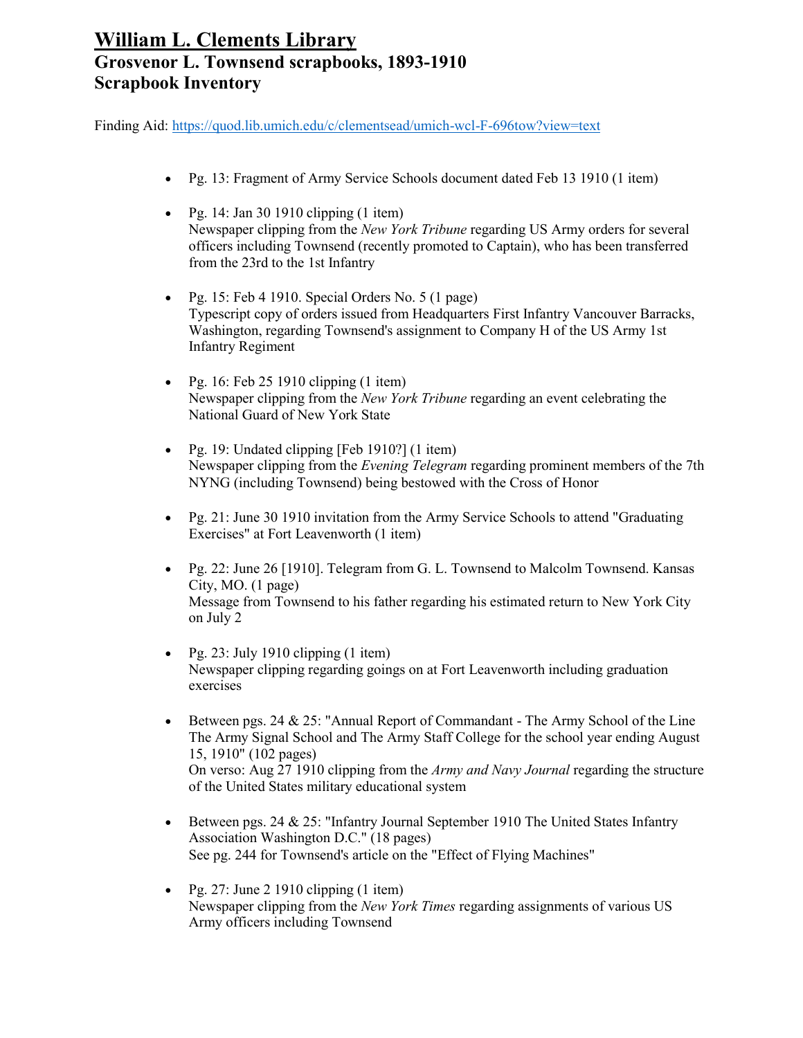# William L. Clements Library

## Grosvenor L. Townsend scrapbooks, 1893-1910

## Scrapbook Inventory

Finding Aid: https://quod.lib.umich.edu/c/clementsead/umich-wcl-F-696tow?view=text

- Pg. 13: Fragment of Army Service Schools document dated Feb 13 1910 (1 item)
- Pg. 14: Jan 30 1910 clipping (1 item)
  Newspaper clipping from the *New York Tribune* regarding US Army orders for several officers including Townsend (recently promoted to Captain), who has been transferred from the 23rd to the 1st Infantry
- Pg. 15: Feb 4 1910. Special Orders No. 5 (1 page)
  Typescript copy of orders issued from Headquarters First Infantry Vancouver Barracks, Washington, regarding Townsend's assignment to Company H of the US Army 1st Infantry Regiment
- Pg. 16: Feb 25 1910 clipping (1 item)
  Newspaper clipping from the *New York Tribune* regarding an event celebrating the National Guard of New York State
- Pg. 19: Undated clipping [Feb 1910?] (1 item)
  Newspaper clipping from the *Evening Telegram* regarding prominent members of the 7th NYNG (including Townsend) being bestowed with the Cross of Honor
- Pg. 21: June 30 1910 invitation from the Army Service Schools to attend "Graduating Exercises" at Fort Leavenworth (1 item)
- Pg. 22: June 26 [1910]. Telegram from G. L. Townsend to Malcolm Townsend. Kansas City, MO. (1 page)
  Message from Townsend to his father regarding his estimated return to New York City on July 2
- Pg. 23: July 1910 clipping (1 item)
  Newspaper clipping regarding goings on at Fort Leavenworth including graduation exercises
- Between pgs. 24 & 25: "Annual Report of Commandant - The Army School of the Line The Army Signal School and The Army Staff College for the school year ending August 15, 1910" (102 pages)
  On verso: Aug 27 1910 clipping from the *Army and Navy Journal* regarding the structure of the United States military educational system
- Between pgs. 24 & 25: "Infantry Journal September 1910 The United States Infantry Association Washington D.C." (18 pages)
  See pg. 244 for Townsend's article on the "Effect of Flying Machines"
- Pg. 27: June 2 1910 clipping (1 item)
  Newspaper clipping from the *New York Times* regarding assignments of various US Army officers including Townsend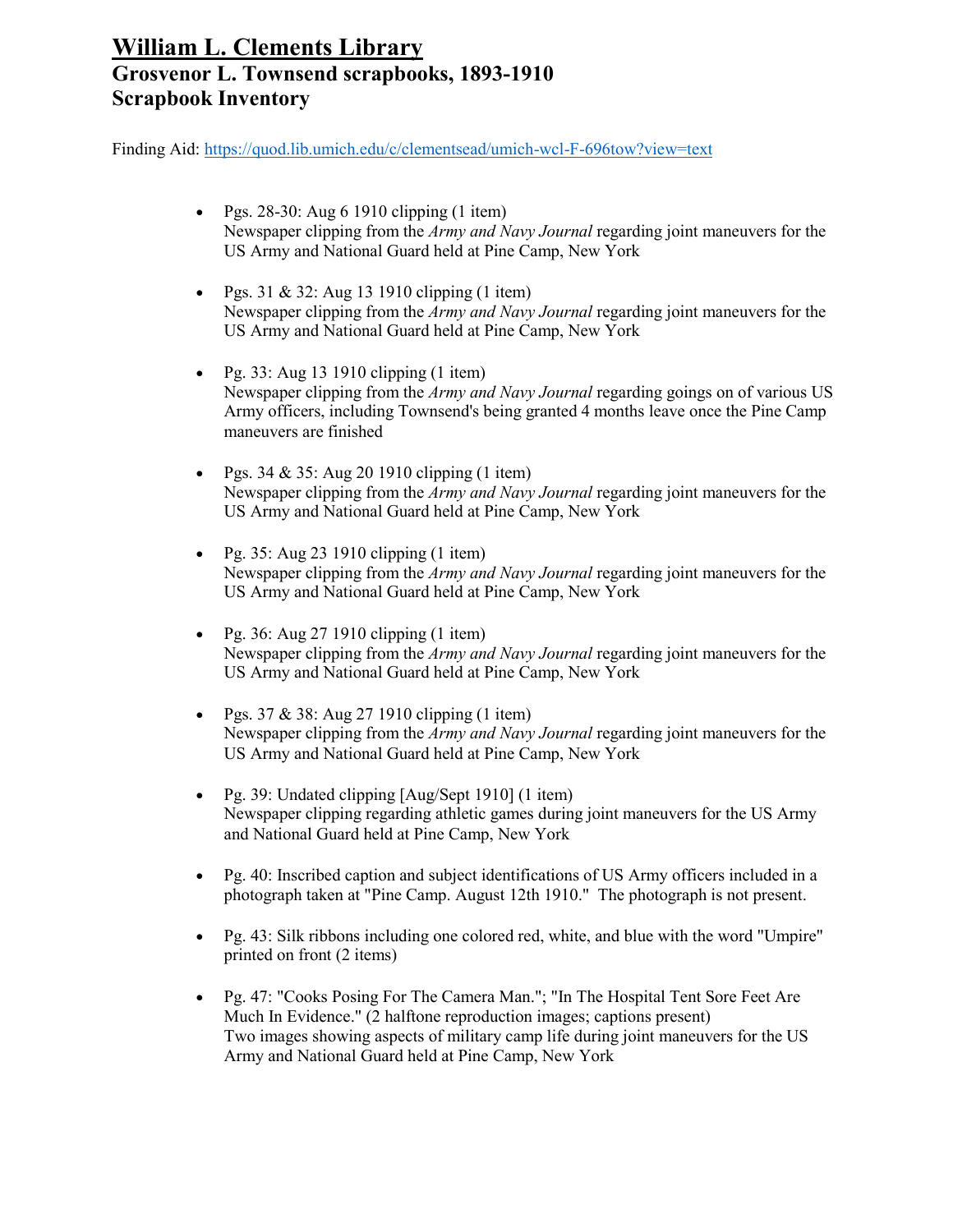# William L. Clements Library
## Grosvenor L. Townsend scrapbooks, 1893-1910
## Scrapbook Inventory

Finding Aid: https://quod.lib.umich.edu/c/clementsead/umich-wcl-F-696tow?view=text

- Pgs. 28-30: Aug 6 1910 clipping (1 item)
  Newspaper clipping from the *Army and Navy Journal* regarding joint maneuvers for the US Army and National Guard held at Pine Camp, New York

- Pgs. 31 & 32: Aug 13 1910 clipping (1 item)
  Newspaper clipping from the *Army and Navy Journal* regarding joint maneuvers for the US Army and National Guard held at Pine Camp, New York

- Pg. 33: Aug 13 1910 clipping (1 item)
  Newspaper clipping from the *Army and Navy Journal* regarding goings on of various US Army officers, including Townsend's being granted 4 months leave once the Pine Camp maneuvers are finished

- Pgs. 34 & 35: Aug 20 1910 clipping (1 item)
  Newspaper clipping from the *Army and Navy Journal* regarding joint maneuvers for the US Army and National Guard held at Pine Camp, New York

- Pg. 35: Aug 23 1910 clipping (1 item)
  Newspaper clipping from the *Army and Navy Journal* regarding joint maneuvers for the US Army and National Guard held at Pine Camp, New York

- Pg. 36: Aug 27 1910 clipping (1 item)
  Newspaper clipping from the *Army and Navy Journal* regarding joint maneuvers for the US Army and National Guard held at Pine Camp, New York

- Pgs. 37 & 38: Aug 27 1910 clipping (1 item)
  Newspaper clipping from the *Army and Navy Journal* regarding joint maneuvers for the US Army and National Guard held at Pine Camp, New York

- Pg. 39: Undated clipping [Aug/Sept 1910] (1 item)
  Newspaper clipping regarding athletic games during joint maneuvers for the US Army and National Guard held at Pine Camp, New York

- Pg. 40: Inscribed caption and subject identifications of US Army officers included in a photograph taken at "Pine Camp. August 12th 1910." The photograph is not present.

- Pg. 43: Silk ribbons including one colored red, white, and blue with the word "Umpire" printed on front (2 items)

- Pg. 47: "Cooks Posing For The Camera Man."; "In The Hospital Tent Sore Feet Are Much In Evidence." (2 halftone reproduction images; captions present)
  Two images showing aspects of military camp life during joint maneuvers for the US Army and National Guard held at Pine Camp, New York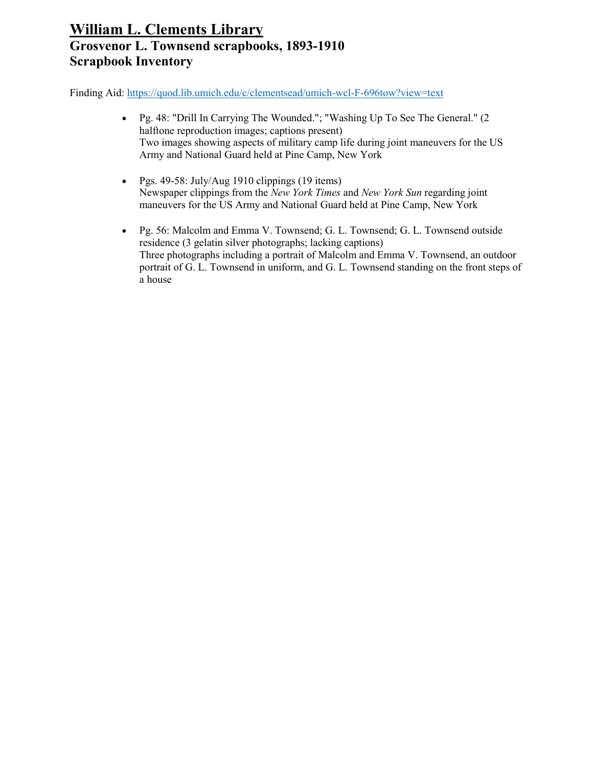# William L. Clements Library
## Grosvenor L. Townsend scrapbooks, 1893-1910
## Scrapbook Inventory

Finding Aid: [https://quod.lib.umich.edu/c/clementsead/umich-wcl-F-696tow?view=text](https://quod.lib.umich.edu/c/clementsead/umich-wcl-F-696tow?view=text)

- Pg. 48: "Drill In Carrying The Wounded."; "Washing Up To See The General." (2 halftone reproduction images; captions present)
  Two images showing aspects of military camp life during joint maneuvers for the US Army and National Guard held at Pine Camp, New York

- Pgs. 49-58: July/Aug 1910 clippings (19 items)
  Newspaper clippings from the *New York Times* and *New York Sun* regarding joint maneuvers for the US Army and National Guard held at Pine Camp, New York

- Pg. 56: Malcolm and Emma V. Townsend; G. L. Townsend; G. L. Townsend outside residence (3 gelatin silver photographs; lacking captions)
  Three photographs including a portrait of Malcolm and Emma V. Townsend, an outdoor portrait of G. L. Townsend in uniform, and G. L. Townsend standing on the front steps of a house